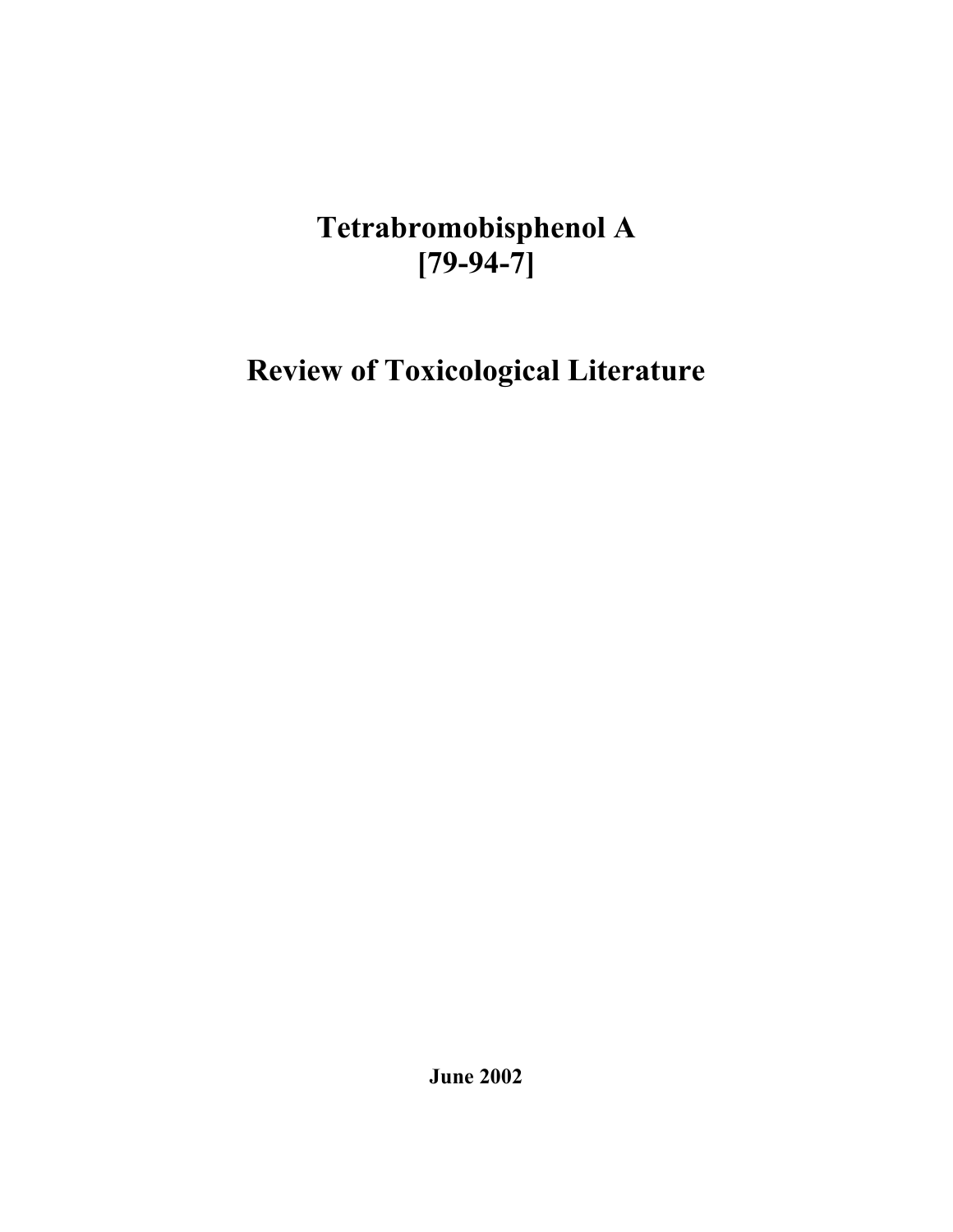# Tetrabromobisphenol A
# [79-94-7]

# Review of Toxicological Literature

**June 2002**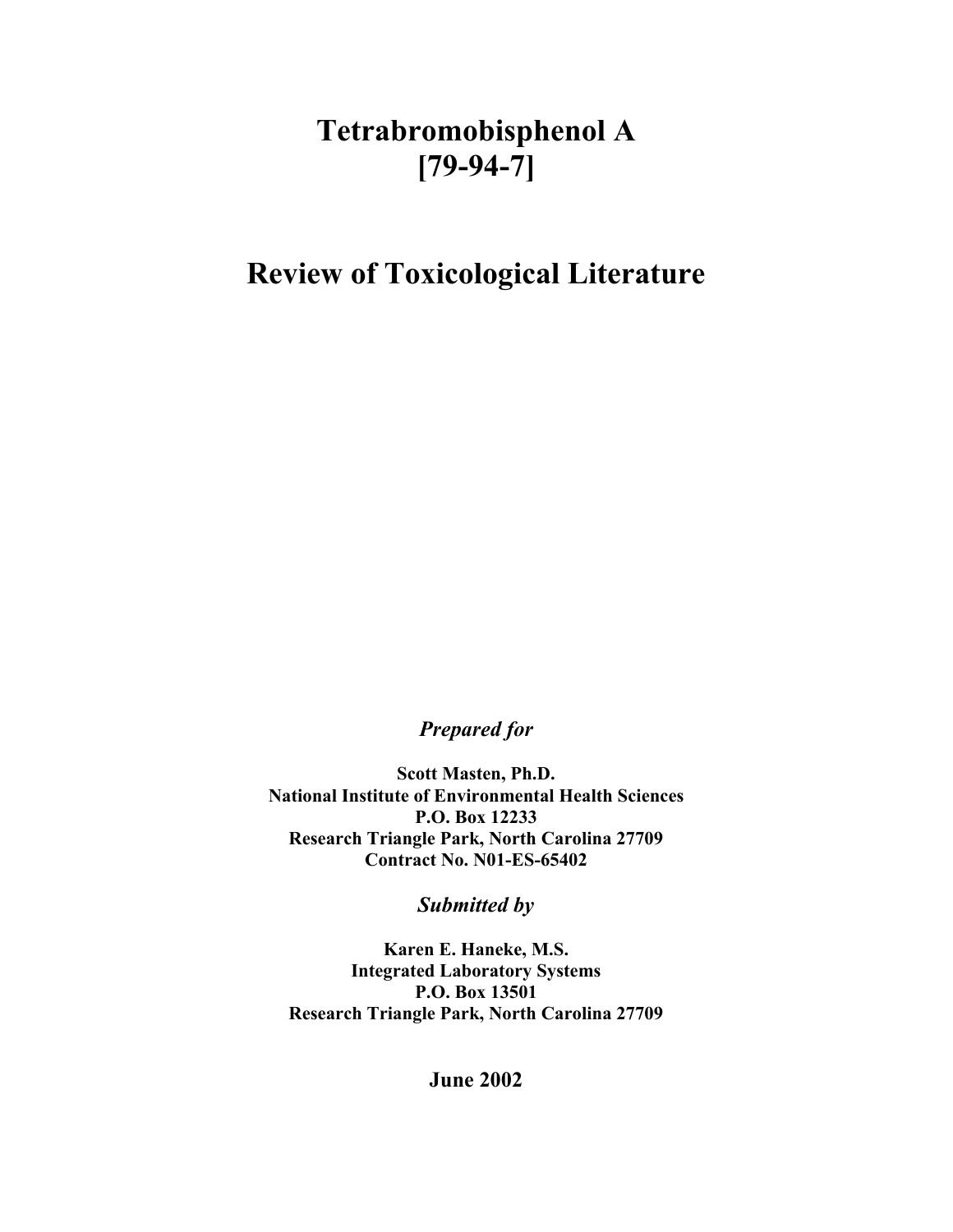# Tetrabromobisphenol A [79-94-7]

# Review of Toxicological Literature

*Prepared for*

**Scott Masten, Ph.D.**
**National Institute of Environmental Health Sciences**
**P.O. Box 12233**
**Research Triangle Park, North Carolina 27709**
**Contract No. N01-ES-65402**

*Submitted by*

**Karen E. Haneke, M.S.**
**Integrated Laboratory Systems**
**P.O. Box 13501**
**Research Triangle Park, North Carolina 27709**

**June 2002**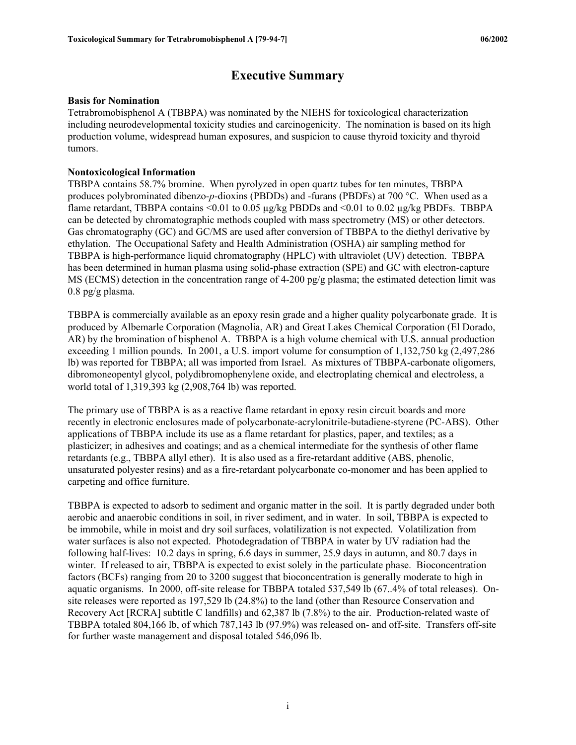# Executive Summary

**Basis for Nomination**
Tetrabromobisphenol A (TBBPA) was nominated by the NIEHS for toxicological characterization including neurodevelopmental toxicity studies and carcinogenicity. The nomination is based on its high production volume, widespread human exposures, and suspicion to cause thyroid toxicity and thyroid tumors.

**Nontoxicological Information**
TBBPA contains 58.7% bromine. When pyrolyzed in open quartz tubes for ten minutes, TBBPA produces polybrominated dibenzo-*p*-dioxins (PBDDs) and -furans (PBDFs) at 700 °C. When used as a flame retardant, TBBPA contains <0.01 to 0.05 µg/kg PBDDs and <0.01 to 0.02 µg/kg PBDFs. TBBPA can be detected by chromatographic methods coupled with mass spectrometry (MS) or other detectors. Gas chromatography (GC) and GC/MS are used after conversion of TBBPA to the diethyl derivative by ethylation. The Occupational Safety and Health Administration (OSHA) air sampling method for TBBPA is high-performance liquid chromatography (HPLC) with ultraviolet (UV) detection. TBBPA has been determined in human plasma using solid-phase extraction (SPE) and GC with electron-capture MS (ECMS) detection in the concentration range of 4-200 pg/g plasma; the estimated detection limit was 0.8 pg/g plasma.

TBBPA is commercially available as an epoxy resin grade and a higher quality polycarbonate grade. It is produced by Albemarle Corporation (Magnolia, AR) and Great Lakes Chemical Corporation (El Dorado, AR) by the bromination of bisphenol A. TBBPA is a high volume chemical with U.S. annual production exceeding 1 million pounds. In 2001, a U.S. import volume for consumption of 1,132,750 kg (2,497,286 lb) was reported for TBBPA; all was imported from Israel. As mixtures of TBBPA-carbonate oligomers, dibromoneopentyl glycol, polydibromophenylene oxide, and electroplating chemical and electroless, a world total of 1,319,393 kg (2,908,764 lb) was reported.

The primary use of TBBPA is as a reactive flame retardant in epoxy resin circuit boards and more recently in electronic enclosures made of polycarbonate-acrylonitrile-butadiene-styrene (PC-ABS). Other applications of TBBPA include its use as a flame retardant for plastics, paper, and textiles; as a plasticizer; in adhesives and coatings; and as a chemical intermediate for the synthesis of other flame retardants (e.g., TBBPA allyl ether). It is also used as a fire-retardant additive (ABS, phenolic, unsaturated polyester resins) and as a fire-retardant polycarbonate co-monomer and has been applied to carpeting and office furniture.

TBBPA is expected to adsorb to sediment and organic matter in the soil. It is partly degraded under both aerobic and anaerobic conditions in soil, in river sediment, and in water. In soil, TBBPA is expected to be immobile, while in moist and dry soil surfaces, volatilization is not expected. Volatilization from water surfaces is also not expected. Photodegradation of TBBPA in water by UV radiation had the following half-lives: 10.2 days in spring, 6.6 days in summer, 25.9 days in autumn, and 80.7 days in winter. If released to air, TBBPA is expected to exist solely in the particulate phase. Bioconcentration factors (BCFs) ranging from 20 to 3200 suggest that bioconcentration is generally moderate to high in aquatic organisms. In 2000, off-site release for TBBPA totaled 537,549 lb (67..4% of total releases). On-site releases were reported as 197,529 lb (24.8%) to the land (other than Resource Conservation and Recovery Act [RCRA] subtitle C landfills) and 62,387 lb (7.8%) to the air. Production-related waste of TBBPA totaled 804,166 lb, of which 787,143 lb (97.9%) was released on- and off-site. Transfers off-site for further waste management and disposal totaled 546,096 lb.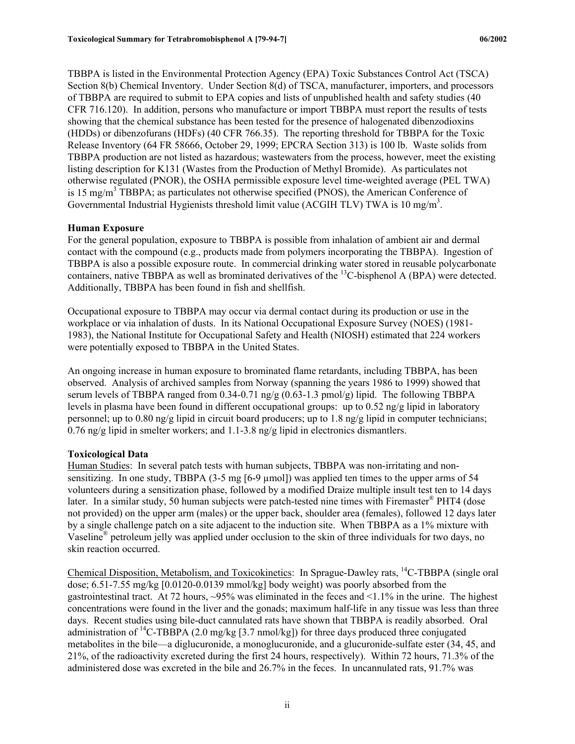TBBPA is listed in the Environmental Protection Agency (EPA) Toxic Substances Control Act (TSCA) Section 8(b) Chemical Inventory. Under Section 8(d) of TSCA, manufacturer, importers, and processors of TBBPA are required to submit to EPA copies and lists of unpublished health and safety studies (40 CFR 716.120). In addition, persons who manufacture or import TBBPA must report the results of tests showing that the chemical substance has been tested for the presence of halogenated dibenzodioxins (HDDs) or dibenzofurans (HDFs) (40 CFR 766.35). The reporting threshold for TBBPA for the Toxic Release Inventory (64 FR 58666, October 29, 1999; EPCRA Section 313) is 100 lb. Waste solids from TBBPA production are not listed as hazardous; wastewaters from the process, however, meet the existing listing description for K131 (Wastes from the Production of Methyl Bromide). As particulates not otherwise regulated (PNOR), the OSHA permissible exposure level time-weighted average (PEL TWA) is 15 mg/m$^3$ TBBPA; as particulates not otherwise specified (PNOS), the American Conference of Governmental Industrial Hygienists threshold limit value (ACGIH TLV) TWA is 10 mg/m$^3$.

**Human Exposure**

For the general population, exposure to TBBPA is possible from inhalation of ambient air and dermal contact with the compound (e.g., products made from polymers incorporating the TBBPA). Ingestion of TBBPA is also a possible exposure route. In commercial drinking water stored in reusable polycarbonate containers, native TBBPA as well as brominated derivatives of the $^{13}$C-bisphenol A (BPA) were detected. Additionally, TBBPA has been found in fish and shellfish.

Occupational exposure to TBBPA may occur via dermal contact during its production or use in the workplace or via inhalation of dusts. In its National Occupational Exposure Survey (NOES) (1981-1983), the National Institute for Occupational Safety and Health (NIOSH) estimated that 224 workers were potentially exposed to TBBPA in the United States.

An ongoing increase in human exposure to brominated flame retardants, including TBBPA, has been observed. Analysis of archived samples from Norway (spanning the years 1986 to 1999) showed that serum levels of TBBPA ranged from 0.34-0.71 ng/g (0.63-1.3 pmol/g) lipid. The following TBBPA levels in plasma have been found in different occupational groups: up to 0.52 ng/g lipid in laboratory personnel; up to 0.80 ng/g lipid in circuit board producers; up to 1.8 ng/g lipid in computer technicians; 0.76 ng/g lipid in smelter workers; and 1.1-3.8 ng/g lipid in electronics dismantlers.

**Toxicological Data**

Human Studies: In several patch tests with human subjects, TBBPA was non-irritating and non-sensitizing. In one study, TBBPA (3-5 mg [6-9 µmol]) was applied ten times to the upper arms of 54 volunteers during a sensitization phase, followed by a modified Draize multiple insult test ten to 14 days later. In a similar study, 50 human subjects were patch-tested nine times with Firemaster® PHT4 (dose not provided) on the upper arm (males) or the upper back, shoulder area (females), followed 12 days later by a single challenge patch on a site adjacent to the induction site. When TBBPA as a 1% mixture with Vaseline® petroleum jelly was applied under occlusion to the skin of three individuals for two days, no skin reaction occurred.

Chemical Disposition, Metabolism, and Toxicokinetics: In Sprague-Dawley rats, $^{14}$C-TBBPA (single oral dose; 6.51-7.55 mg/kg [0.0120-0.0139 mmol/kg] body weight) was poorly absorbed from the gastrointestinal tract. At 72 hours, ~95% was eliminated in the feces and <1.1% in the urine. The highest concentrations were found in the liver and the gonads; maximum half-life in any tissue was less than three days. Recent studies using bile-duct cannulated rats have shown that TBBPA is readily absorbed. Oral administration of $^{14}$C-TBBPA (2.0 mg/kg [3.7 nmol/kg]) for three days produced three conjugated metabolites in the bile—a diglucuronide, a monoglucuronide, and a glucuronide-sulfate ester (34, 45, and 21%, of the radioactivity excreted during the first 24 hours, respectively). Within 72 hours, 71.3% of the administered dose was excreted in the bile and 26.7% in the feces. In uncannulated rats, 91.7% was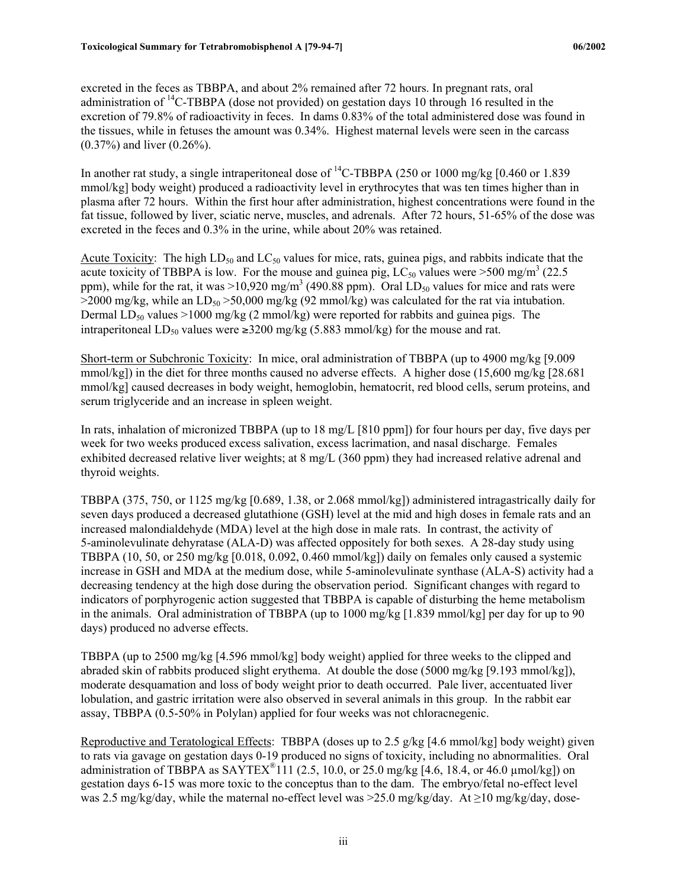excreted in the feces as TBBPA, and about 2% remained after 72 hours. In pregnant rats, oral administration of $^{14}$C-TBBPA (dose not provided) on gestation days 10 through 16 resulted in the excretion of 79.8% of radioactivity in feces. In dams 0.83% of the total administered dose was found in the tissues, while in fetuses the amount was 0.34%. Highest maternal levels were seen in the carcass (0.37%) and liver (0.26%).

In another rat study, a single intraperitoneal dose of $^{14}$C-TBBPA (250 or 1000 mg/kg [0.460 or 1.839 mmol/kg] body weight) produced a radioactivity level in erythrocytes that was ten times higher than in plasma after 72 hours. Within the first hour after administration, highest concentrations were found in the fat tissue, followed by liver, sciatic nerve, muscles, and adrenals. After 72 hours, 51-65% of the dose was excreted in the feces and 0.3% in the urine, while about 20% was retained.

Acute Toxicity: The high $LD_{50}$ and $LC_{50}$ values for mice, rats, guinea pigs, and rabbits indicate that the acute toxicity of TBBPA is low. For the mouse and guinea pig, $LC_{50}$ values were >500 mg/m$^3$ (22.5 ppm), while for the rat, it was >10,920 mg/m$^3$ (490.88 ppm). Oral $LD_{50}$ values for mice and rats were >2000 mg/kg, while an $LD_{50}$ >50,000 mg/kg (92 mmol/kg) was calculated for the rat via intubation. Dermal $LD_{50}$ values >1000 mg/kg (2 mmol/kg) were reported for rabbits and guinea pigs. The intraperitoneal $LD_{50}$ values were ≥3200 mg/kg (5.883 mmol/kg) for the mouse and rat.

Short-term or Subchronic Toxicity: In mice, oral administration of TBBPA (up to 4900 mg/kg [9.009 mmol/kg]) in the diet for three months caused no adverse effects. A higher dose (15,600 mg/kg [28.681 mmol/kg] caused decreases in body weight, hemoglobin, hematocrit, red blood cells, serum proteins, and serum triglyceride and an increase in spleen weight.

In rats, inhalation of micronized TBBPA (up to 18 mg/L [810 ppm]) for four hours per day, five days per week for two weeks produced excess salivation, excess lacrimation, and nasal discharge. Females exhibited decreased relative liver weights; at 8 mg/L (360 ppm) they had increased relative adrenal and thyroid weights.

TBBPA (375, 750, or 1125 mg/kg [0.689, 1.38, or 2.068 mmol/kg]) administered intragastrically daily for seven days produced a decreased glutathione (GSH) level at the mid and high doses in female rats and an increased malondialdehyde (MDA) level at the high dose in male rats. In contrast, the activity of 5-aminolevulinate dehyratase (ALA-D) was affected oppositely for both sexes. A 28-day study using TBBPA (10, 50, or 250 mg/kg [0.018, 0.092, 0.460 mmol/kg]) daily on females only caused a systemic increase in GSH and MDA at the medium dose, while 5-aminolevulinate synthase (ALA-S) activity had a decreasing tendency at the high dose during the observation period. Significant changes with regard to indicators of porphyrogenic action suggested that TBBPA is capable of disturbing the heme metabolism in the animals. Oral administration of TBBPA (up to 1000 mg/kg [1.839 mmol/kg] per day for up to 90 days) produced no adverse effects.

TBBPA (up to 2500 mg/kg [4.596 mmol/kg] body weight) applied for three weeks to the clipped and abraded skin of rabbits produced slight erythema. At double the dose (5000 mg/kg [9.193 mmol/kg]), moderate desquamation and loss of body weight prior to death occurred. Pale liver, accentuated liver lobulation, and gastric irritation were also observed in several animals in this group. In the rabbit ear assay, TBBPA (0.5-50% in Polylan) applied for four weeks was not chloracnegenic.

Reproductive and Teratological Effects: TBBPA (doses up to 2.5 g/kg [4.6 mmol/kg] body weight) given to rats via gavage on gestation days 0-19 produced no signs of toxicity, including no abnormalities. Oral administration of TBBPA as SAYTEX®111 (2.5, 10.0, or 25.0 mg/kg [4.6, 18.4, or 46.0 µmol/kg]) on gestation days 6-15 was more toxic to the conceptus than to the dam. The embryo/fetal no-effect level was 2.5 mg/kg/day, while the maternal no-effect level was >25.0 mg/kg/day. At ≥10 mg/kg/day, dose-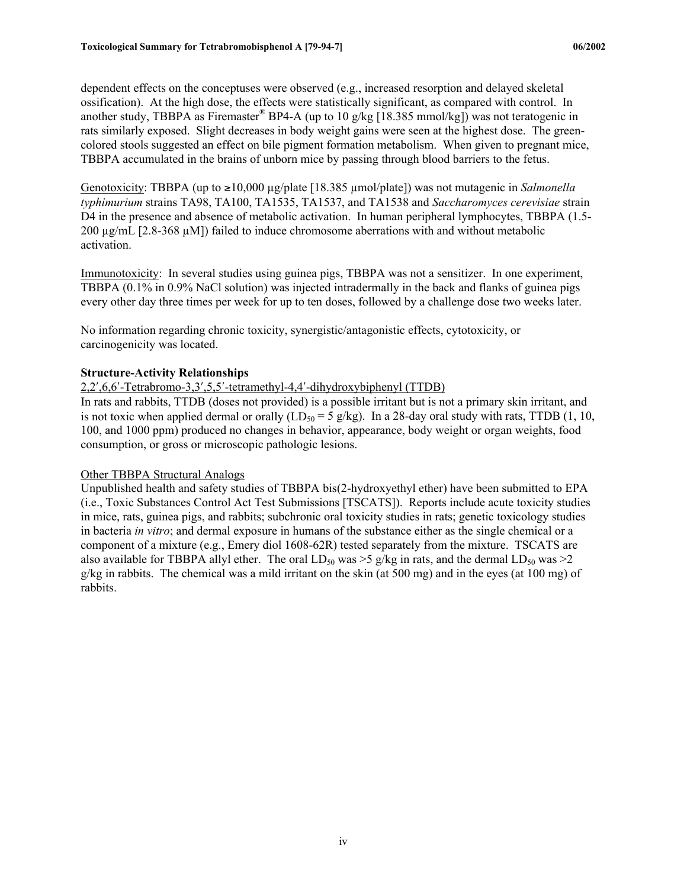dependent effects on the conceptuses were observed (e.g., increased resorption and delayed skeletal ossification). At the high dose, the effects were statistically significant, as compared with control. In another study, TBBPA as Firemaster® BP4-A (up to 10 g/kg [18.385 mmol/kg]) was not teratogenic in rats similarly exposed. Slight decreases in body weight gains were seen at the highest dose. The green-colored stools suggested an effect on bile pigment formation metabolism. When given to pregnant mice, TBBPA accumulated in the brains of unborn mice by passing through blood barriers to the fetus.

Genotoxicity: TBBPA (up to ≥10,000 µg/plate [18.385 µmol/plate]) was not mutagenic in *Salmonella typhimurium* strains TA98, TA100, TA1535, TA1537, and TA1538 and *Saccharomyces cerevisiae* strain D4 in the presence and absence of metabolic activation. In human peripheral lymphocytes, TBBPA (1.5-200 µg/mL [2.8-368 µM]) failed to induce chromosome aberrations with and without metabolic activation.

Immunotoxicity: In several studies using guinea pigs, TBBPA was not a sensitizer. In one experiment, TBBPA (0.1% in 0.9% NaCl solution) was injected intradermally in the back and flanks of guinea pigs every other day three times per week for up to ten doses, followed by a challenge dose two weeks later.

No information regarding chronic toxicity, synergistic/antagonistic effects, cytotoxicity, or carcinogenicity was located.

**Structure-Activity Relationships**

2,2′,6,6′-Tetrabromo-3,3′,5,5′-tetramethyl-4,4′-dihydroxybiphenyl (TTDB)

In rats and rabbits, TTDB (doses not provided) is a possible irritant but is not a primary skin irritant, and is not toxic when applied dermal or orally ($LD_{50}$ = 5 g/kg). In a 28-day oral study with rats, TTDB (1, 10, 100, and 1000 ppm) produced no changes in behavior, appearance, body weight or organ weights, food consumption, or gross or microscopic pathologic lesions.

Other TBBPA Structural Analogs

Unpublished health and safety studies of TBBPA bis(2-hydroxyethyl ether) have been submitted to EPA (i.e., Toxic Substances Control Act Test Submissions [TSCATS]). Reports include acute toxicity studies in mice, rats, guinea pigs, and rabbits; subchronic oral toxicity studies in rats; genetic toxicology studies in bacteria *in vitro*; and dermal exposure in humans of the substance either as the single chemical or a component of a mixture (e.g., Emery diol 1608-62R) tested separately from the mixture. TSCATS are also available for TBBPA allyl ether. The oral $LD_{50}$ was >5 g/kg in rats, and the dermal $LD_{50}$ was >2 g/kg in rabbits. The chemical was a mild irritant on the skin (at 500 mg) and in the eyes (at 100 mg) of rabbits.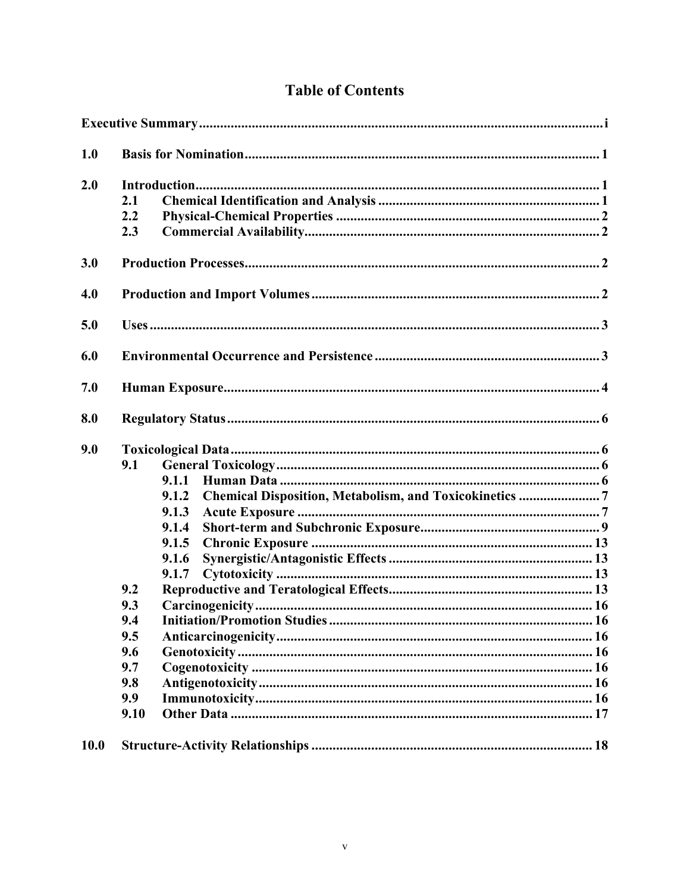# Table of Contents

**Executive Summary** .................................................................................................. i

**1.0 Basis for Nomination** .................................................................................................. 1

**2.0 Introduction** .................................................................................................. 1
- **2.1 Chemical Identification and Analysis** .................................................................................................. 1
- **2.2 Physical-Chemical Properties** .................................................................................................. 2
- **2.3 Commercial Availability** .................................................................................................. 2

**3.0 Production Processes** .................................................................................................. 2

**4.0 Production and Import Volumes** .................................................................................................. 2

**5.0 Uses** .................................................................................................. 3

**6.0 Environmental Occurrence and Persistence** .................................................................................................. 3

**7.0 Human Exposure** .................................................................................................. 4

**8.0 Regulatory Status** .................................................................................................. 6

**9.0 Toxicological Data** .................................................................................................. 6
- **9.1 General Toxicology** .................................................................................................. 6
  - **9.1.1 Human Data** .................................................................................................. 6
  - **9.1.2 Chemical Disposition, Metabolism, and Toxicokinetics** .................................................................................................. 7
  - **9.1.3 Acute Exposure** .................................................................................................. 7
  - **9.1.4 Short-term and Subchronic Exposure** .................................................................................................. 9
  - **9.1.5 Chronic Exposure** .................................................................................................. 13
  - **9.1.6 Synergistic/Antagonistic Effects** .................................................................................................. 13
  - **9.1.7 Cytotoxicity** .................................................................................................. 13
- **9.2 Reproductive and Teratological Effects** .................................................................................................. 13
- **9.3 Carcinogenicity** .................................................................................................. 16
- **9.4 Initiation/Promotion Studies** .................................................................................................. 16
- **9.5 Anticarcinogenicity** .................................................................................................. 16
- **9.6 Genotoxicity** .................................................................................................. 16
- **9.7 Cogenotoxicity** .................................................................................................. 16
- **9.8 Antigenotoxicity** .................................................................................................. 16
- **9.9 Immunotoxicity** .................................................................................................. 16
- **9.10 Other Data** .................................................................................................. 17

**10.0 Structure-Activity Relationships** .................................................................................................. 18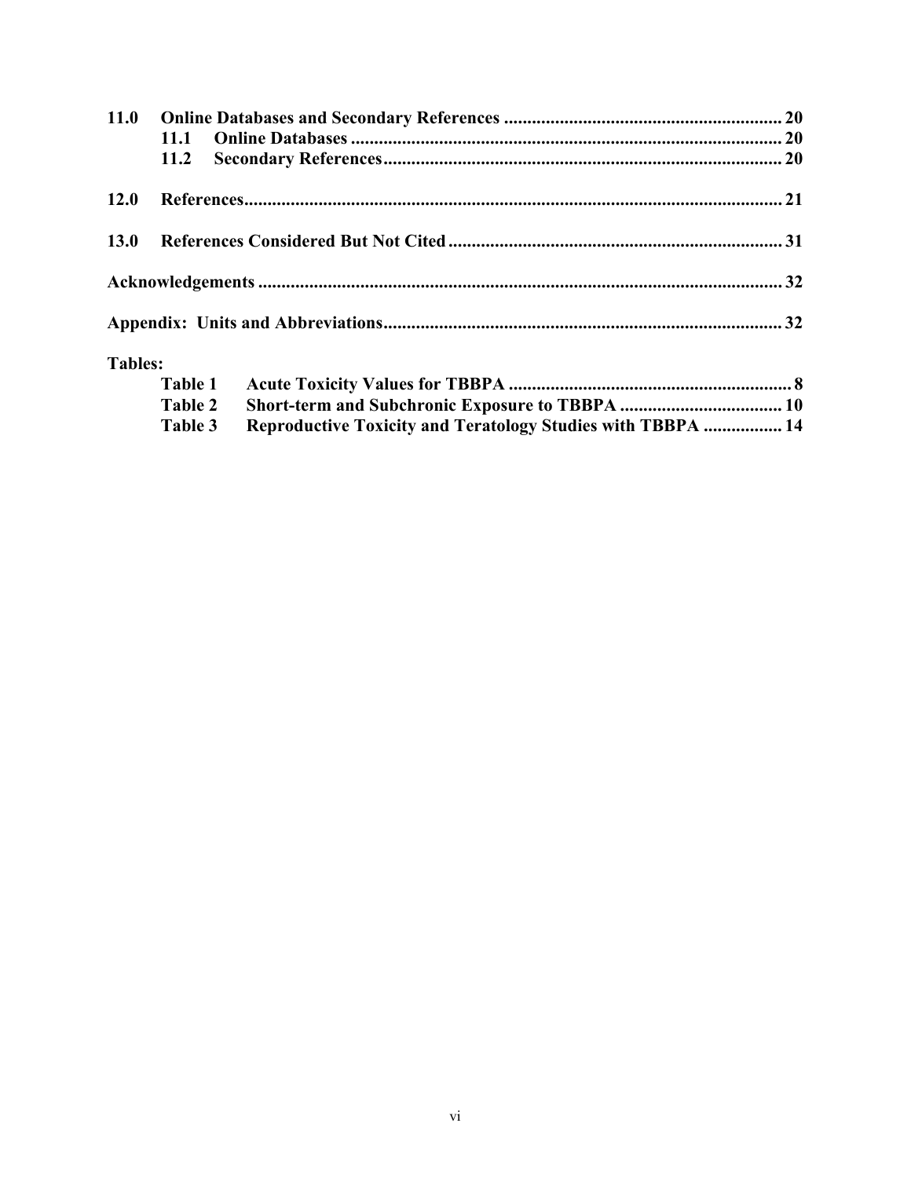**11.0 Online Databases and Secondary References** .......... 20
  **11.1 Online Databases** .......... 20
  **11.2 Secondary References** .......... 20

**12.0 References** .......... 21

**13.0 References Considered But Not Cited** .......... 31

**Acknowledgements** .......... 32

**Appendix: Units and Abbreviations** .......... 32

**Tables:**

  **Table 1 Acute Toxicity Values for TBBPA** .......... 8
  **Table 2 Short-term and Subchronic Exposure to TBBPA** .......... 10
  **Table 3 Reproductive Toxicity and Teratology Studies with TBBPA** .......... 14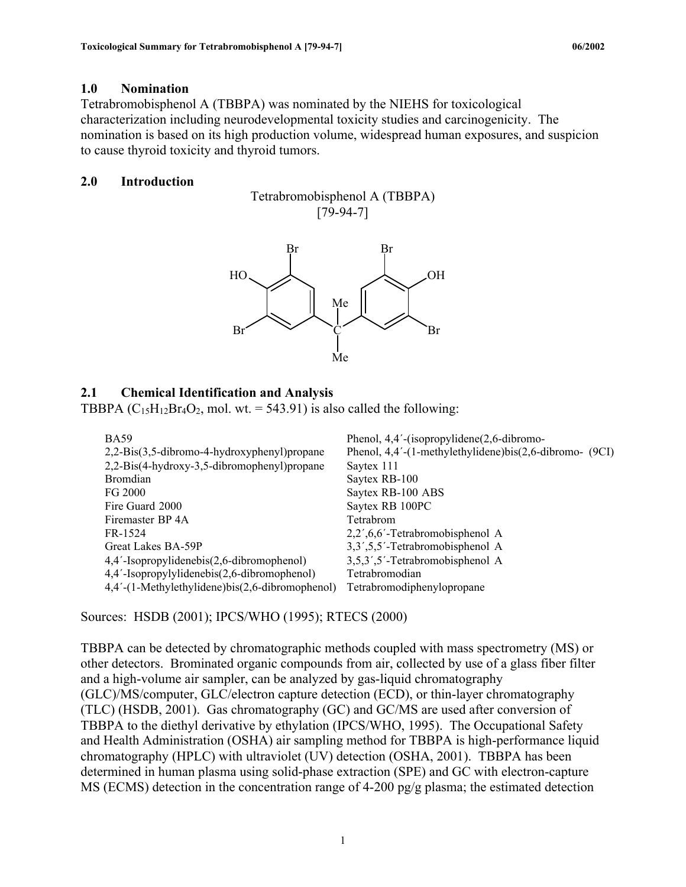## 1.0 Nomination

Tetrabromobisphenol A (TBBPA) was nominated by the NIEHS for toxicological characterization including neurodevelopmental toxicity studies and carcinogenicity. The nomination is based on its high production volume, widespread human exposures, and suspicion to cause thyroid toxicity and thyroid tumors.

## 2.0 Introduction

Tetrabromobisphenol A (TBBPA)
[79-94-7]

## 2.1 Chemical Identification and Analysis

TBBPA ($C_{15}H_{12}Br_4O_2$, mol. wt. = 543.91) is also called the following:

| | |
|---|---|
| BA59 | Phenol, 4,4´-(isopropylidene(2,6-dibromo- |
| 2,2-Bis(3,5-dibromo-4-hydroxyphenyl)propane | Phenol, 4,4´-(1-methylethylidene)bis(2,6-dibromo- (9CI) |
| 2,2-Bis(4-hydroxy-3,5-dibromophenyl)propane | Saytex 111 |
| Bromdian | Saytex RB-100 |
| FG 2000 | Saytex RB-100 ABS |
| Fire Guard 2000 | Saytex RB 100PC |
| Firemaster BP 4A | Tetrabrom |
| FR-1524 | 2,2´,6,6´-Tetrabromobisphenol A |
| Great Lakes BA-59P | 3,3´,5,5´-Tetrabromobisphenol A |
| 4,4´-Isopropylidenebis(2,6-dibromophenol) | 3,5,3´,5´-Tetrabromobisphenol A |
| 4,4´-Isopropylylidenebis(2,6-dibromophenol) | Tetrabromodian |
| 4,4´-(1-Methylethylidene)bis(2,6-dibromophenol) | Tetrabromodiphenylopropane |

Sources: HSDB (2001); IPCS/WHO (1995); RTECS (2000)

TBBPA can be detected by chromatographic methods coupled with mass spectrometry (MS) or other detectors. Brominated organic compounds from air, collected by use of a glass fiber filter and a high-volume air sampler, can be analyzed by gas-liquid chromatography (GLC)/MS/computer, GLC/electron capture detection (ECD), or thin-layer chromatography (TLC) (HSDB, 2001). Gas chromatography (GC) and GC/MS are used after conversion of TBBPA to the diethyl derivative by ethylation (IPCS/WHO, 1995). The Occupational Safety and Health Administration (OSHA) air sampling method for TBBPA is high-performance liquid chromatography (HPLC) with ultraviolet (UV) detection (OSHA, 2001). TBBPA has been determined in human plasma using solid-phase extraction (SPE) and GC with electron-capture MS (ECMS) detection in the concentration range of 4-200 pg/g plasma; the estimated detection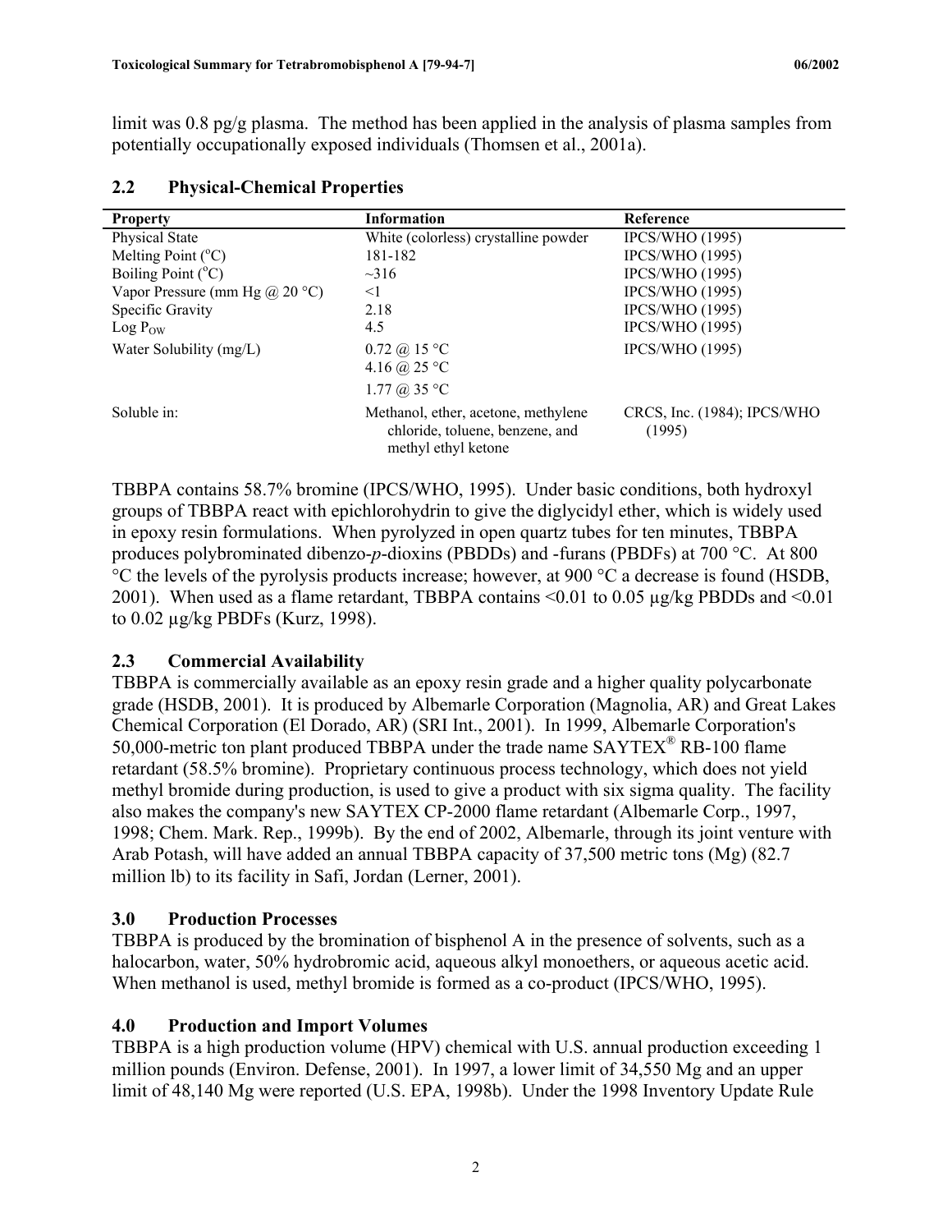limit was 0.8 pg/g plasma. The method has been applied in the analysis of plasma samples from potentially occupationally exposed individuals (Thomsen et al., 2001a).

## 2.2 Physical-Chemical Properties

| Property | Information | Reference |
|---|---|---|
| Physical State | White (colorless) crystalline powder | IPCS/WHO (1995) |
| Melting Point (°C) | 181-182 | IPCS/WHO (1995) |
| Boiling Point (°C) | ~316 | IPCS/WHO (1995) |
| Vapor Pressure (mm Hg @ 20 °C) | <1 | IPCS/WHO (1995) |
| Specific Gravity | 2.18 | IPCS/WHO (1995) |
| Log $P_{OW}$ | 4.5 | IPCS/WHO (1995) |
| Water Solubility (mg/L) | 0.72 @ 15 °C<br>4.16 @ 25 °C<br>1.77 @ 35 °C | IPCS/WHO (1995) |
| Soluble in: | Methanol, ether, acetone, methylene chloride, toluene, benzene, and methyl ethyl ketone | CRCS, Inc. (1984); IPCS/WHO (1995) |

TBBPA contains 58.7% bromine (IPCS/WHO, 1995). Under basic conditions, both hydroxyl groups of TBBPA react with epichlorohydrin to give the diglycidyl ether, which is widely used in epoxy resin formulations. When pyrolyzed in open quartz tubes for ten minutes, TBBPA produces polybrominated dibenzo-*p*-dioxins (PBDDs) and -furans (PBDFs) at 700 °C. At 800 °C the levels of the pyrolysis products increase; however, at 900 °C a decrease is found (HSDB, 2001). When used as a flame retardant, TBBPA contains <0.01 to 0.05 µg/kg PBDDs and <0.01 to 0.02 µg/kg PBDFs (Kurz, 1998).

## 2.3 Commercial Availability

TBBPA is commercially available as an epoxy resin grade and a higher quality polycarbonate grade (HSDB, 2001). It is produced by Albemarle Corporation (Magnolia, AR) and Great Lakes Chemical Corporation (El Dorado, AR) (SRI Int., 2001). In 1999, Albemarle Corporation's 50,000-metric ton plant produced TBBPA under the trade name SAYTEX® RB-100 flame retardant (58.5% bromine). Proprietary continuous process technology, which does not yield methyl bromide during production, is used to give a product with six sigma quality. The facility also makes the company's new SAYTEX CP-2000 flame retardant (Albemarle Corp., 1997, 1998; Chem. Mark. Rep., 1999b). By the end of 2002, Albemarle, through its joint venture with Arab Potash, will have added an annual TBBPA capacity of 37,500 metric tons (Mg) (82.7 million lb) to its facility in Safi, Jordan (Lerner, 2001).

## 3.0 Production Processes

TBBPA is produced by the bromination of bisphenol A in the presence of solvents, such as a halocarbon, water, 50% hydrobromic acid, aqueous alkyl monoethers, or aqueous acetic acid. When methanol is used, methyl bromide is formed as a co-product (IPCS/WHO, 1995).

## 4.0 Production and Import Volumes

TBBPA is a high production volume (HPV) chemical with U.S. annual production exceeding 1 million pounds (Environ. Defense, 2001). In 1997, a lower limit of 34,550 Mg and an upper limit of 48,140 Mg were reported (U.S. EPA, 1998b). Under the 1998 Inventory Update Rule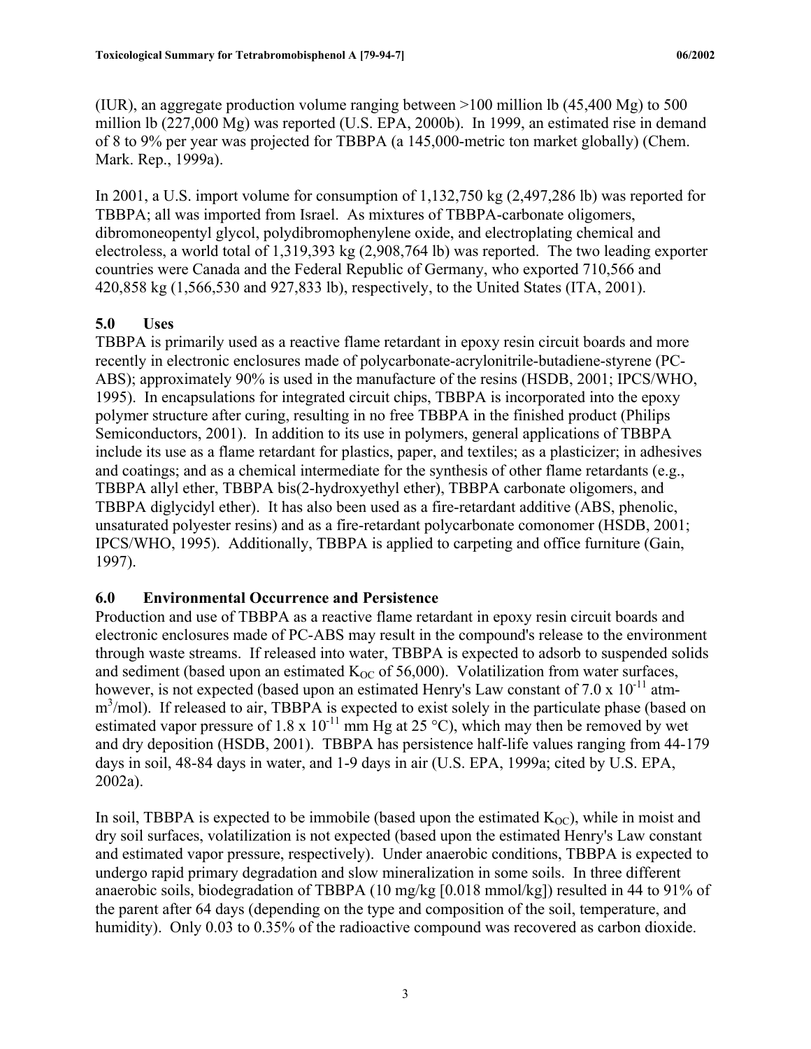(IUR), an aggregate production volume ranging between >100 million lb (45,400 Mg) to 500 million lb (227,000 Mg) was reported (U.S. EPA, 2000b). In 1999, an estimated rise in demand of 8 to 9% per year was projected for TBBPA (a 145,000-metric ton market globally) (Chem. Mark. Rep., 1999a).

In 2001, a U.S. import volume for consumption of 1,132,750 kg (2,497,286 lb) was reported for TBBPA; all was imported from Israel. As mixtures of TBBPA-carbonate oligomers, dibromoneopentyl glycol, polydibromophenylene oxide, and electroplating chemical and electroless, a world total of 1,319,393 kg (2,908,764 lb) was reported. The two leading exporter countries were Canada and the Federal Republic of Germany, who exported 710,566 and 420,858 kg (1,566,530 and 927,833 lb), respectively, to the United States (ITA, 2001).

## 5.0 Uses

TBBPA is primarily used as a reactive flame retardant in epoxy resin circuit boards and more recently in electronic enclosures made of polycarbonate-acrylonitrile-butadiene-styrene (PC-ABS); approximately 90% is used in the manufacture of the resins (HSDB, 2001; IPCS/WHO, 1995). In encapsulations for integrated circuit chips, TBBPA is incorporated into the epoxy polymer structure after curing, resulting in no free TBBPA in the finished product (Philips Semiconductors, 2001). In addition to its use in polymers, general applications of TBBPA include its use as a flame retardant for plastics, paper, and textiles; as a plasticizer; in adhesives and coatings; and as a chemical intermediate for the synthesis of other flame retardants (e.g., TBBPA allyl ether, TBBPA bis(2-hydroxyethyl ether), TBBPA carbonate oligomers, and TBBPA diglycidyl ether). It has also been used as a fire-retardant additive (ABS, phenolic, unsaturated polyester resins) and as a fire-retardant polycarbonate comonomer (HSDB, 2001; IPCS/WHO, 1995). Additionally, TBBPA is applied to carpeting and office furniture (Gain, 1997).

## 6.0 Environmental Occurrence and Persistence

Production and use of TBBPA as a reactive flame retardant in epoxy resin circuit boards and electronic enclosures made of PC-ABS may result in the compound's release to the environment through waste streams. If released into water, TBBPA is expected to adsorb to suspended solids and sediment (based upon an estimated $K_{OC}$ of 56,000). Volatilization from water surfaces, however, is not expected (based upon an estimated Henry's Law constant of $7.0 \times 10^{-11}$ atm-$m^3$/mol). If released to air, TBBPA is expected to exist solely in the particulate phase (based on estimated vapor pressure of $1.8 \times 10^{-11}$ mm Hg at 25 °C), which may then be removed by wet and dry deposition (HSDB, 2001). TBBPA has persistence half-life values ranging from 44-179 days in soil, 48-84 days in water, and 1-9 days in air (U.S. EPA, 1999a; cited by U.S. EPA, 2002a).

In soil, TBBPA is expected to be immobile (based upon the estimated $K_{OC}$), while in moist and dry soil surfaces, volatilization is not expected (based upon the estimated Henry's Law constant and estimated vapor pressure, respectively). Under anaerobic conditions, TBBPA is expected to undergo rapid primary degradation and slow mineralization in some soils. In three different anaerobic soils, biodegradation of TBBPA (10 mg/kg [0.018 mmol/kg]) resulted in 44 to 91% of the parent after 64 days (depending on the type and composition of the soil, temperature, and humidity). Only 0.03 to 0.35% of the radioactive compound was recovered as carbon dioxide.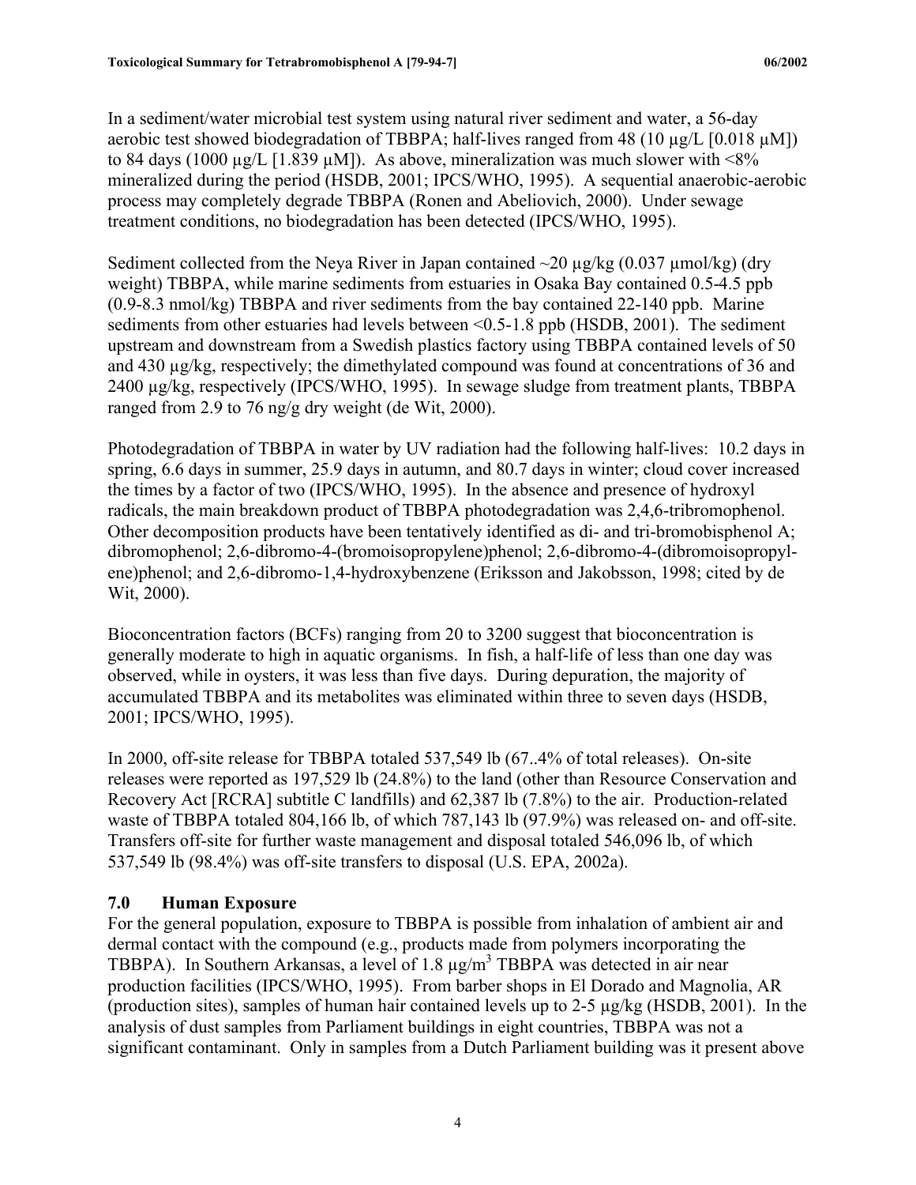In a sediment/water microbial test system using natural river sediment and water, a 56-day aerobic test showed biodegradation of TBBPA; half-lives ranged from 48 (10 µg/L [0.018 µM]) to 84 days (1000 µg/L [1.839 µM]). As above, mineralization was much slower with <8% mineralized during the period (HSDB, 2001; IPCS/WHO, 1995). A sequential anaerobic-aerobic process may completely degrade TBBPA (Ronen and Abeliovich, 2000). Under sewage treatment conditions, no biodegradation has been detected (IPCS/WHO, 1995).

Sediment collected from the Neya River in Japan contained ~20 µg/kg (0.037 µmol/kg) (dry weight) TBBPA, while marine sediments from estuaries in Osaka Bay contained 0.5-4.5 ppb (0.9-8.3 nmol/kg) TBBPA and river sediments from the bay contained 22-140 ppb. Marine sediments from other estuaries had levels between <0.5-1.8 ppb (HSDB, 2001). The sediment upstream and downstream from a Swedish plastics factory using TBBPA contained levels of 50 and 430 µg/kg, respectively; the dimethylated compound was found at concentrations of 36 and 2400 µg/kg, respectively (IPCS/WHO, 1995). In sewage sludge from treatment plants, TBBPA ranged from 2.9 to 76 ng/g dry weight (de Wit, 2000).

Photodegradation of TBBPA in water by UV radiation had the following half-lives: 10.2 days in spring, 6.6 days in summer, 25.9 days in autumn, and 80.7 days in winter; cloud cover increased the times by a factor of two (IPCS/WHO, 1995). In the absence and presence of hydroxyl radicals, the main breakdown product of TBBPA photodegradation was 2,4,6-tribromophenol. Other decomposition products have been tentatively identified as di- and tri-bromobisphenol A; dibromophenol; 2,6-dibromo-4-(bromoisopropylene)phenol; 2,6-dibromo-4-(dibromoisopropyl-ene)phenol; and 2,6-dibromo-1,4-hydroxybenzene (Eriksson and Jakobsson, 1998; cited by de Wit, 2000).

Bioconcentration factors (BCFs) ranging from 20 to 3200 suggest that bioconcentration is generally moderate to high in aquatic organisms. In fish, a half-life of less than one day was observed, while in oysters, it was less than five days. During depuration, the majority of accumulated TBBPA and its metabolites was eliminated within three to seven days (HSDB, 2001; IPCS/WHO, 1995).

In 2000, off-site release for TBBPA totaled 537,549 lb (67..4% of total releases). On-site releases were reported as 197,529 lb (24.8%) to the land (other than Resource Conservation and Recovery Act [RCRA] subtitle C landfills) and 62,387 lb (7.8%) to the air. Production-related waste of TBBPA totaled 804,166 lb, of which 787,143 lb (97.9%) was released on- and off-site. Transfers off-site for further waste management and disposal totaled 546,096 lb, of which 537,549 lb (98.4%) was off-site transfers to disposal (U.S. EPA, 2002a).

## 7.0 Human Exposure

For the general population, exposure to TBBPA is possible from inhalation of ambient air and dermal contact with the compound (e.g., products made from polymers incorporating the TBBPA). In Southern Arkansas, a level of 1.8 µg/m$^3$ TBBPA was detected in air near production facilities (IPCS/WHO, 1995). From barber shops in El Dorado and Magnolia, AR (production sites), samples of human hair contained levels up to 2-5 µg/kg (HSDB, 2001). In the analysis of dust samples from Parliament buildings in eight countries, TBBPA was not a significant contaminant. Only in samples from a Dutch Parliament building was it present above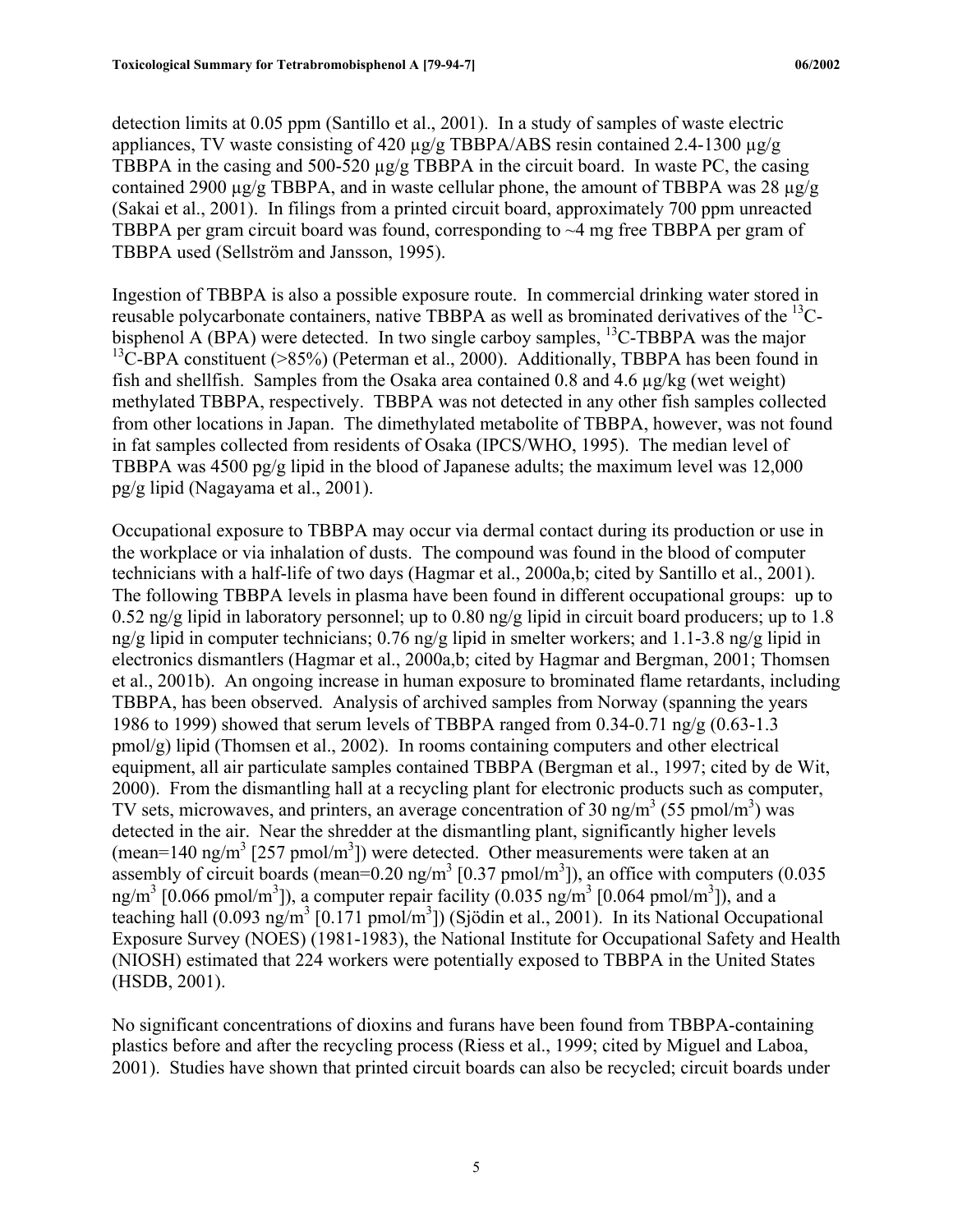detection limits at 0.05 ppm (Santillo et al., 2001). In a study of samples of waste electric appliances, TV waste consisting of 420 µg/g TBBPA/ABS resin contained 2.4-1300 µg/g TBBPA in the casing and 500-520 µg/g TBBPA in the circuit board. In waste PC, the casing contained 2900 µg/g TBBPA, and in waste cellular phone, the amount of TBBPA was 28 µg/g (Sakai et al., 2001). In filings from a printed circuit board, approximately 700 ppm unreacted TBBPA per gram circuit board was found, corresponding to ~4 mg free TBBPA per gram of TBBPA used (Sellström and Jansson, 1995).

Ingestion of TBBPA is also a possible exposure route. In commercial drinking water stored in reusable polycarbonate containers, native TBBPA as well as brominated derivatives of the $^{13}$C-bisphenol A (BPA) were detected. In two single carboy samples, $^{13}$C-TBBPA was the major $^{13}$C-BPA constituent (>85%) (Peterman et al., 2000). Additionally, TBBPA has been found in fish and shellfish. Samples from the Osaka area contained 0.8 and 4.6 µg/kg (wet weight) methylated TBBPA, respectively. TBBPA was not detected in any other fish samples collected from other locations in Japan. The dimethylated metabolite of TBBPA, however, was not found in fat samples collected from residents of Osaka (IPCS/WHO, 1995). The median level of TBBPA was 4500 pg/g lipid in the blood of Japanese adults; the maximum level was 12,000 pg/g lipid (Nagayama et al., 2001).

Occupational exposure to TBBPA may occur via dermal contact during its production or use in the workplace or via inhalation of dusts. The compound was found in the blood of computer technicians with a half-life of two days (Hagmar et al., 2000a,b; cited by Santillo et al., 2001). The following TBBPA levels in plasma have been found in different occupational groups: up to 0.52 ng/g lipid in laboratory personnel; up to 0.80 ng/g lipid in circuit board producers; up to 1.8 ng/g lipid in computer technicians; 0.76 ng/g lipid in smelter workers; and 1.1-3.8 ng/g lipid in electronics dismantlers (Hagmar et al., 2000a,b; cited by Hagmar and Bergman, 2001; Thomsen et al., 2001b). An ongoing increase in human exposure to brominated flame retardants, including TBBPA, has been observed. Analysis of archived samples from Norway (spanning the years 1986 to 1999) showed that serum levels of TBBPA ranged from 0.34-0.71 ng/g (0.63-1.3 pmol/g) lipid (Thomsen et al., 2002). In rooms containing computers and other electrical equipment, all air particulate samples contained TBBPA (Bergman et al., 1997; cited by de Wit, 2000). From the dismantling hall at a recycling plant for electronic products such as computer, TV sets, microwaves, and printers, an average concentration of 30 ng/m$^3$ (55 pmol/m$^3$) was detected in the air. Near the shredder at the dismantling plant, significantly higher levels (mean=140 ng/m$^3$ [257 pmol/m$^3$]) were detected. Other measurements were taken at an assembly of circuit boards (mean=0.20 ng/m$^3$ [0.37 pmol/m$^3$]), an office with computers (0.035 ng/m$^3$ [0.066 pmol/m$^3$]), a computer repair facility (0.035 ng/m$^3$ [0.064 pmol/m$^3$]), and a teaching hall (0.093 ng/m$^3$ [0.171 pmol/m$^3$]) (Sjödin et al., 2001). In its National Occupational Exposure Survey (NOES) (1981-1983), the National Institute for Occupational Safety and Health (NIOSH) estimated that 224 workers were potentially exposed to TBBPA in the United States (HSDB, 2001).

No significant concentrations of dioxins and furans have been found from TBBPA-containing plastics before and after the recycling process (Riess et al., 1999; cited by Miguel and Laboa, 2001). Studies have shown that printed circuit boards can also be recycled; circuit boards under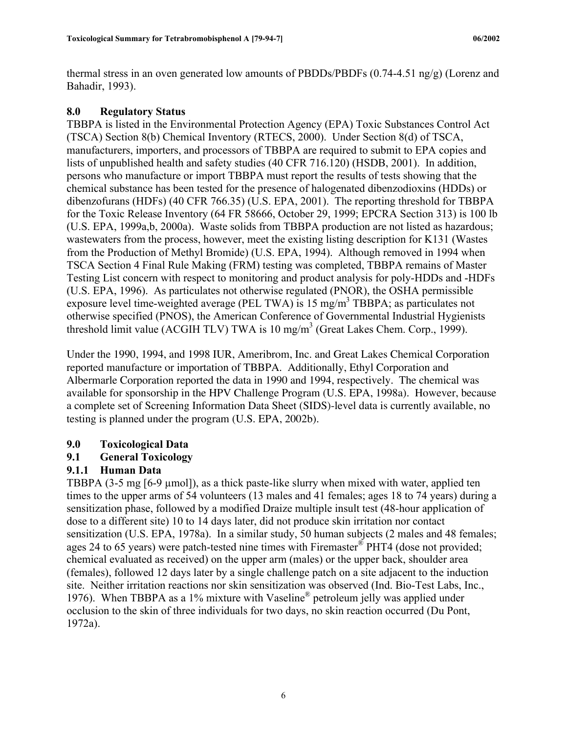thermal stress in an oven generated low amounts of PBDDs/PBDFs (0.74-4.51 ng/g) (Lorenz and Bahadir, 1993).

## 8.0 Regulatory Status

TBBPA is listed in the Environmental Protection Agency (EPA) Toxic Substances Control Act (TSCA) Section 8(b) Chemical Inventory (RTECS, 2000). Under Section 8(d) of TSCA, manufacturers, importers, and processors of TBBPA are required to submit to EPA copies and lists of unpublished health and safety studies (40 CFR 716.120) (HSDB, 2001). In addition, persons who manufacture or import TBBPA must report the results of tests showing that the chemical substance has been tested for the presence of halogenated dibenzodioxins (HDDs) or dibenzofurans (HDFs) (40 CFR 766.35) (U.S. EPA, 2001). The reporting threshold for TBBPA for the Toxic Release Inventory (64 FR 58666, October 29, 1999; EPCRA Section 313) is 100 lb (U.S. EPA, 1999a,b, 2000a). Waste solids from TBBPA production are not listed as hazardous; wastewaters from the process, however, meet the existing listing description for K131 (Wastes from the Production of Methyl Bromide) (U.S. EPA, 1994). Although removed in 1994 when TSCA Section 4 Final Rule Making (FRM) testing was completed, TBBPA remains of Master Testing List concern with respect to monitoring and product analysis for poly-HDDs and -HDFs (U.S. EPA, 1996). As particulates not otherwise regulated (PNOR), the OSHA permissible exposure level time-weighted average (PEL TWA) is 15 mg/m$^3$ TBBPA; as particulates not otherwise specified (PNOS), the American Conference of Governmental Industrial Hygienists threshold limit value (ACGIH TLV) TWA is 10 mg/m$^3$ (Great Lakes Chem. Corp., 1999).

Under the 1990, 1994, and 1998 IUR, Ameribrom, Inc. and Great Lakes Chemical Corporation reported manufacture or importation of TBBPA. Additionally, Ethyl Corporation and Albermarle Corporation reported the data in 1990 and 1994, respectively. The chemical was available for sponsorship in the HPV Challenge Program (U.S. EPA, 1998a). However, because a complete set of Screening Information Data Sheet (SIDS)-level data is currently available, no testing is planned under the program (U.S. EPA, 2002b).

## 9.0 Toxicological Data

### 9.1 General Toxicology

#### 9.1.1 Human Data

TBBPA (3-5 mg [6-9 µmol]), as a thick paste-like slurry when mixed with water, applied ten times to the upper arms of 54 volunteers (13 males and 41 females; ages 18 to 74 years) during a sensitization phase, followed by a modified Draize multiple insult test (48-hour application of dose to a different site) 10 to 14 days later, did not produce skin irritation nor contact sensitization (U.S. EPA, 1978a). In a similar study, 50 human subjects (2 males and 48 females; ages 24 to 65 years) were patch-tested nine times with Firemaster® PHT4 (dose not provided; chemical evaluated as received) on the upper arm (males) or the upper back, shoulder area (females), followed 12 days later by a single challenge patch on a site adjacent to the induction site. Neither irritation reactions nor skin sensitization was observed (Ind. Bio-Test Labs, Inc., 1976). When TBBPA as a 1% mixture with Vaseline® petroleum jelly was applied under occlusion to the skin of three individuals for two days, no skin reaction occurred (Du Pont, 1972a).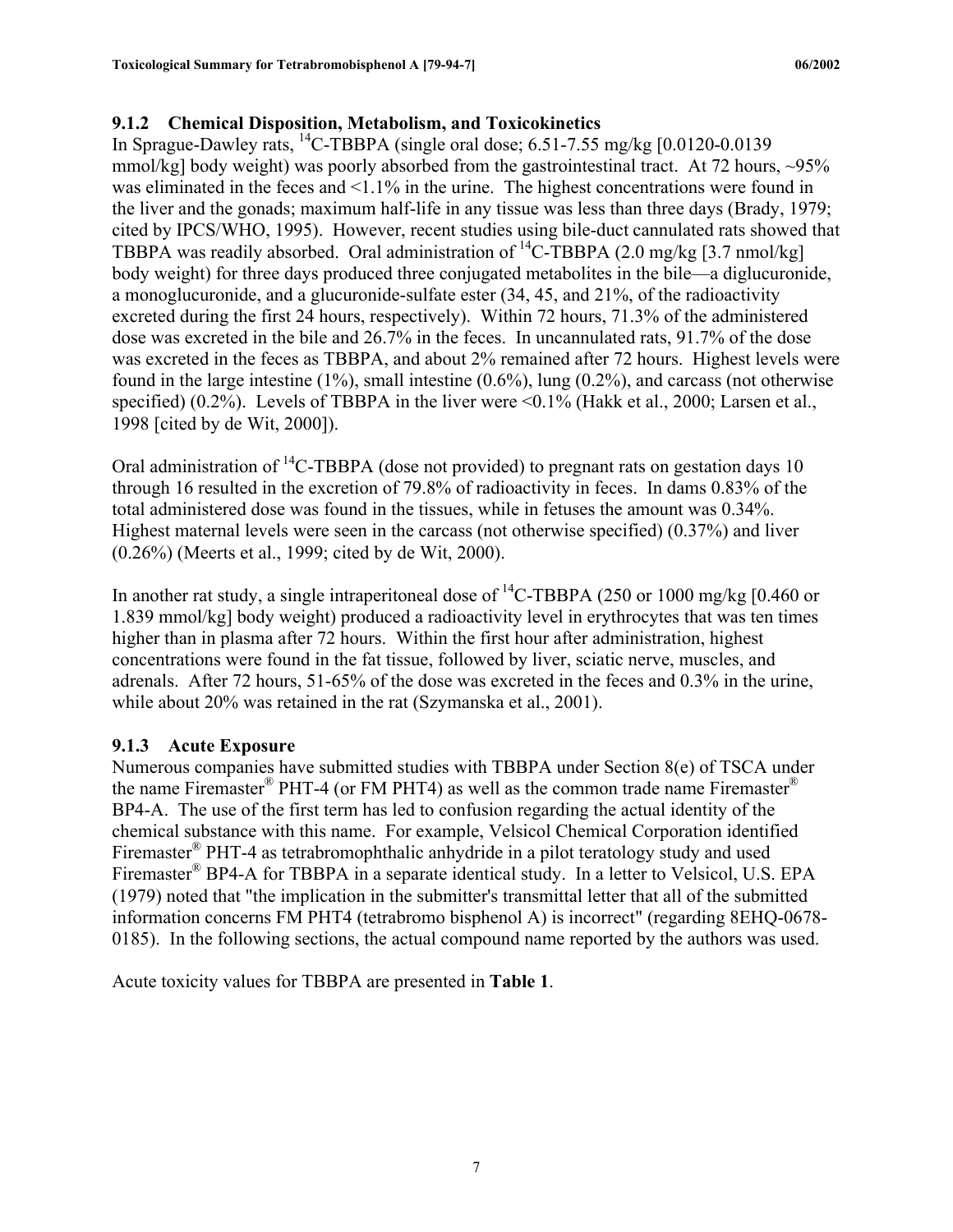### 9.1.2 Chemical Disposition, Metabolism, and Toxicokinetics

In Sprague-Dawley rats, $^{14}C$-TBBPA (single oral dose; 6.51-7.55 mg/kg [0.0120-0.0139 mmol/kg] body weight) was poorly absorbed from the gastrointestinal tract. At 72 hours, ~95% was eliminated in the feces and <1.1% in the urine. The highest concentrations were found in the liver and the gonads; maximum half-life in any tissue was less than three days (Brady, 1979; cited by IPCS/WHO, 1995). However, recent studies using bile-duct cannulated rats showed that TBBPA was readily absorbed. Oral administration of $^{14}C$-TBBPA (2.0 mg/kg [3.7 nmol/kg] body weight) for three days produced three conjugated metabolites in the bile—a diglucuronide, a monoglucuronide, and a glucuronide-sulfate ester (34, 45, and 21%, of the radioactivity excreted during the first 24 hours, respectively). Within 72 hours, 71.3% of the administered dose was excreted in the bile and 26.7% in the feces. In uncannulated rats, 91.7% of the dose was excreted in the feces as TBBPA, and about 2% remained after 72 hours. Highest levels were found in the large intestine (1%), small intestine (0.6%), lung (0.2%), and carcass (not otherwise specified) (0.2%). Levels of TBBPA in the liver were <0.1% (Hakk et al., 2000; Larsen et al., 1998 [cited by de Wit, 2000]).

Oral administration of $^{14}C$-TBBPA (dose not provided) to pregnant rats on gestation days 10 through 16 resulted in the excretion of 79.8% of radioactivity in feces. In dams 0.83% of the total administered dose was found in the tissues, while in fetuses the amount was 0.34%. Highest maternal levels were seen in the carcass (not otherwise specified) (0.37%) and liver (0.26%) (Meerts et al., 1999; cited by de Wit, 2000).

In another rat study, a single intraperitoneal dose of $^{14}C$-TBBPA (250 or 1000 mg/kg [0.460 or 1.839 mmol/kg] body weight) produced a radioactivity level in erythrocytes that was ten times higher than in plasma after 72 hours. Within the first hour after administration, highest concentrations were found in the fat tissue, followed by liver, sciatic nerve, muscles, and adrenals. After 72 hours, 51-65% of the dose was excreted in the feces and 0.3% in the urine, while about 20% was retained in the rat (Szymanska et al., 2001).

### 9.1.3 Acute Exposure

Numerous companies have submitted studies with TBBPA under Section 8(e) of TSCA under the name Firemaster® PHT-4 (or FM PHT4) as well as the common trade name Firemaster® BP4-A. The use of the first term has led to confusion regarding the actual identity of the chemical substance with this name. For example, Velsicol Chemical Corporation identified Firemaster® PHT-4 as tetrabromophthalic anhydride in a pilot teratology study and used Firemaster® BP4-A for TBBPA in a separate identical study. In a letter to Velsicol, U.S. EPA (1979) noted that "the implication in the submitter's transmittal letter that all of the submitted information concerns FM PHT4 (tetrabromo bisphenol A) is incorrect" (regarding 8EHQ-0678-0185). In the following sections, the actual compound name reported by the authors was used.

Acute toxicity values for TBBPA are presented in **Table 1**.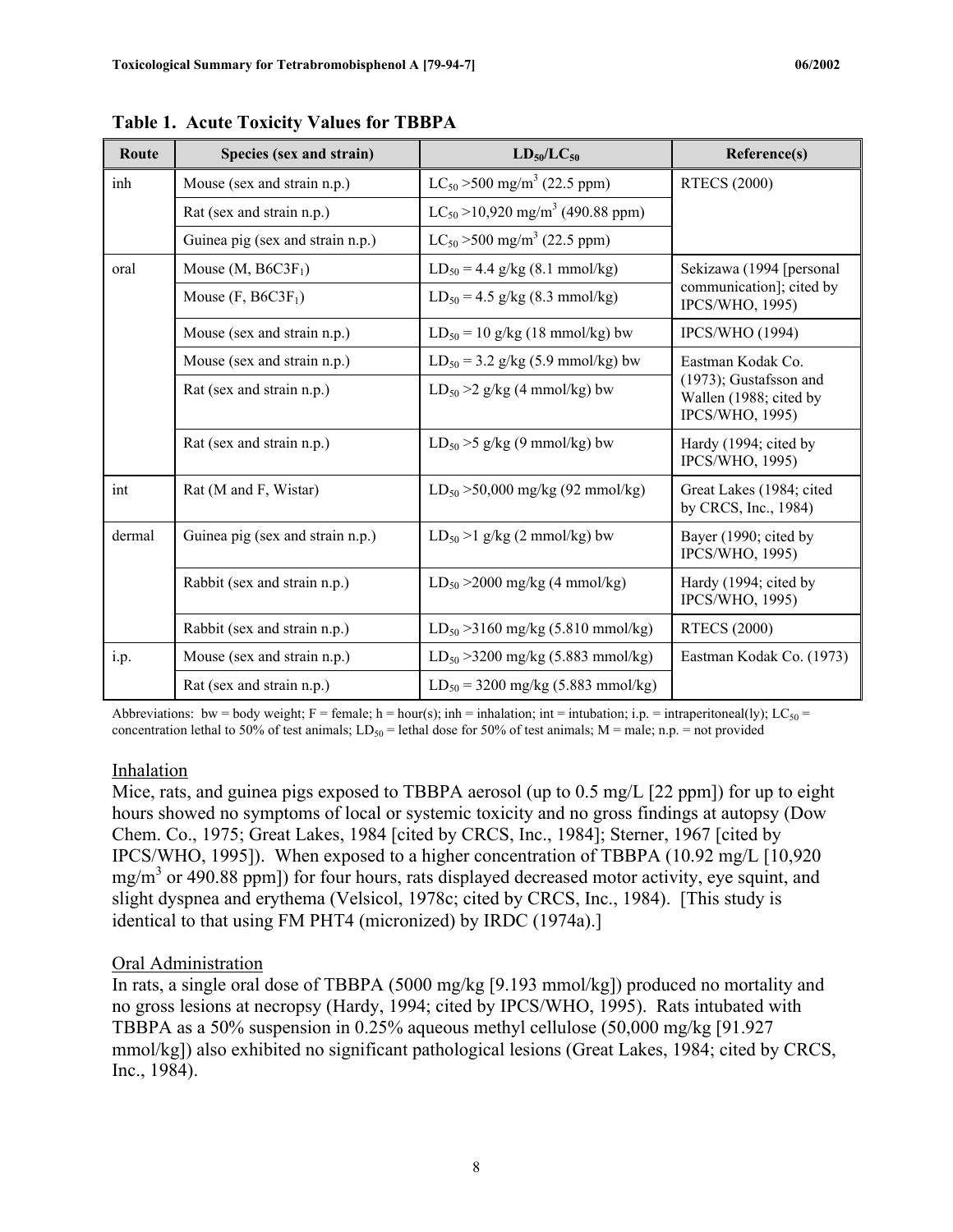**Table 1. Acute Toxicity Values for TBBPA**

| Route | Species (sex and strain) | $LD_{50}$/$LC_{50}$ | Reference(s) |
|---|---|---|---|
| inh | Mouse (sex and strain n.p.) | $LC_{50}$ >500 mg/m$^3$ (22.5 ppm) | RTECS (2000) |
| | Rat (sex and strain n.p.) | $LC_{50}$ >10,920 mg/m$^3$ (490.88 ppm) | |
| | Guinea pig (sex and strain n.p.) | $LC_{50}$ >500 mg/m$^3$ (22.5 ppm) | |
| oral | Mouse (M, $B6C3F_1$) | $LD_{50}$ = 4.4 g/kg (8.1 mmol/kg) | Sekizawa (1994 [personal communication]; cited by IPCS/WHO, 1995) |
| | Mouse (F, $B6C3F_1$) | $LD_{50}$ = 4.5 g/kg (8.3 mmol/kg) | |
| | Mouse (sex and strain n.p.) | $LD_{50}$ = 10 g/kg (18 mmol/kg) bw | IPCS/WHO (1994) |
| | Mouse (sex and strain n.p.) | $LD_{50}$ = 3.2 g/kg (5.9 mmol/kg) bw | Eastman Kodak Co. (1973); Gustafsson and Wallen (1988; cited by IPCS/WHO, 1995) |
| | Rat (sex and strain n.p.) | $LD_{50}$ >2 g/kg (4 mmol/kg) bw | |
| | Rat (sex and strain n.p.) | $LD_{50}$ >5 g/kg (9 mmol/kg) bw | Hardy (1994; cited by IPCS/WHO, 1995) |
| int | Rat (M and F, Wistar) | $LD_{50}$ >50,000 mg/kg (92 mmol/kg) | Great Lakes (1984; cited by CRCS, Inc., 1984) |
| dermal | Guinea pig (sex and strain n.p.) | $LD_{50}$ >1 g/kg (2 mmol/kg) bw | Bayer (1990; cited by IPCS/WHO, 1995) |
| | Rabbit (sex and strain n.p.) | $LD_{50}$ >2000 mg/kg (4 mmol/kg) | Hardy (1994; cited by IPCS/WHO, 1995) |
| | Rabbit (sex and strain n.p.) | $LD_{50}$ >3160 mg/kg (5.810 mmol/kg) | RTECS (2000) |
| i.p. | Mouse (sex and strain n.p.) | $LD_{50}$ >3200 mg/kg (5.883 mmol/kg) | Eastman Kodak Co. (1973) |
| | Rat (sex and strain n.p.) | $LD_{50}$ = 3200 mg/kg (5.883 mmol/kg) | |

Abbreviations: bw = body weight; F = female; h = hour(s); inh = inhalation; int = intubation; i.p. = intraperitoneal(ly); $LC_{50}$ = concentration lethal to 50% of test animals; $LD_{50}$ = lethal dose for 50% of test animals; M = male; n.p. = not provided

Inhalation

Mice, rats, and guinea pigs exposed to TBBPA aerosol (up to 0.5 mg/L [22 ppm]) for up to eight hours showed no symptoms of local or systemic toxicity and no gross findings at autopsy (Dow Chem. Co., 1975; Great Lakes, 1984 [cited by CRCS, Inc., 1984]; Sterner, 1967 [cited by IPCS/WHO, 1995]). When exposed to a higher concentration of TBBPA (10.92 mg/L [10,920 mg/m$^3$ or 490.88 ppm]) for four hours, rats displayed decreased motor activity, eye squint, and slight dyspnea and erythema (Velsicol, 1978c; cited by CRCS, Inc., 1984). [This study is identical to that using FM PHT4 (micronized) by IRDC (1974a).]

Oral Administration

In rats, a single oral dose of TBBPA (5000 mg/kg [9.193 mmol/kg]) produced no mortality and no gross lesions at necropsy (Hardy, 1994; cited by IPCS/WHO, 1995). Rats intubated with TBBPA as a 50% suspension in 0.25% aqueous methyl cellulose (50,000 mg/kg [91.927 mmol/kg]) also exhibited no significant pathological lesions (Great Lakes, 1984; cited by CRCS, Inc., 1984).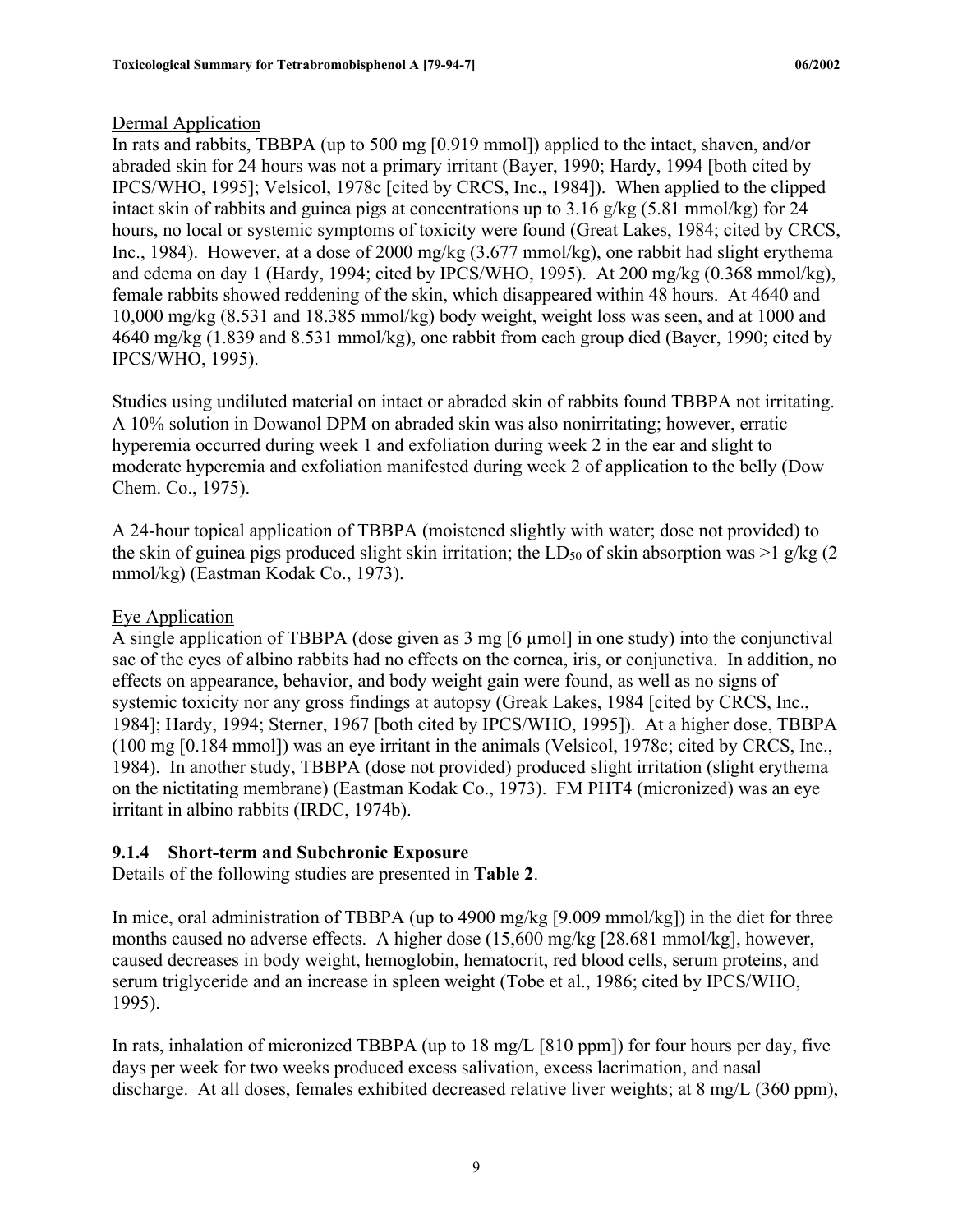Dermal Application

In rats and rabbits, TBBPA (up to 500 mg [0.919 mmol]) applied to the intact, shaven, and/or abraded skin for 24 hours was not a primary irritant (Bayer, 1990; Hardy, 1994 [both cited by IPCS/WHO, 1995]; Velsicol, 1978c [cited by CRCS, Inc., 1984]). When applied to the clipped intact skin of rabbits and guinea pigs at concentrations up to 3.16 g/kg (5.81 mmol/kg) for 24 hours, no local or systemic symptoms of toxicity were found (Great Lakes, 1984; cited by CRCS, Inc., 1984). However, at a dose of 2000 mg/kg (3.677 mmol/kg), one rabbit had slight erythema and edema on day 1 (Hardy, 1994; cited by IPCS/WHO, 1995). At 200 mg/kg (0.368 mmol/kg), female rabbits showed reddening of the skin, which disappeared within 48 hours. At 4640 and 10,000 mg/kg (8.531 and 18.385 mmol/kg) body weight, weight loss was seen, and at 1000 and 4640 mg/kg (1.839 and 8.531 mmol/kg), one rabbit from each group died (Bayer, 1990; cited by IPCS/WHO, 1995).

Studies using undiluted material on intact or abraded skin of rabbits found TBBPA not irritating. A 10% solution in Dowanol DPM on abraded skin was also nonirritating; however, erratic hyperemia occurred during week 1 and exfoliation during week 2 in the ear and slight to moderate hyperemia and exfoliation manifested during week 2 of application to the belly (Dow Chem. Co., 1975).

A 24-hour topical application of TBBPA (moistened slightly with water; dose not provided) to the skin of guinea pigs produced slight skin irritation; the $LD_{50}$ of skin absorption was >1 g/kg (2 mmol/kg) (Eastman Kodak Co., 1973).

Eye Application

A single application of TBBPA (dose given as 3 mg [6 µmol] in one study) into the conjunctival sac of the eyes of albino rabbits had no effects on the cornea, iris, or conjunctiva. In addition, no effects on appearance, behavior, and body weight gain were found, as well as no signs of systemic toxicity nor any gross findings at autopsy (Greak Lakes, 1984 [cited by CRCS, Inc., 1984]; Hardy, 1994; Sterner, 1967 [both cited by IPCS/WHO, 1995]). At a higher dose, TBBPA (100 mg [0.184 mmol]) was an eye irritant in the animals (Velsicol, 1978c; cited by CRCS, Inc., 1984). In another study, TBBPA (dose not provided) produced slight irritation (slight erythema on the nictitating membrane) (Eastman Kodak Co., 1973). FM PHT4 (micronized) was an eye irritant in albino rabbits (IRDC, 1974b).

### 9.1.4 Short-term and Subchronic Exposure

Details of the following studies are presented in **Table 2**.

In mice, oral administration of TBBPA (up to 4900 mg/kg [9.009 mmol/kg]) in the diet for three months caused no adverse effects. A higher dose (15,600 mg/kg [28.681 mmol/kg], however, caused decreases in body weight, hemoglobin, hematocrit, red blood cells, serum proteins, and serum triglyceride and an increase in spleen weight (Tobe et al., 1986; cited by IPCS/WHO, 1995).

In rats, inhalation of micronized TBBPA (up to 18 mg/L [810 ppm]) for four hours per day, five days per week for two weeks produced excess salivation, excess lacrimation, and nasal discharge. At all doses, females exhibited decreased relative liver weights; at 8 mg/L (360 ppm),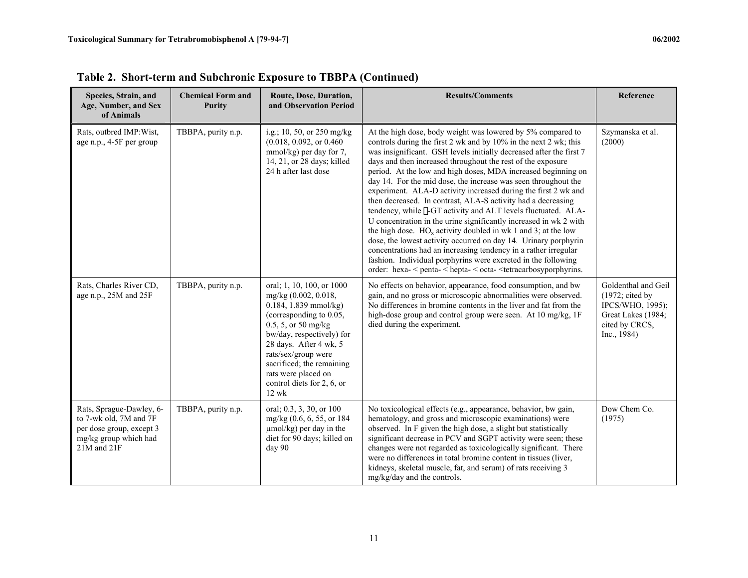## Table 2. Short-term and Subchronic Exposure to TBBPA (Continued)

| Species, Strain, and Age, Number, and Sex of Animals | Chemical Form and Purity | Route, Dose, Duration, and Observation Period | Results/Comments | Reference |
|---|---|---|---|---|
| Rats, outbred IMP:Wist, age n.p., 4-5F per group | TBBPA, purity n.p. | i.g.; 10, 50, or 250 mg/kg (0.018, 0.092, or 0.460 mmol/kg) per day for 7, 14, 21, or 28 days; killed 24 h after last dose | At the high dose, body weight was lowered by 5% compared to controls during the first 2 wk and by 10% in the next 2 wk; this was insignificant. GSH levels initially decreased after the first 7 days and then increased throughout the rest of the exposure period. At the low and high doses, MDA increased beginning on day 14. For the mid dose, the increase was seen throughout the experiment. ALA-D activity increased during the first 2 wk and then decreased. In contrast, ALA-S activity had a decreasing tendency, while -GT activity and ALT levels fluctuated. ALA-U concentration in the urine significantly increased in wk 2 with the high dose. $HO_x$ activity doubled in wk 1 and 3; at the low dose, the lowest activity occurred on day 14. Urinary porphyrin concentrations had an increasing tendency in a rather irregular fashion. Individual porphyrins were excreted in the following order: hexa- < penta- < hepta- < octa- <tetracarbosyporphyrins. | Szymanska et al. (2000) |
| Rats, Charles River CD, age n.p., 25M and 25F | TBBPA, purity n.p. | oral; 1, 10, 100, or 1000 mg/kg (0.002, 0.018, 0.184, 1.839 mmol/kg) (corresponding to 0.05, 0.5, 5, or 50 mg/kg bw/day, respectively) for 28 days. After 4 wk, 5 rats/sex/group were sacrificed; the remaining rats were placed on control diets for 2, 6, or 12 wk | No effects on behavior, appearance, food consumption, and bw gain, and no gross or microscopic abnormalities were observed. No differences in bromine contents in the liver and fat from the high-dose group and control group were seen. At 10 mg/kg, 1F died during the experiment. | Goldenthal and Geil (1972; cited by IPCS/WHO, 1995); Great Lakes (1984; cited by CRCS, Inc., 1984) |
| Rats, Sprague-Dawley, 6- to 7-wk old, 7M and 7F per dose group, except 3 mg/kg group which had 21M and 21F | TBBPA, purity n.p. | oral; 0.3, 3, 30, or 100 mg/kg (0.6, 6, 55, or 184 µmol/kg) per day in the diet for 90 days; killed on day 90 | No toxicological effects (e.g., appearance, behavior, bw gain, hematology, and gross and microscopic examinations) were observed. In F given the high dose, a slight but statistically significant decrease in PCV and SGPT activity were seen; these changes were not regarded as toxicologically significant. There were no differences in total bromine content in tissues (liver, kidneys, skeletal muscle, fat, and serum) of rats receiving 3 mg/kg/day and the controls. | Dow Chem Co. (1975) |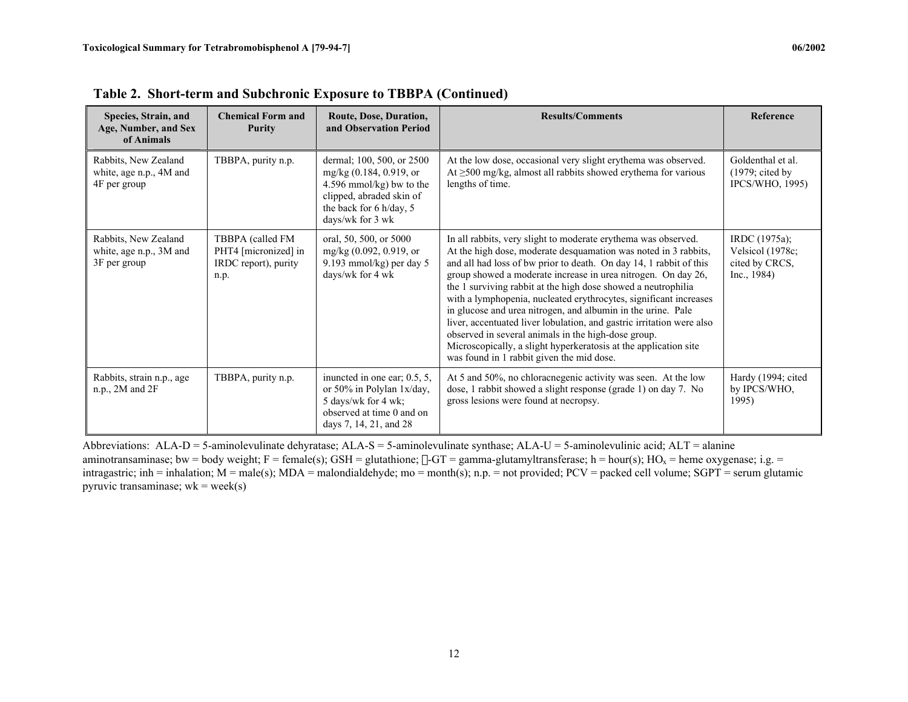**Table 2. Short-term and Subchronic Exposure to TBBPA (Continued)**

| Species, Strain, and Age, Number, and Sex of Animals | Chemical Form and Purity | Route, Dose, Duration, and Observation Period | Results/Comments | Reference |
|---|---|---|---|---|
| Rabbits, New Zealand white, age n.p., 4M and 4F per group | TBBPA, purity n.p. | dermal; 100, 500, or 2500 mg/kg (0.184, 0.919, or 4.596 mmol/kg) bw to the clipped, abraded skin of the back for 6 h/day, 5 days/wk for 3 wk | At the low dose, occasional very slight erythema was observed. At ≥500 mg/kg, almost all rabbits showed erythema for various lengths of time. | Goldenthal et al. (1979; cited by IPCS/WHO, 1995) |
| Rabbits, New Zealand white, age n.p., 3M and 3F per group | TBBPA (called FM PHT4 [micronized] in IRDC report), purity n.p. | oral, 50, 500, or 5000 mg/kg (0.092, 0.919, or 9.193 mmol/kg) per day 5 days/wk for 4 wk | In all rabbits, very slight to moderate erythema was observed. At the high dose, moderate desquamation was noted in 3 rabbits, and all had loss of bw prior to death. On day 14, 1 rabbit of this group showed a moderate increase in urea nitrogen. On day 26, the 1 surviving rabbit at the high dose showed a neutrophilia with a lymphopenia, nucleated erythrocytes, significant increases in glucose and urea nitrogen, and albumin in the urine. Pale liver, accentuated liver lobulation, and gastric irritation were also observed in several animals in the high-dose group. Microscopically, a slight hyperkeratosis at the application site was found in 1 rabbit given the mid dose. | IRDC (1975a); Velsicol (1978c; cited by CRCS, Inc., 1984) |
| Rabbits, strain n.p., age n.p., 2M and 2F | TBBPA, purity n.p. | inuncted in one ear; 0.5, 5, or 50% in Polylan 1x/day, 5 days/wk for 4 wk; observed at time 0 and on days 7, 14, 21, and 28 | At 5 and 50%, no chloracnegenic activity was seen. At the low dose, 1 rabbit showed a slight response (grade 1) on day 7. No gross lesions were found at necropsy. | Hardy (1994; cited by IPCS/WHO, 1995) |

Abbreviations: ALA-D = 5-aminolevulinate dehyratase; ALA-S = 5-aminolevulinate synthase; ALA-U = 5-aminolevulinic acid; ALT = alanine aminotransaminase; bw = body weight; F = female(s); GSH = glutathione; γ-GT = gamma-glutamyltransferase; h = hour(s); $HO_x$ = heme oxygenase; i.g. = intragastric; inh = inhalation; M = male(s); MDA = malondialdehyde; mo = month(s); n.p. = not provided; PCV = packed cell volume; SGPT = serum glutamic pyruvic transaminase; wk = week(s)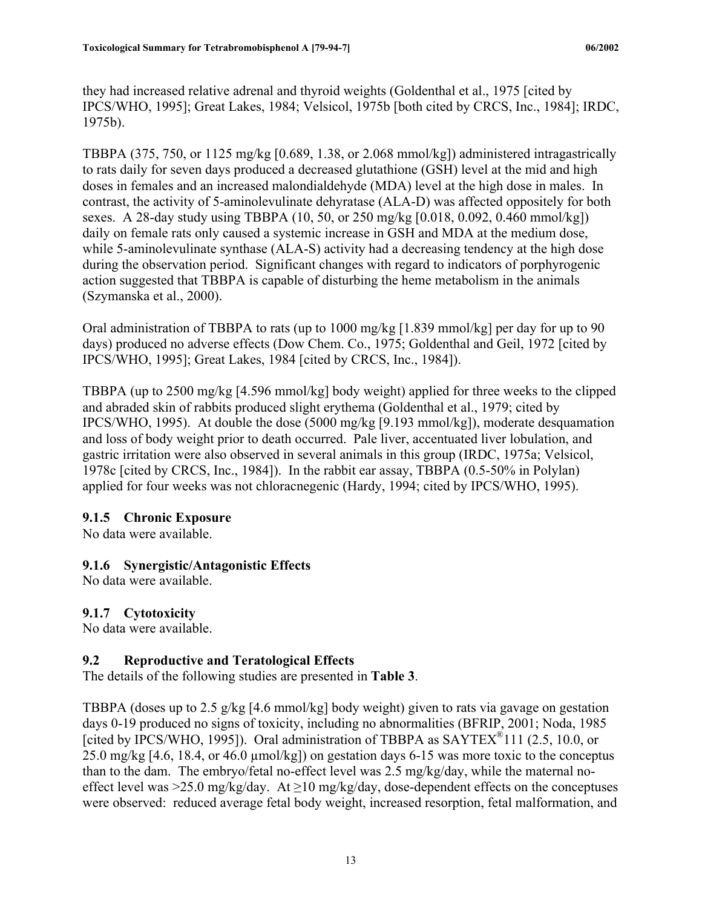they had increased relative adrenal and thyroid weights (Goldenthal et al., 1975 [cited by IPCS/WHO, 1995]; Great Lakes, 1984; Velsicol, 1975b [both cited by CRCS, Inc., 1984]; IRDC, 1975b).

TBBPA (375, 750, or 1125 mg/kg [0.689, 1.38, or 2.068 mmol/kg]) administered intragastrically to rats daily for seven days produced a decreased glutathione (GSH) level at the mid and high doses in females and an increased malondialdehyde (MDA) level at the high dose in males. In contrast, the activity of 5-aminolevulinate dehyratase (ALA-D) was affected oppositely for both sexes. A 28-day study using TBBPA (10, 50, or 250 mg/kg [0.018, 0.092, 0.460 mmol/kg]) daily on female rats only caused a systemic increase in GSH and MDA at the medium dose, while 5-aminolevulinate synthase (ALA-S) activity had a decreasing tendency at the high dose during the observation period. Significant changes with regard to indicators of porphyrogenic action suggested that TBBPA is capable of disturbing the heme metabolism in the animals (Szymanska et al., 2000).

Oral administration of TBBPA to rats (up to 1000 mg/kg [1.839 mmol/kg] per day for up to 90 days) produced no adverse effects (Dow Chem. Co., 1975; Goldenthal and Geil, 1972 [cited by IPCS/WHO, 1995]; Great Lakes, 1984 [cited by CRCS, Inc., 1984]).

TBBPA (up to 2500 mg/kg [4.596 mmol/kg] body weight) applied for three weeks to the clipped and abraded skin of rabbits produced slight erythema (Goldenthal et al., 1979; cited by IPCS/WHO, 1995). At double the dose (5000 mg/kg [9.193 mmol/kg]), moderate desquamation and loss of body weight prior to death occurred. Pale liver, accentuated liver lobulation, and gastric irritation were also observed in several animals in this group (IRDC, 1975a; Velsicol, 1978c [cited by CRCS, Inc., 1984]). In the rabbit ear assay, TBBPA (0.5-50% in Polylan) applied for four weeks was not chloracnegenic (Hardy, 1994; cited by IPCS/WHO, 1995).

### 9.1.5 Chronic Exposure

No data were available.

### 9.1.6 Synergistic/Antagonistic Effects

No data were available.

### 9.1.7 Cytotoxicity

No data were available.

## 9.2 Reproductive and Teratological Effects

The details of the following studies are presented in **Table 3**.

TBBPA (doses up to 2.5 g/kg [4.6 mmol/kg] body weight) given to rats via gavage on gestation days 0-19 produced no signs of toxicity, including no abnormalities (BFRIP, 2001; Noda, 1985 [cited by IPCS/WHO, 1995]). Oral administration of TBBPA as SAYTEX®111 (2.5, 10.0, or 25.0 mg/kg [4.6, 18.4, or 46.0 µmol/kg]) on gestation days 6-15 was more toxic to the conceptus than to the dam. The embryo/fetal no-effect level was 2.5 mg/kg/day, while the maternal no-effect level was >25.0 mg/kg/day. At ≥10 mg/kg/day, dose-dependent effects on the conceptuses were observed: reduced average fetal body weight, increased resorption, fetal malformation, and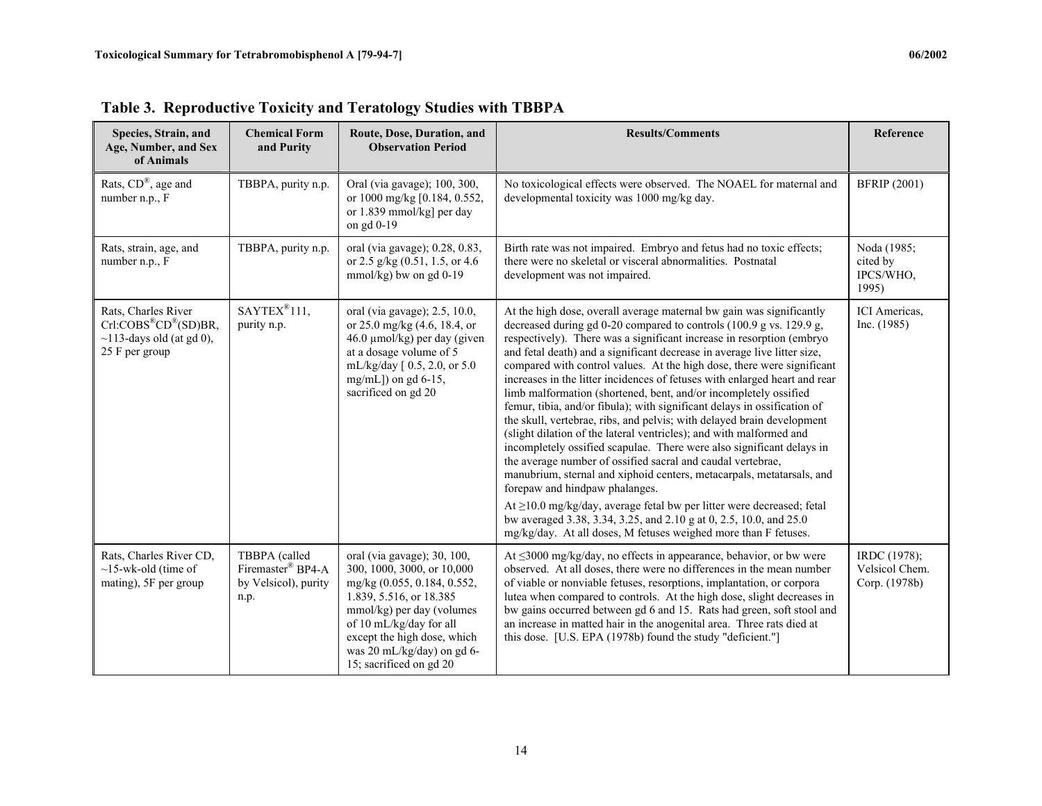## Table 3. Reproductive Toxicity and Teratology Studies with TBBPA

| Species, Strain, and Age, Number, and Sex of Animals | Chemical Form and Purity | Route, Dose, Duration, and Observation Period | Results/Comments | Reference |
|---|---|---|---|---|
| Rats, CD®, age and number n.p., F | TBBPA, purity n.p. | Oral (via gavage); 100, 300, or 1000 mg/kg [0.184, 0.552, or 1.839 mmol/kg] per day on gd 0-19 | No toxicological effects were observed. The NOAEL for maternal and developmental toxicity was 1000 mg/kg day. | BFRIP (2001) |
| Rats, strain, age, and number n.p., F | TBBPA, purity n.p. | oral (via gavage); 0.28, 0.83, or 2.5 g/kg (0.51, 1.5, or 4.6 mmol/kg) bw on gd 0-19 | Birth rate was not impaired. Embryo and fetus had no toxic effects; there were no skeletal or visceral abnormalities. Postnatal development was not impaired. | Noda (1985; cited by IPCS/WHO, 1995) |
| Rats, Charles River Crl:COBS®CD®(SD)BR, ~113-days old (at gd 0), 25 F per group | SAYTEX®111, purity n.p. | oral (via gavage); 2.5, 10.0, or 25.0 mg/kg (4.6, 18.4, or 46.0 µmol/kg) per day (given at a dosage volume of 5 mL/kg/day [ 0.5, 2.0, or 5.0 mg/mL]) on gd 6-15, sacrificed on gd 20 | At the high dose, overall average maternal bw gain was significantly decreased during gd 0-20 compared to controls (100.9 g vs. 129.9 g, respectively). There was a significant increase in resorption (embryo and fetal death) and a significant decrease in average live litter size, compared with control values. At the high dose, there were significant increases in the litter incidences of fetuses with enlarged heart and rear limb malformation (shortened, bent, and/or incompletely ossified femur, tibia, and/or fibula); with significant delays in ossification of the skull, vertebrae, ribs, and pelvis; with delayed brain development (slight dilation of the lateral ventricles); and with malformed and incompletely ossified scapulae. There were also significant delays in the average number of ossified sacral and caudal vertebrae, manubrium, sternal and xiphoid centers, metacarpals, metatarsals, and forepaw and hindpaw phalanges.<br><br>At ≥10.0 mg/kg/day, average fetal bw per litter were decreased; fetal bw averaged 3.38, 3.34, 3.25, and 2.10 g at 0, 2.5, 10.0, and 25.0 mg/kg/day. At all doses, M fetuses weighed more than F fetuses. | ICI Americas, Inc. (1985) |
| Rats, Charles River CD, ~15-wk-old (time of mating), 5F per group | TBBPA (called Firemaster® BP4-A by Velsicol), purity n.p. | oral (via gavage); 30, 100, 300, 1000, 3000, or 10,000 mg/kg (0.055, 0.184, 0.552, 1.839, 5.516, or 18.385 mmol/kg) per day (volumes of 10 mL/kg/day for all except the high dose, which was 20 mL/kg/day) on gd 6-15; sacrificed on gd 20 | At ≤3000 mg/kg/day, no effects in appearance, behavior, or bw were observed. At all doses, there were no differences in the mean number of viable or nonviable fetuses, resorptions, implantation, or corpora lutea when compared to controls. At the high dose, slight decreases in bw gains occurred between gd 6 and 15. Rats had green, soft stool and an increase in matted hair in the anogenital area. Three rats died at this dose. [U.S. EPA (1978b) found the study "deficient."] | IRDC (1978); Velsicol Chem. Corp. (1978b) |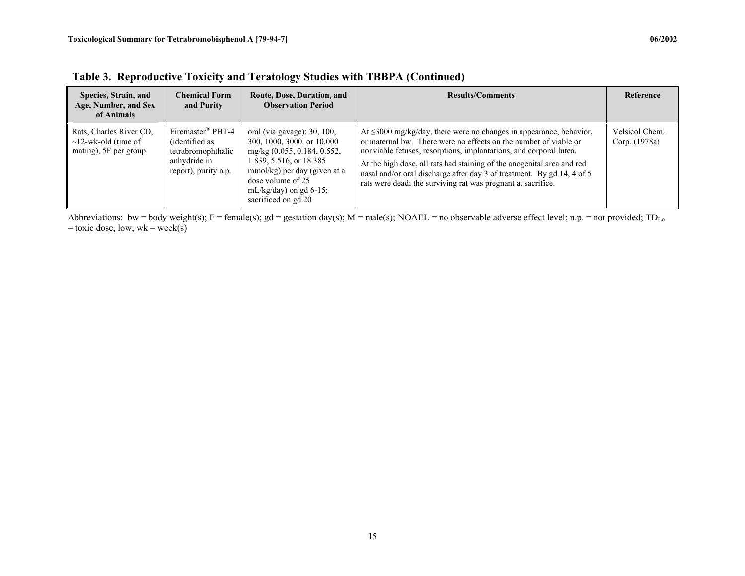## Table 3. Reproductive Toxicity and Teratology Studies with TBBPA (Continued)

| Species, Strain, and Age, Number, and Sex of Animals | Chemical Form and Purity | Route, Dose, Duration, and Observation Period | Results/Comments | Reference |
|---|---|---|---|---|
| Rats, Charles River CD, ~12-wk-old (time of mating), 5F per group | Firemaster® PHT-4 (identified as tetrabromophthalic anhydride in report), purity n.p. | oral (via gavage); 30, 100, 300, 1000, 3000, or 10,000 mg/kg (0.055, 0.184, 0.552, 1.839, 5.516, or 18.385 mmol/kg) per day (given at a dose volume of 25 mL/kg/day) on gd 6-15; sacrificed on gd 20 | At ≤3000 mg/kg/day, there were no changes in appearance, behavior, or maternal bw. There were no effects on the number of viable or nonviable fetuses, resorptions, implantations, and corporal lutea.<br><br>At the high dose, all rats had staining of the anogenital area and red nasal and/or oral discharge after day 3 of treatment. By gd 14, 4 of 5 rats were dead; the surviving rat was pregnant at sacrifice. | Velsicol Chem. Corp. (1978a) |

Abbreviations: bw = body weight(s); F = female(s); gd = gestation day(s); M = male(s); NOAEL = no observable adverse effect level; n.p. = not provided; $TD_{Lo}$ = toxic dose, low; wk = week(s)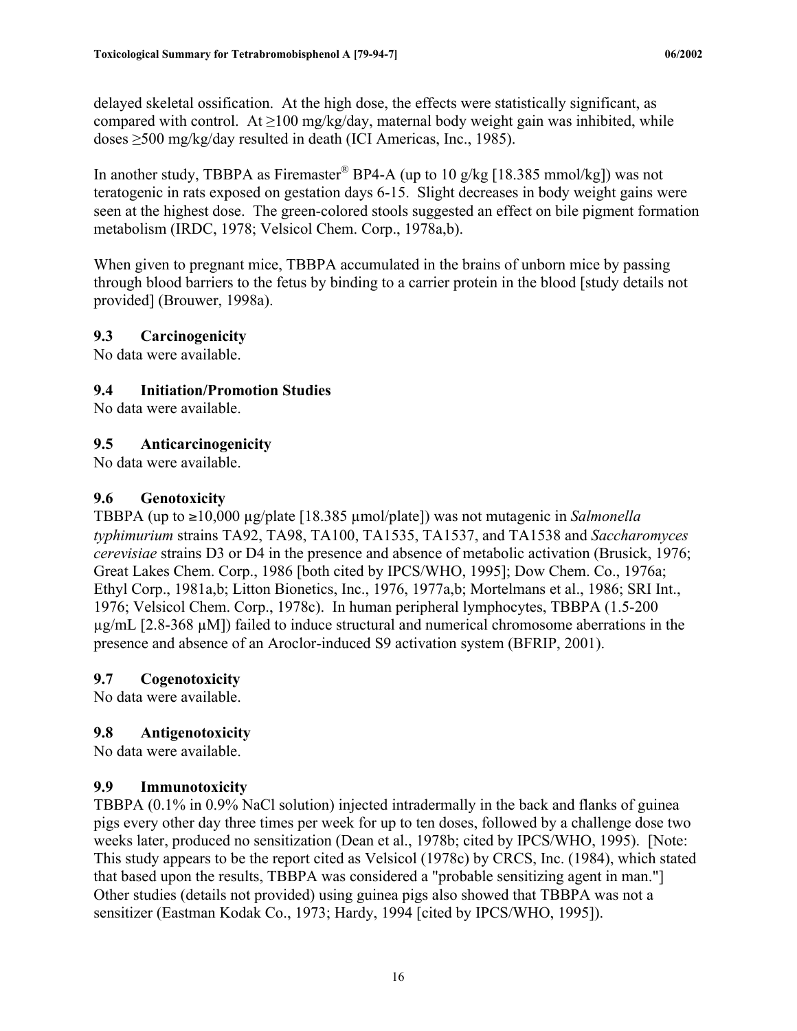delayed skeletal ossification. At the high dose, the effects were statistically significant, as compared with control. At ≥100 mg/kg/day, maternal body weight gain was inhibited, while doses ≥500 mg/kg/day resulted in death (ICI Americas, Inc., 1985).

In another study, TBBPA as Firemaster® BP4-A (up to 10 g/kg [18.385 mmol/kg]) was not teratogenic in rats exposed on gestation days 6-15. Slight decreases in body weight gains were seen at the highest dose. The green-colored stools suggested an effect on bile pigment formation metabolism (IRDC, 1978; Velsicol Chem. Corp., 1978a,b).

When given to pregnant mice, TBBPA accumulated in the brains of unborn mice by passing through blood barriers to the fetus by binding to a carrier protein in the blood [study details not provided] (Brouwer, 1998a).

### 9.3 Carcinogenicity

No data were available.

### 9.4 Initiation/Promotion Studies

No data were available.

### 9.5 Anticarcinogenicity

No data were available.

### 9.6 Genotoxicity

TBBPA (up to ≥10,000 µg/plate [18.385 µmol/plate]) was not mutagenic in *Salmonella typhimurium* strains TA92, TA98, TA100, TA1535, TA1537, and TA1538 and *Saccharomyces cerevisiae* strains D3 or D4 in the presence and absence of metabolic activation (Brusick, 1976; Great Lakes Chem. Corp., 1986 [both cited by IPCS/WHO, 1995]; Dow Chem. Co., 1976a; Ethyl Corp., 1981a,b; Litton Bionetics, Inc., 1976, 1977a,b; Mortelmans et al., 1986; SRI Int., 1976; Velsicol Chem. Corp., 1978c). In human peripheral lymphocytes, TBBPA (1.5-200 µg/mL [2.8-368 µM]) failed to induce structural and numerical chromosome aberrations in the presence and absence of an Aroclor-induced S9 activation system (BFRIP, 2001).

### 9.7 Cogenotoxicity

No data were available.

### 9.8 Antigenotoxicity

No data were available.

### 9.9 Immunotoxicity

TBBPA (0.1% in 0.9% NaCl solution) injected intradermally in the back and flanks of guinea pigs every other day three times per week for up to ten doses, followed by a challenge dose two weeks later, produced no sensitization (Dean et al., 1978b; cited by IPCS/WHO, 1995). [Note: This study appears to be the report cited as Velsicol (1978c) by CRCS, Inc. (1984), which stated that based upon the results, TBBPA was considered a "probable sensitizing agent in man."] Other studies (details not provided) using guinea pigs also showed that TBBPA was not a sensitizer (Eastman Kodak Co., 1973; Hardy, 1994 [cited by IPCS/WHO, 1995]).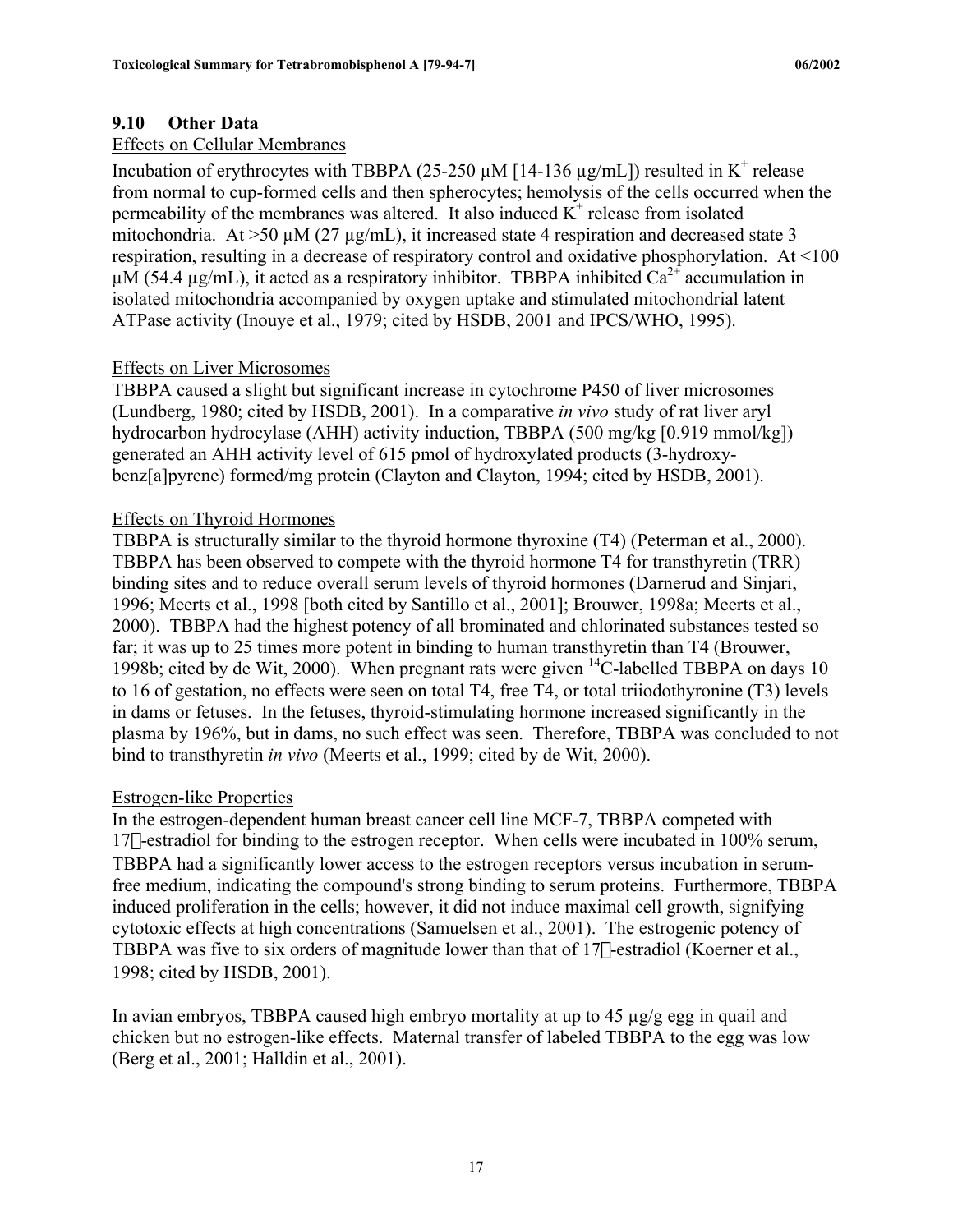### 9.10 Other Data

Effects on Cellular Membranes

Incubation of erythrocytes with TBBPA (25-250 µM [14-136 µg/mL]) resulted in $K^+$ release from normal to cup-formed cells and then spherocytes; hemolysis of the cells occurred when the permeability of the membranes was altered. It also induced $K^+$ release from isolated mitochondria. At >50 µM (27 µg/mL), it increased state 4 respiration and decreased state 3 respiration, resulting in a decrease of respiratory control and oxidative phosphorylation. At <100 µM (54.4 µg/mL), it acted as a respiratory inhibitor. TBBPA inhibited $Ca^{2+}$ accumulation in isolated mitochondria accompanied by oxygen uptake and stimulated mitochondrial latent ATPase activity (Inouye et al., 1979; cited by HSDB, 2001 and IPCS/WHO, 1995).

Effects on Liver Microsomes

TBBPA caused a slight but significant increase in cytochrome P450 of liver microsomes (Lundberg, 1980; cited by HSDB, 2001). In a comparative *in vivo* study of rat liver aryl hydrocarbon hydrocylase (AHH) activity induction, TBBPA (500 mg/kg [0.919 mmol/kg]) generated an AHH activity level of 615 pmol of hydroxylated products (3-hydroxy-benz[a]pyrene) formed/mg protein (Clayton and Clayton, 1994; cited by HSDB, 2001).

Effects on Thyroid Hormones

TBBPA is structurally similar to the thyroid hormone thyroxine (T4) (Peterman et al., 2000). TBBPA has been observed to compete with the thyroid hormone T4 for transthyretin (TRR) binding sites and to reduce overall serum levels of thyroid hormones (Darnerud and Sinjari, 1996; Meerts et al., 1998 [both cited by Santillo et al., 2001]; Brouwer, 1998a; Meerts et al., 2000). TBBPA had the highest potency of all brominated and chlorinated substances tested so far; it was up to 25 times more potent in binding to human transthyretin than T4 (Brouwer, 1998b; cited by de Wit, 2000). When pregnant rats were given $^{14}C$-labelled TBBPA on days 10 to 16 of gestation, no effects were seen on total T4, free T4, or total triiodothyronine (T3) levels in dams or fetuses. In the fetuses, thyroid-stimulating hormone increased significantly in the plasma by 196%, but in dams, no such effect was seen. Therefore, TBBPA was concluded to not bind to transthyretin *in vivo* (Meerts et al., 1999; cited by de Wit, 2000).

Estrogen-like Properties

In the estrogen-dependent human breast cancer cell line MCF-7, TBBPA competed with 17β-estradiol for binding to the estrogen receptor. When cells were incubated in 100% serum, TBBPA had a significantly lower access to the estrogen receptors versus incubation in serum-free medium, indicating the compound's strong binding to serum proteins. Furthermore, TBBPA induced proliferation in the cells; however, it did not induce maximal cell growth, signifying cytotoxic effects at high concentrations (Samuelsen et al., 2001). The estrogenic potency of TBBPA was five to six orders of magnitude lower than that of 17β-estradiol (Koerner et al., 1998; cited by HSDB, 2001).

In avian embryos, TBBPA caused high embryo mortality at up to 45 µg/g egg in quail and chicken but no estrogen-like effects. Maternal transfer of labeled TBBPA to the egg was low (Berg et al., 2001; Halldin et al., 2001).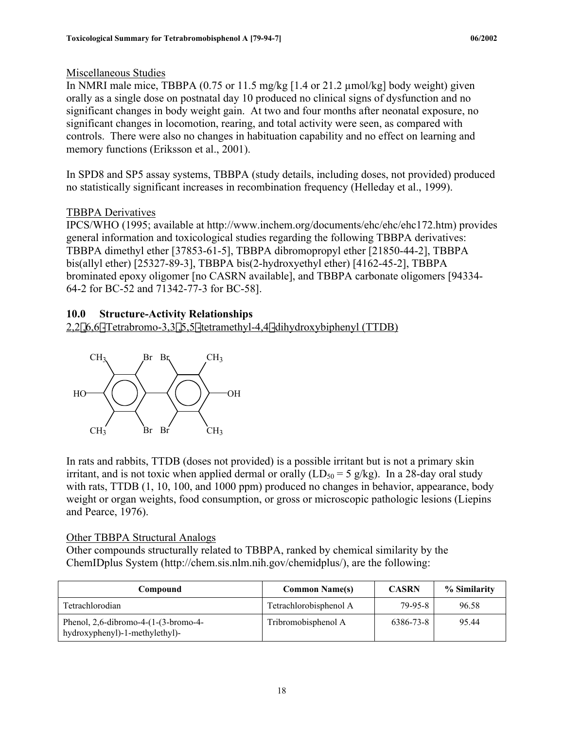Miscellaneous Studies

In NMRI male mice, TBBPA (0.75 or 11.5 mg/kg [1.4 or 21.2 μmol/kg] body weight) given orally as a single dose on postnatal day 10 produced no clinical signs of dysfunction and no significant changes in body weight gain. At two and four months after neonatal exposure, no significant changes in locomotion, rearing, and total activity were seen, as compared with controls. There were also no changes in habituation capability and no effect on learning and memory functions (Eriksson et al., 2001).

In SPD8 and SP5 assay systems, TBBPA (study details, including doses, not provided) produced no statistically significant increases in recombination frequency (Helleday et al., 1999).

TBBPA Derivatives

IPCS/WHO (1995; available at http://www.inchem.org/documents/ehc/ehc/ehc172.htm) provides general information and toxicological studies regarding the following TBBPA derivatives: TBBPA dimethyl ether [37853-61-5], TBBPA dibromopropyl ether [21850-44-2], TBBPA bis(allyl ether) [25327-89-3], TBBPA bis(2-hydroxyethyl ether) [4162-45-2], TBBPA brominated epoxy oligomer [no CASRN available], and TBBPA carbonate oligomers [94334-64-2 for BC-52 and 71342-77-3 for BC-58].

## 10.0 Structure-Activity Relationships

2,2′,6,6′-Tetrabromo-3,3′,5,5′-tetramethyl-4,4′-dihydroxybiphenyl (TTDB)

In rats and rabbits, TTDB (doses not provided) is a possible irritant but is not a primary skin irritant, and is not toxic when applied dermal or orally ($LD_{50}$ = 5 g/kg). In a 28-day oral study with rats, TTDB (1, 10, 100, and 1000 ppm) produced no changes in behavior, appearance, body weight or organ weights, food consumption, or gross or microscopic pathologic lesions (Liepins and Pearce, 1976).

Other TBBPA Structural Analogs

Other compounds structurally related to TBBPA, ranked by chemical similarity by the ChemIDplus System (http://chem.sis.nlm.nih.gov/chemidplus/), are the following:

| Compound | Common Name(s) | CASRN | % Similarity |
|---|---|---|---|
| Tetrachlorodian | Tetrachlorobisphenol A | 79-95-8 | 96.58 |
| Phenol, 2,6-dibromo-4-(1-(3-bromo-4-hydroxyphenyl)-1-methylethyl)- | Tribromobisphenol A | 6386-73-8 | 95.44 |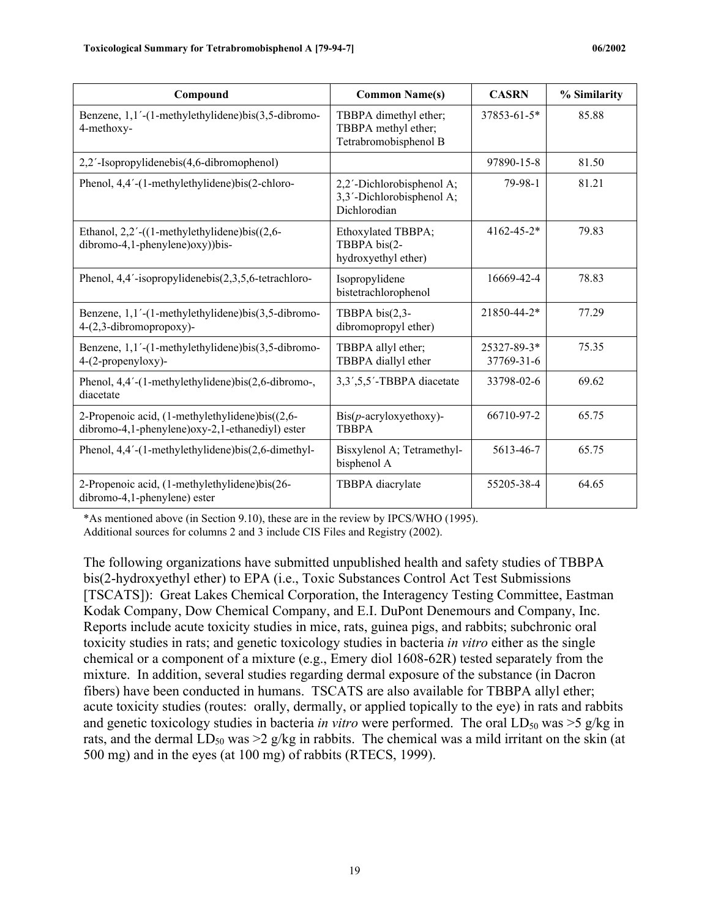| Compound | Common Name(s) | CASRN | % Similarity |
|---|---|---|---|
| Benzene, 1,1´-(1-methylethylidene)bis(3,5-dibromo-4-methoxy- | TBBPA dimethyl ether; TBBPA methyl ether; Tetrabromobisphenol B | 37853-61-5* | 85.88 |
| 2,2´-Isopropylidenebis(4,6-dibromophenol) | | 97890-15-8 | 81.50 |
| Phenol, 4,4´-(1-methylethylidene)bis(2-chloro- | 2,2´-Dichlorobisphenol A; 3,3´-Dichlorobisphenol A; Dichlorodian | 79-98-1 | 81.21 |
| Ethanol, 2,2´-((1-methylethylidene)bis((2,6-dibromo-4,1-phenylene)oxy))bis- | Ethoxylated TBBPA; TBBPA bis(2-hydroxyethyl ether) | 4162-45-2* | 79.83 |
| Phenol, 4,4´-isopropylidenebis(2,3,5,6-tetrachloro- | Isopropylidene bistetrachlorophenol | 16669-42-4 | 78.83 |
| Benzene, 1,1´-(1-methylethylidene)bis(3,5-dibromo-4-(2,3-dibromopropoxy)- | TBBPA bis(2,3-dibromopropyl ether) | 21850-44-2* | 77.29 |
| Benzene, 1,1´-(1-methylethylidene)bis(3,5-dibromo-4-(2-propenyloxy)- | TBBPA allyl ether; TBBPA diallyl ether | 25327-89-3* 37769-31-6 | 75.35 |
| Phenol, 4,4´-(1-methylethylidene)bis(2,6-dibromo-, diacetate | 3,3´,5,5´-TBBPA diacetate | 33798-02-6 | 69.62 |
| 2-Propenoic acid, (1-methylethylidene)bis((2,6-dibromo-4,1-phenylene)oxy-2,1-ethanediyl) ester | Bis(*p*-acryloxyethoxy)-TBBPA | 66710-97-2 | 65.75 |
| Phenol, 4,4´-(1-methylethylidene)bis(2,6-dimethyl- | Bisxylenol A; Tetramethyl-bisphenol A | 5613-46-7 | 65.75 |
| 2-Propenoic acid, (1-methylethylidene)bis(26-dibromo-4,1-phenylene) ester | TBBPA diacrylate | 55205-38-4 | 64.65 |

*As mentioned above (in Section 9.10), these are in the review by IPCS/WHO (1995).
Additional sources for columns 2 and 3 include CIS Files and Registry (2002).

The following organizations have submitted unpublished health and safety studies of TBBPA bis(2-hydroxyethyl ether) to EPA (i.e., Toxic Substances Control Act Test Submissions [TSCATS]): Great Lakes Chemical Corporation, the Interagency Testing Committee, Eastman Kodak Company, Dow Chemical Company, and E.I. DuPont Denemours and Company, Inc. Reports include acute toxicity studies in mice, rats, guinea pigs, and rabbits; subchronic oral toxicity studies in rats; and genetic toxicology studies in bacteria *in vitro* either as the single chemical or a component of a mixture (e.g., Emery diol 1608-62R) tested separately from the mixture. In addition, several studies regarding dermal exposure of the substance (in Dacron fibers) have been conducted in humans. TSCATS are also available for TBBPA allyl ether; acute toxicity studies (routes: orally, dermally, or applied topically to the eye) in rats and rabbits and genetic toxicology studies in bacteria *in vitro* were performed. The oral $LD_{50}$ was >5 g/kg in rats, and the dermal $LD_{50}$ was >2 g/kg in rabbits. The chemical was a mild irritant on the skin (at 500 mg) and in the eyes (at 100 mg) of rabbits (RTECS, 1999).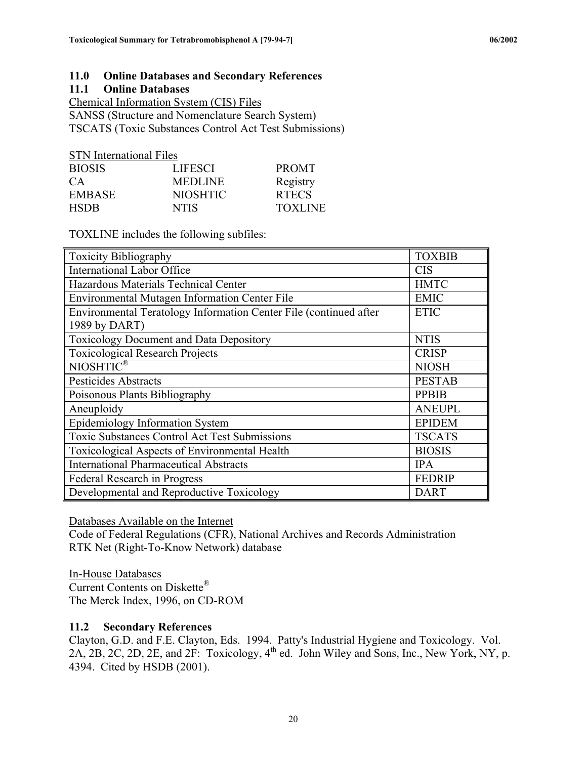## 11.0 Online Databases and Secondary References

### 11.1 Online Databases

Chemical Information System (CIS) Files

SANSS (Structure and Nomenclature Search System)
TSCATS (Toxic Substances Control Act Test Submissions)

STN International Files

| | | |
|---|---|---|
| BIOSIS | LIFESCI | PROMT |
| CA | MEDLINE | Registry |
| EMBASE | NIOSHTIC | RTECS |
| HSDB | NTIS | TOXLINE |

TOXLINE includes the following subfiles:

| | |
|---|---|
| Toxicity Bibliography | TOXBIB |
| International Labor Office | CIS |
| Hazardous Materials Technical Center | HMTC |
| Environmental Mutagen Information Center File | EMIC |
| Environmental Teratology Information Center File (continued after 1989 by DART) | ETIC |
| Toxicology Document and Data Depository | NTIS |
| Toxicological Research Projects | CRISP |
| NIOSHTIC® | NIOSH |
| Pesticides Abstracts | PESTAB |
| Poisonous Plants Bibliography | PPBIB |
| Aneuploidy | ANEUPL |
| Epidemiology Information System | EPIDEM |
| Toxic Substances Control Act Test Submissions | TSCATS |
| Toxicological Aspects of Environmental Health | BIOSIS |
| International Pharmaceutical Abstracts | IPA |
| Federal Research in Progress | FEDRIP |
| Developmental and Reproductive Toxicology | DART |

Databases Available on the Internet

Code of Federal Regulations (CFR), National Archives and Records Administration
RTK Net (Right-To-Know Network) database

In-House Databases

Current Contents on Diskette®
The Merck Index, 1996, on CD-ROM

### 11.2 Secondary References

Clayton, G.D. and F.E. Clayton, Eds. 1994. Patty's Industrial Hygiene and Toxicology. Vol. 2A, 2B, 2C, 2D, 2E, and 2F: Toxicology, 4th ed. John Wiley and Sons, Inc., New York, NY, p. 4394. Cited by HSDB (2001).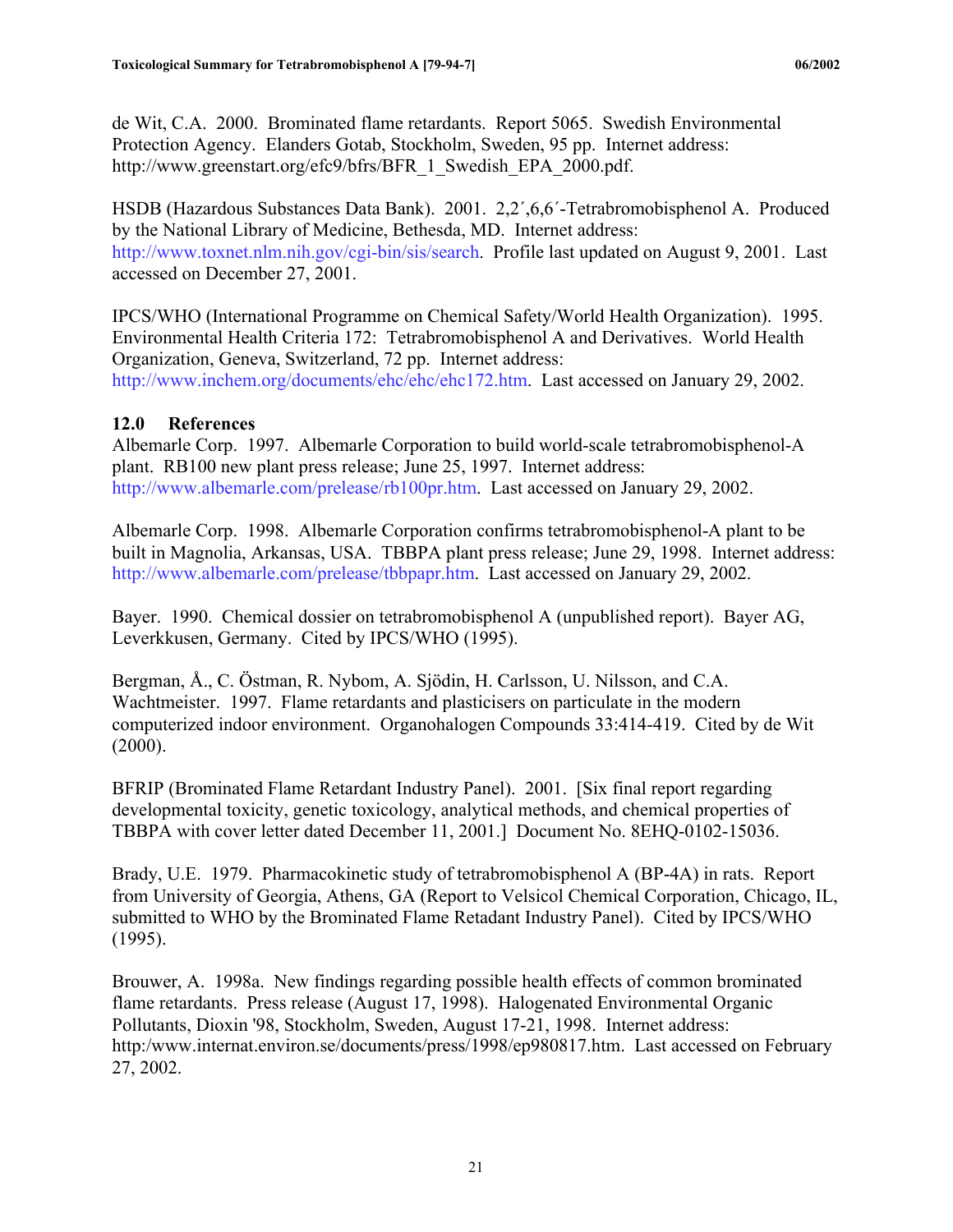de Wit, C.A. 2000. Brominated flame retardants. Report 5065. Swedish Environmental Protection Agency. Elanders Gotab, Stockholm, Sweden, 95 pp. Internet address: http://www.greenstart.org/efc9/bfrs/BFR_1_Swedish_EPA_2000.pdf.

HSDB (Hazardous Substances Data Bank). 2001. 2,2´,6,6´-Tetrabromobisphenol A. Produced by the National Library of Medicine, Bethesda, MD. Internet address: http://www.toxnet.nlm.nih.gov/cgi-bin/sis/search. Profile last updated on August 9, 2001. Last accessed on December 27, 2001.

IPCS/WHO (International Programme on Chemical Safety/World Health Organization). 1995. Environmental Health Criteria 172: Tetrabromobisphenol A and Derivatives. World Health Organization, Geneva, Switzerland, 72 pp. Internet address: http://www.inchem.org/documents/ehc/ehc/ehc172.htm. Last accessed on January 29, 2002.

## 12.0 References

Albemarle Corp. 1997. Albemarle Corporation to build world-scale tetrabromobisphenol-A plant. RB100 new plant press release; June 25, 1997. Internet address: http://www.albemarle.com/prelease/rb100pr.htm. Last accessed on January 29, 2002.

Albemarle Corp. 1998. Albemarle Corporation confirms tetrabromobisphenol-A plant to be built in Magnolia, Arkansas, USA. TBBPA plant press release; June 29, 1998. Internet address: http://www.albemarle.com/prelease/tbbpapr.htm. Last accessed on January 29, 2002.

Bayer. 1990. Chemical dossier on tetrabromobisphenol A (unpublished report). Bayer AG, Leverkkusen, Germany. Cited by IPCS/WHO (1995).

Bergman, Å., C. Östman, R. Nybom, A. Sjödin, H. Carlsson, U. Nilsson, and C.A. Wachtmeister. 1997. Flame retardants and plasticisers on particulate in the modern computerized indoor environment. Organohalogen Compounds 33:414-419. Cited by de Wit (2000).

BFRIP (Brominated Flame Retardant Industry Panel). 2001. [Six final report regarding developmental toxicity, genetic toxicology, analytical methods, and chemical properties of TBBPA with cover letter dated December 11, 2001.] Document No. 8EHQ-0102-15036.

Brady, U.E. 1979. Pharmacokinetic study of tetrabromobisphenol A (BP-4A) in rats. Report from University of Georgia, Athens, GA (Report to Velsicol Chemical Corporation, Chicago, IL, submitted to WHO by the Brominated Flame Retadant Industry Panel). Cited by IPCS/WHO (1995).

Brouwer, A. 1998a. New findings regarding possible health effects of common brominated flame retardants. Press release (August 17, 1998). Halogenated Environmental Organic Pollutants, Dioxin '98, Stockholm, Sweden, August 17-21, 1998. Internet address: http:/www.internat.environ.se/documents/press/1998/ep980817.htm. Last accessed on February 27, 2002.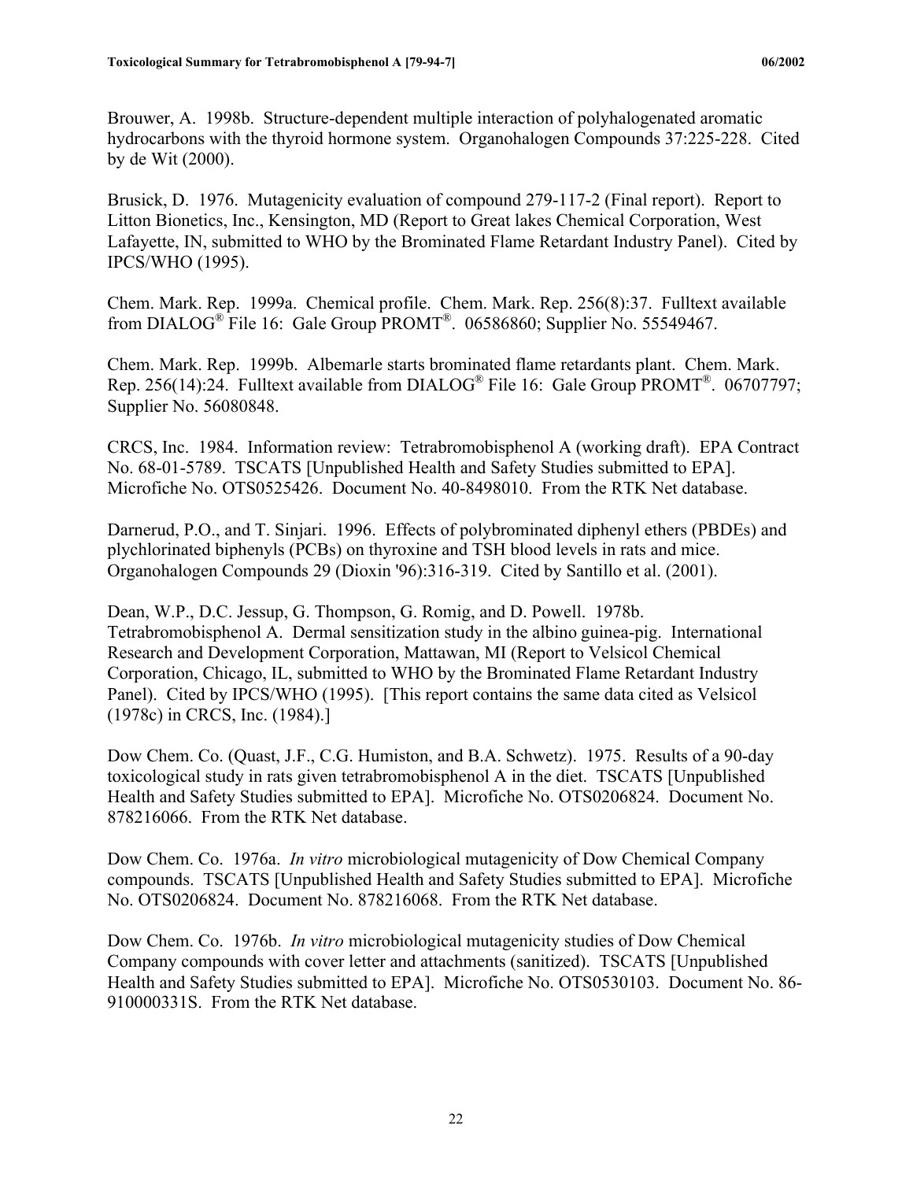Brouwer, A. 1998b. Structure-dependent multiple interaction of polyhalogenated aromatic hydrocarbons with the thyroid hormone system. Organohalogen Compounds 37:225-228. Cited by de Wit (2000).

Brusick, D. 1976. Mutagenicity evaluation of compound 279-117-2 (Final report). Report to Litton Bionetics, Inc., Kensington, MD (Report to Great lakes Chemical Corporation, West Lafayette, IN, submitted to WHO by the Brominated Flame Retardant Industry Panel). Cited by IPCS/WHO (1995).

Chem. Mark. Rep. 1999a. Chemical profile. Chem. Mark. Rep. 256(8):37. Fulltext available from DIALOG® File 16: Gale Group PROMT®. 06586860; Supplier No. 55549467.

Chem. Mark. Rep. 1999b. Albemarle starts brominated flame retardants plant. Chem. Mark. Rep. 256(14):24. Fulltext available from DIALOG® File 16: Gale Group PROMT®. 06707797; Supplier No. 56080848.

CRCS, Inc. 1984. Information review: Tetrabromobisphenol A (working draft). EPA Contract No. 68-01-5789. TSCATS [Unpublished Health and Safety Studies submitted to EPA]. Microfiche No. OTS0525426. Document No. 40-8498010. From the RTK Net database.

Darnerud, P.O., and T. Sinjari. 1996. Effects of polybrominated diphenyl ethers (PBDEs) and plychlorinated biphenyls (PCBs) on thyroxine and TSH blood levels in rats and mice. Organohalogen Compounds 29 (Dioxin '96):316-319. Cited by Santillo et al. (2001).

Dean, W.P., D.C. Jessup, G. Thompson, G. Romig, and D. Powell. 1978b. Tetrabromobisphenol A. Dermal sensitization study in the albino guinea-pig. International Research and Development Corporation, Mattawan, MI (Report to Velsicol Chemical Corporation, Chicago, IL, submitted to WHO by the Brominated Flame Retardant Industry Panel). Cited by IPCS/WHO (1995). [This report contains the same data cited as Velsicol (1978c) in CRCS, Inc. (1984).]

Dow Chem. Co. (Quast, J.F., C.G. Humiston, and B.A. Schwetz). 1975. Results of a 90-day toxicological study in rats given tetrabromobisphenol A in the diet. TSCATS [Unpublished Health and Safety Studies submitted to EPA]. Microfiche No. OTS0206824. Document No. 878216066. From the RTK Net database.

Dow Chem. Co. 1976a. *In vitro* microbiological mutagenicity of Dow Chemical Company compounds. TSCATS [Unpublished Health and Safety Studies submitted to EPA]. Microfiche No. OTS0206824. Document No. 878216068. From the RTK Net database.

Dow Chem. Co. 1976b. *In vitro* microbiological mutagenicity studies of Dow Chemical Company compounds with cover letter and attachments (sanitized). TSCATS [Unpublished Health and Safety Studies submitted to EPA]. Microfiche No. OTS0530103. Document No. 86-910000331S. From the RTK Net database.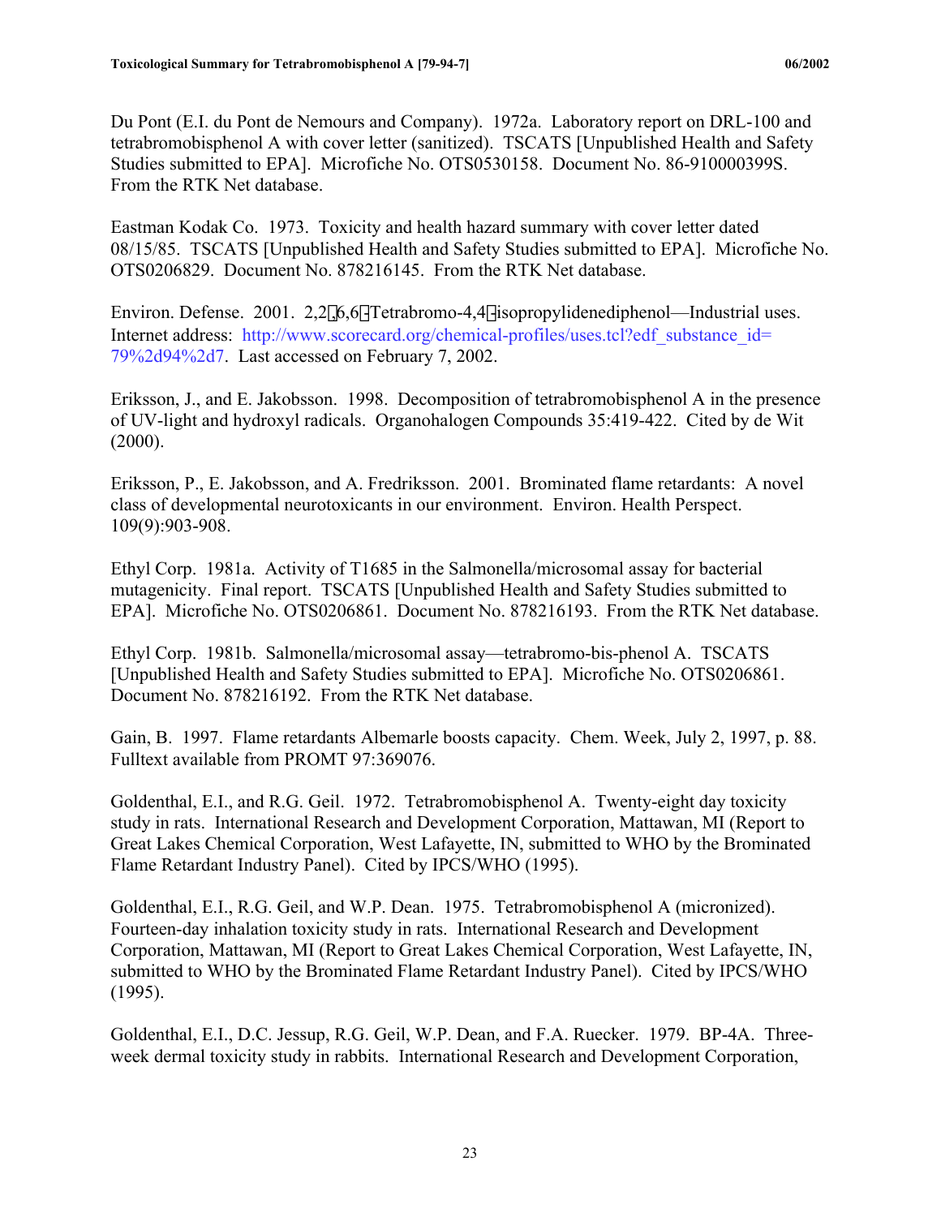Du Pont (E.I. du Pont de Nemours and Company). 1972a. Laboratory report on DRL-100 and tetrabromobisphenol A with cover letter (sanitized). TSCATS [Unpublished Health and Safety Studies submitted to EPA]. Microfiche No. OTS0530158. Document No. 86-910000399S. From the RTK Net database.

Eastman Kodak Co. 1973. Toxicity and health hazard summary with cover letter dated 08/15/85. TSCATS [Unpublished Health and Safety Studies submitted to EPA]. Microfiche No. OTS0206829. Document No. 878216145. From the RTK Net database.

Environ. Defense. 2001. 2,2′,6,6′-Tetrabromo-4,4′-isopropylidenediphenol—Industrial uses. Internet address: http://www.scorecard.org/chemical-profiles/uses.tcl?edf_substance_id=79%2d94%2d7. Last accessed on February 7, 2002.

Eriksson, J., and E. Jakobsson. 1998. Decomposition of tetrabromobisphenol A in the presence of UV-light and hydroxyl radicals. Organohalogen Compounds 35:419-422. Cited by de Wit (2000).

Eriksson, P., E. Jakobsson, and A. Fredriksson. 2001. Brominated flame retardants: A novel class of developmental neurotoxicants in our environment. Environ. Health Perspect. 109(9):903-908.

Ethyl Corp. 1981a. Activity of T1685 in the Salmonella/microsomal assay for bacterial mutagenicity. Final report. TSCATS [Unpublished Health and Safety Studies submitted to EPA]. Microfiche No. OTS0206861. Document No. 878216193. From the RTK Net database.

Ethyl Corp. 1981b. Salmonella/microsomal assay—tetrabromo-bis-phenol A. TSCATS [Unpublished Health and Safety Studies submitted to EPA]. Microfiche No. OTS0206861. Document No. 878216192. From the RTK Net database.

Gain, B. 1997. Flame retardants Albemarle boosts capacity. Chem. Week, July 2, 1997, p. 88. Fulltext available from PROMT 97:369076.

Goldenthal, E.I., and R.G. Geil. 1972. Tetrabromobisphenol A. Twenty-eight day toxicity study in rats. International Research and Development Corporation, Mattawan, MI (Report to Great Lakes Chemical Corporation, West Lafayette, IN, submitted to WHO by the Brominated Flame Retardant Industry Panel). Cited by IPCS/WHO (1995).

Goldenthal, E.I., R.G. Geil, and W.P. Dean. 1975. Tetrabromobisphenol A (micronized). Fourteen-day inhalation toxicity study in rats. International Research and Development Corporation, Mattawan, MI (Report to Great Lakes Chemical Corporation, West Lafayette, IN, submitted to WHO by the Brominated Flame Retardant Industry Panel). Cited by IPCS/WHO (1995).

Goldenthal, E.I., D.C. Jessup, R.G. Geil, W.P. Dean, and F.A. Ruecker. 1979. BP-4A. Three-week dermal toxicity study in rabbits. International Research and Development Corporation,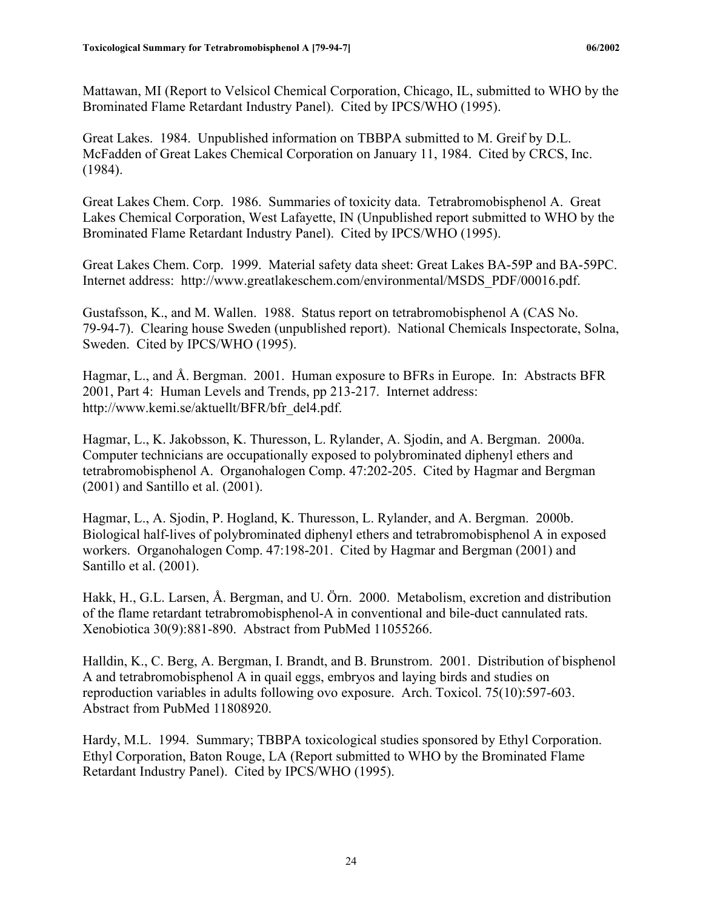Mattawan, MI (Report to Velsicol Chemical Corporation, Chicago, IL, submitted to WHO by the Brominated Flame Retardant Industry Panel). Cited by IPCS/WHO (1995).

Great Lakes. 1984. Unpublished information on TBBPA submitted to M. Greif by D.L. McFadden of Great Lakes Chemical Corporation on January 11, 1984. Cited by CRCS, Inc. (1984).

Great Lakes Chem. Corp. 1986. Summaries of toxicity data. Tetrabromobisphenol A. Great Lakes Chemical Corporation, West Lafayette, IN (Unpublished report submitted to WHO by the Brominated Flame Retardant Industry Panel). Cited by IPCS/WHO (1995).

Great Lakes Chem. Corp. 1999. Material safety data sheet: Great Lakes BA-59P and BA-59PC. Internet address: http://www.greatlakeschem.com/environmental/MSDS_PDF/00016.pdf.

Gustafsson, K., and M. Wallen. 1988. Status report on tetrabromobisphenol A (CAS No. 79-94-7). Clearing house Sweden (unpublished report). National Chemicals Inspectorate, Solna, Sweden. Cited by IPCS/WHO (1995).

Hagmar, L., and Å. Bergman. 2001. Human exposure to BFRs in Europe. In: Abstracts BFR 2001, Part 4: Human Levels and Trends, pp 213-217. Internet address: http://www.kemi.se/aktuellt/BFR/bfr_del4.pdf.

Hagmar, L., K. Jakobsson, K. Thuresson, L. Rylander, A. Sjodin, and A. Bergman. 2000a. Computer technicians are occupationally exposed to polybrominated diphenyl ethers and tetrabromobisphenol A. Organohalogen Comp. 47:202-205. Cited by Hagmar and Bergman (2001) and Santillo et al. (2001).

Hagmar, L., A. Sjodin, P. Hogland, K. Thuresson, L. Rylander, and A. Bergman. 2000b. Biological half-lives of polybrominated diphenyl ethers and tetrabromobisphenol A in exposed workers. Organohalogen Comp. 47:198-201. Cited by Hagmar and Bergman (2001) and Santillo et al. (2001).

Hakk, H., G.L. Larsen, Å. Bergman, and U. Örn. 2000. Metabolism, excretion and distribution of the flame retardant tetrabromobisphenol-A in conventional and bile-duct cannulated rats. Xenobiotica 30(9):881-890. Abstract from PubMed 11055266.

Halldin, K., C. Berg, A. Bergman, I. Brandt, and B. Brunstrom. 2001. Distribution of bisphenol A and tetrabromobisphenol A in quail eggs, embryos and laying birds and studies on reproduction variables in adults following ovo exposure. Arch. Toxicol. 75(10):597-603. Abstract from PubMed 11808920.

Hardy, M.L. 1994. Summary; TBBPA toxicological studies sponsored by Ethyl Corporation. Ethyl Corporation, Baton Rouge, LA (Report submitted to WHO by the Brominated Flame Retardant Industry Panel). Cited by IPCS/WHO (1995).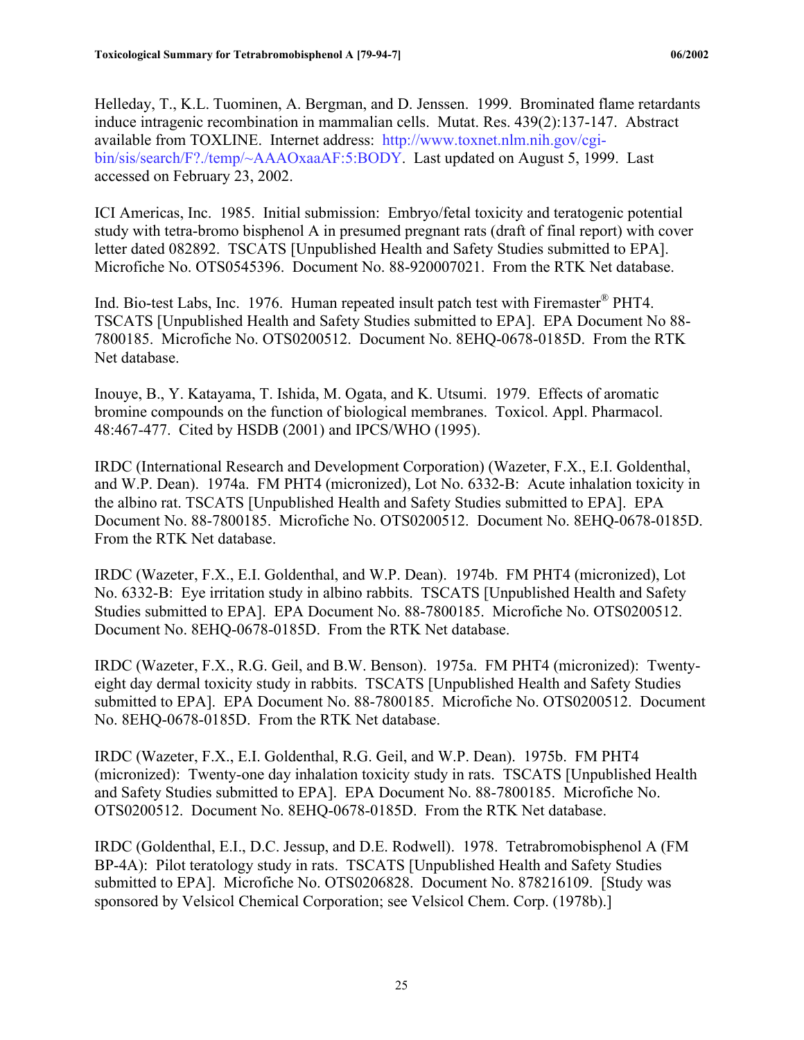Helleday, T., K.L. Tuominen, A. Bergman, and D. Jenssen. 1999. Brominated flame retardants induce intragenic recombination in mammalian cells. Mutat. Res. 439(2):137-147. Abstract available from TOXLINE. Internet address: http://www.toxnet.nlm.nih.gov/cgi-bin/sis/search/F?./temp/~AAAOxaaAF:5:BODY. Last updated on August 5, 1999. Last accessed on February 23, 2002.

ICI Americas, Inc. 1985. Initial submission: Embryo/fetal toxicity and teratogenic potential study with tetra-bromo bisphenol A in presumed pregnant rats (draft of final report) with cover letter dated 082892. TSCATS [Unpublished Health and Safety Studies submitted to EPA]. Microfiche No. OTS0545396. Document No. 88-920007021. From the RTK Net database.

Ind. Bio-test Labs, Inc. 1976. Human repeated insult patch test with Firemaster® PHT4. TSCATS [Unpublished Health and Safety Studies submitted to EPA]. EPA Document No 88-7800185. Microfiche No. OTS0200512. Document No. 8EHQ-0678-0185D. From the RTK Net database.

Inouye, B., Y. Katayama, T. Ishida, M. Ogata, and K. Utsumi. 1979. Effects of aromatic bromine compounds on the function of biological membranes. Toxicol. Appl. Pharmacol. 48:467-477. Cited by HSDB (2001) and IPCS/WHO (1995).

IRDC (International Research and Development Corporation) (Wazeter, F.X., E.I. Goldenthal, and W.P. Dean). 1974a. FM PHT4 (micronized), Lot No. 6332-B: Acute inhalation toxicity in the albino rat. TSCATS [Unpublished Health and Safety Studies submitted to EPA]. EPA Document No. 88-7800185. Microfiche No. OTS0200512. Document No. 8EHQ-0678-0185D. From the RTK Net database.

IRDC (Wazeter, F.X., E.I. Goldenthal, and W.P. Dean). 1974b. FM PHT4 (micronized), Lot No. 6332-B: Eye irritation study in albino rabbits. TSCATS [Unpublished Health and Safety Studies submitted to EPA]. EPA Document No. 88-7800185. Microfiche No. OTS0200512. Document No. 8EHQ-0678-0185D. From the RTK Net database.

IRDC (Wazeter, F.X., R.G. Geil, and B.W. Benson). 1975a. FM PHT4 (micronized): Twenty-eight day dermal toxicity study in rabbits. TSCATS [Unpublished Health and Safety Studies submitted to EPA]. EPA Document No. 88-7800185. Microfiche No. OTS0200512. Document No. 8EHQ-0678-0185D. From the RTK Net database.

IRDC (Wazeter, F.X., E.I. Goldenthal, R.G. Geil, and W.P. Dean). 1975b. FM PHT4 (micronized): Twenty-one day inhalation toxicity study in rats. TSCATS [Unpublished Health and Safety Studies submitted to EPA]. EPA Document No. 88-7800185. Microfiche No. OTS0200512. Document No. 8EHQ-0678-0185D. From the RTK Net database.

IRDC (Goldenthal, E.I., D.C. Jessup, and D.E. Rodwell). 1978. Tetrabromobisphenol A (FM BP-4A): Pilot teratology study in rats. TSCATS [Unpublished Health and Safety Studies submitted to EPA]. Microfiche No. OTS0206828. Document No. 878216109. [Study was sponsored by Velsicol Chemical Corporation; see Velsicol Chem. Corp. (1978b).]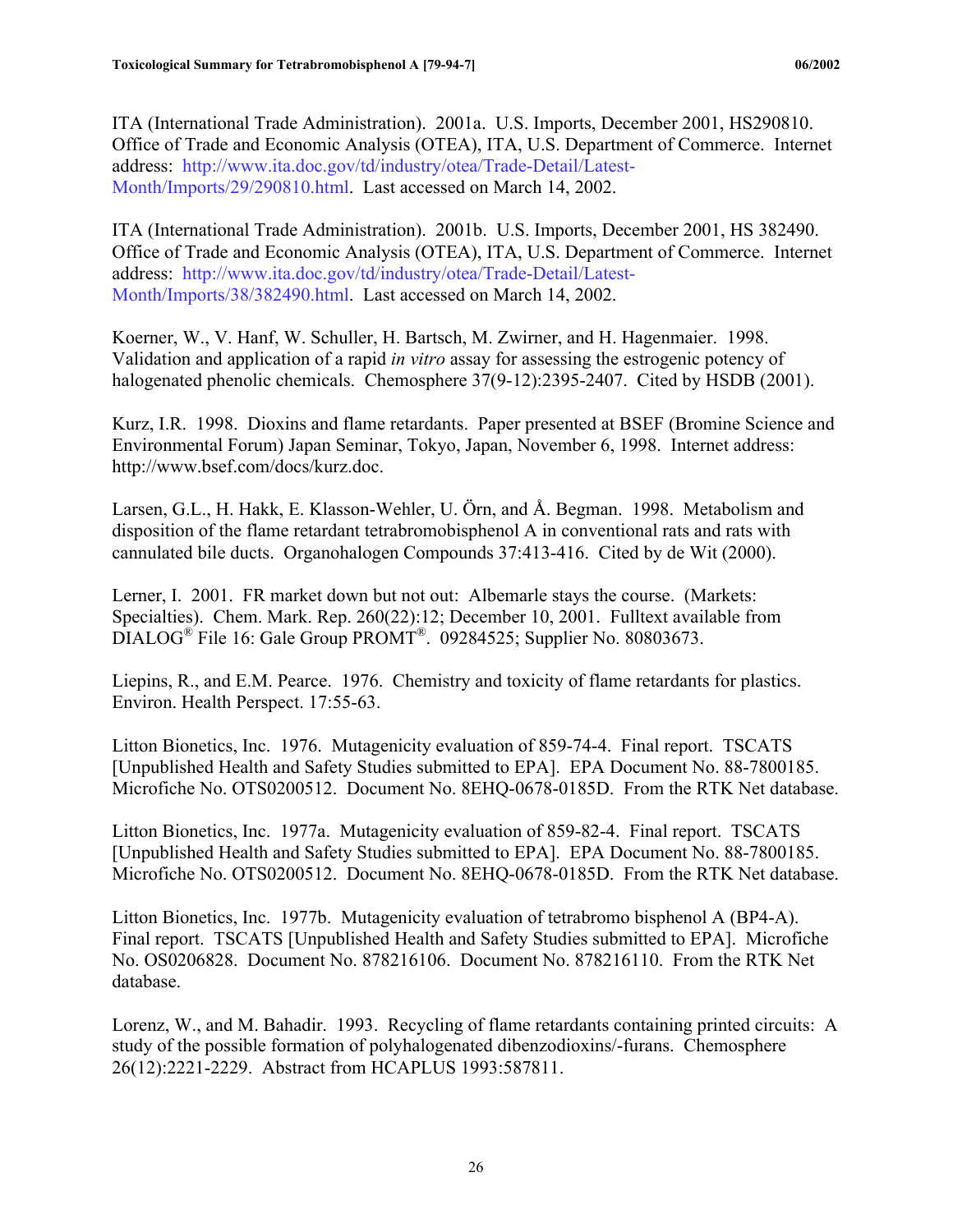ITA (International Trade Administration). 2001a. U.S. Imports, December 2001, HS290810. Office of Trade and Economic Analysis (OTEA), ITA, U.S. Department of Commerce. Internet address: http://www.ita.doc.gov/td/industry/otea/Trade-Detail/Latest-Month/Imports/29/290810.html. Last accessed on March 14, 2002.

ITA (International Trade Administration). 2001b. U.S. Imports, December 2001, HS 382490. Office of Trade and Economic Analysis (OTEA), ITA, U.S. Department of Commerce. Internet address: http://www.ita.doc.gov/td/industry/otea/Trade-Detail/Latest-Month/Imports/38/382490.html. Last accessed on March 14, 2002.

Koerner, W., V. Hanf, W. Schuller, H. Bartsch, M. Zwirner, and H. Hagenmaier. 1998. Validation and application of a rapid *in vitro* assay for assessing the estrogenic potency of halogenated phenolic chemicals. Chemosphere 37(9-12):2395-2407. Cited by HSDB (2001).

Kurz, I.R. 1998. Dioxins and flame retardants. Paper presented at BSEF (Bromine Science and Environmental Forum) Japan Seminar, Tokyo, Japan, November 6, 1998. Internet address: http://www.bsef.com/docs/kurz.doc.

Larsen, G.L., H. Hakk, E. Klasson-Wehler, U. Örn, and Å. Begman. 1998. Metabolism and disposition of the flame retardant tetrabromobisphenol A in conventional rats and rats with cannulated bile ducts. Organohalogen Compounds 37:413-416. Cited by de Wit (2000).

Lerner, I. 2001. FR market down but not out: Albemarle stays the course. (Markets: Specialties). Chem. Mark. Rep. 260(22):12; December 10, 2001. Fulltext available from DIALOG® File 16: Gale Group PROMT®. 09284525; Supplier No. 80803673.

Liepins, R., and E.M. Pearce. 1976. Chemistry and toxicity of flame retardants for plastics. Environ. Health Perspect. 17:55-63.

Litton Bionetics, Inc. 1976. Mutagenicity evaluation of 859-74-4. Final report. TSCATS [Unpublished Health and Safety Studies submitted to EPA]. EPA Document No. 88-7800185. Microfiche No. OTS0200512. Document No. 8EHQ-0678-0185D. From the RTK Net database.

Litton Bionetics, Inc. 1977a. Mutagenicity evaluation of 859-82-4. Final report. TSCATS [Unpublished Health and Safety Studies submitted to EPA]. EPA Document No. 88-7800185. Microfiche No. OTS0200512. Document No. 8EHQ-0678-0185D. From the RTK Net database.

Litton Bionetics, Inc. 1977b. Mutagenicity evaluation of tetrabromo bisphenol A (BP4-A). Final report. TSCATS [Unpublished Health and Safety Studies submitted to EPA]. Microfiche No. OS0206828. Document No. 878216106. Document No. 878216110. From the RTK Net database.

Lorenz, W., and M. Bahadir. 1993. Recycling of flame retardants containing printed circuits: A study of the possible formation of polyhalogenated dibenzodioxins/-furans. Chemosphere 26(12):2221-2229. Abstract from HCAPLUS 1993:587811.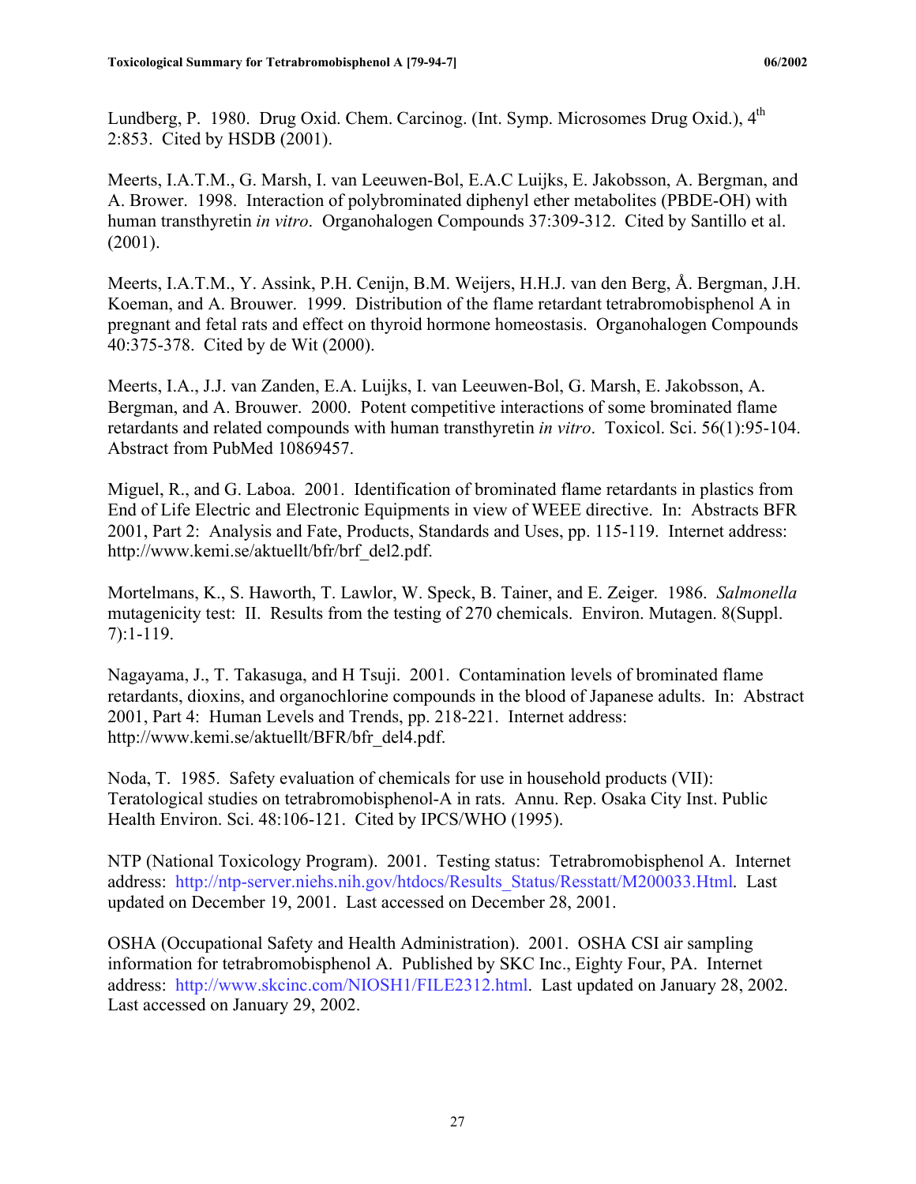Lundberg, P. 1980. Drug Oxid. Chem. Carcinog. (Int. Symp. Microsomes Drug Oxid.), 4th 2:853. Cited by HSDB (2001).

Meerts, I.A.T.M., G. Marsh, I. van Leeuwen-Bol, E.A.C Luijks, E. Jakobsson, A. Bergman, and A. Brower. 1998. Interaction of polybrominated diphenyl ether metabolites (PBDE-OH) with human transthyretin *in vitro*. Organohalogen Compounds 37:309-312. Cited by Santillo et al. (2001).

Meerts, I.A.T.M., Y. Assink, P.H. Cenijn, B.M. Weijers, H.H.J. van den Berg, Å. Bergman, J.H. Koeman, and A. Brouwer. 1999. Distribution of the flame retardant tetrabromobisphenol A in pregnant and fetal rats and effect on thyroid hormone homeostasis. Organohalogen Compounds 40:375-378. Cited by de Wit (2000).

Meerts, I.A., J.J. van Zanden, E.A. Luijks, I. van Leeuwen-Bol, G. Marsh, E. Jakobsson, A. Bergman, and A. Brouwer. 2000. Potent competitive interactions of some brominated flame retardants and related compounds with human transthyretin *in vitro*. Toxicol. Sci. 56(1):95-104. Abstract from PubMed 10869457.

Miguel, R., and G. Laboa. 2001. Identification of brominated flame retardants in plastics from End of Life Electric and Electronic Equipments in view of WEEE directive. In: Abstracts BFR 2001, Part 2: Analysis and Fate, Products, Standards and Uses, pp. 115-119. Internet address: http://www.kemi.se/aktuellt/bfr/brf_del2.pdf.

Mortelmans, K., S. Haworth, T. Lawlor, W. Speck, B. Tainer, and E. Zeiger. 1986. *Salmonella* mutagenicity test: II. Results from the testing of 270 chemicals. Environ. Mutagen. 8(Suppl. 7):1-119.

Nagayama, J., T. Takasuga, and H Tsuji. 2001. Contamination levels of brominated flame retardants, dioxins, and organochlorine compounds in the blood of Japanese adults. In: Abstract 2001, Part 4: Human Levels and Trends, pp. 218-221. Internet address: http://www.kemi.se/aktuellt/BFR/bfr_del4.pdf.

Noda, T. 1985. Safety evaluation of chemicals for use in household products (VII): Teratological studies on tetrabromobisphenol-A in rats. Annu. Rep. Osaka City Inst. Public Health Environ. Sci. 48:106-121. Cited by IPCS/WHO (1995).

NTP (National Toxicology Program). 2001. Testing status: Tetrabromobisphenol A. Internet address: http://ntp-server.niehs.nih.gov/htdocs/Results_Status/Resstatt/M200033.Html. Last updated on December 19, 2001. Last accessed on December 28, 2001.

OSHA (Occupational Safety and Health Administration). 2001. OSHA CSI air sampling information for tetrabromobisphenol A. Published by SKC Inc., Eighty Four, PA. Internet address: http://www.skcinc.com/NIOSH1/FILE2312.html. Last updated on January 28, 2002. Last accessed on January 29, 2002.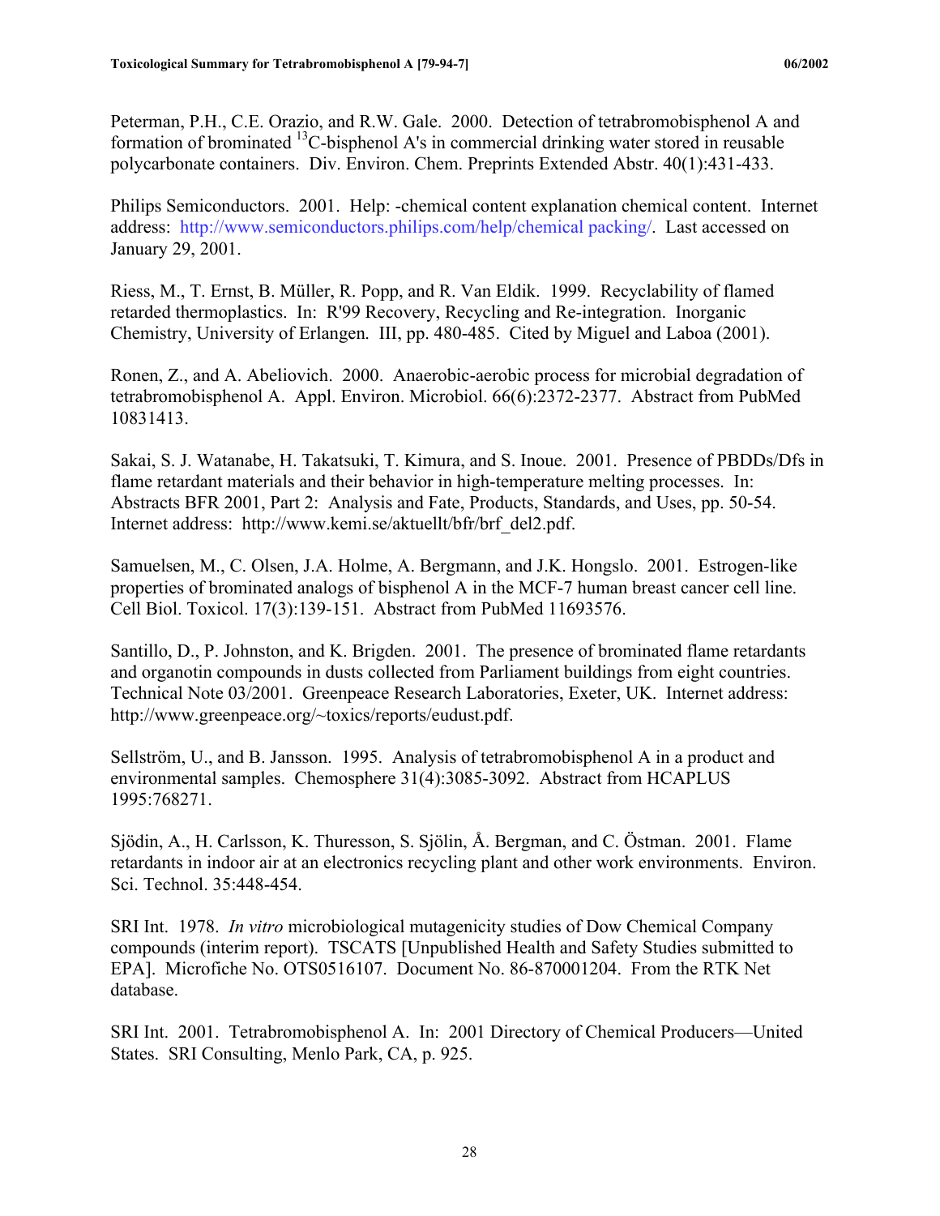Peterman, P.H., C.E. Orazio, and R.W. Gale. 2000. Detection of tetrabromobisphenol A and formation of brominated $^{13}$C-bisphenol A's in commercial drinking water stored in reusable polycarbonate containers. Div. Environ. Chem. Preprints Extended Abstr. 40(1):431-433.

Philips Semiconductors. 2001. Help: -chemical content explanation chemical content. Internet address: http://www.semiconductors.philips.com/help/chemical packing/. Last accessed on January 29, 2001.

Riess, M., T. Ernst, B. Müller, R. Popp, and R. Van Eldik. 1999. Recyclability of flamed retarded thermoplastics. In: R'99 Recovery, Recycling and Re-integration. Inorganic Chemistry, University of Erlangen. III, pp. 480-485. Cited by Miguel and Laboa (2001).

Ronen, Z., and A. Abeliovich. 2000. Anaerobic-aerobic process for microbial degradation of tetrabromobisphenol A. Appl. Environ. Microbiol. 66(6):2372-2377. Abstract from PubMed 10831413.

Sakai, S. J. Watanabe, H. Takatsuki, T. Kimura, and S. Inoue. 2001. Presence of PBDDs/Dfs in flame retardant materials and their behavior in high-temperature melting processes. In: Abstracts BFR 2001, Part 2: Analysis and Fate, Products, Standards, and Uses, pp. 50-54. Internet address: http://www.kemi.se/aktuellt/bfr/brf_del2.pdf.

Samuelsen, M., C. Olsen, J.A. Holme, A. Bergmann, and J.K. Hongslo. 2001. Estrogen-like properties of brominated analogs of bisphenol A in the MCF-7 human breast cancer cell line. Cell Biol. Toxicol. 17(3):139-151. Abstract from PubMed 11693576.

Santillo, D., P. Johnston, and K. Brigden. 2001. The presence of brominated flame retardants and organotin compounds in dusts collected from Parliament buildings from eight countries. Technical Note 03/2001. Greenpeace Research Laboratories, Exeter, UK. Internet address: http://www.greenpeace.org/~toxics/reports/eudust.pdf.

Sellström, U., and B. Jansson. 1995. Analysis of tetrabromobisphenol A in a product and environmental samples. Chemosphere 31(4):3085-3092. Abstract from HCAPLUS 1995:768271.

Sjödin, A., H. Carlsson, K. Thuresson, S. Sjölin, Å. Bergman, and C. Östman. 2001. Flame retardants in indoor air at an electronics recycling plant and other work environments. Environ. Sci. Technol. 35:448-454.

SRI Int. 1978. *In vitro* microbiological mutagenicity studies of Dow Chemical Company compounds (interim report). TSCATS [Unpublished Health and Safety Studies submitted to EPA]. Microfiche No. OTS0516107. Document No. 86-870001204. From the RTK Net database.

SRI Int. 2001. Tetrabromobisphenol A. In: 2001 Directory of Chemical Producers—United States. SRI Consulting, Menlo Park, CA, p. 925.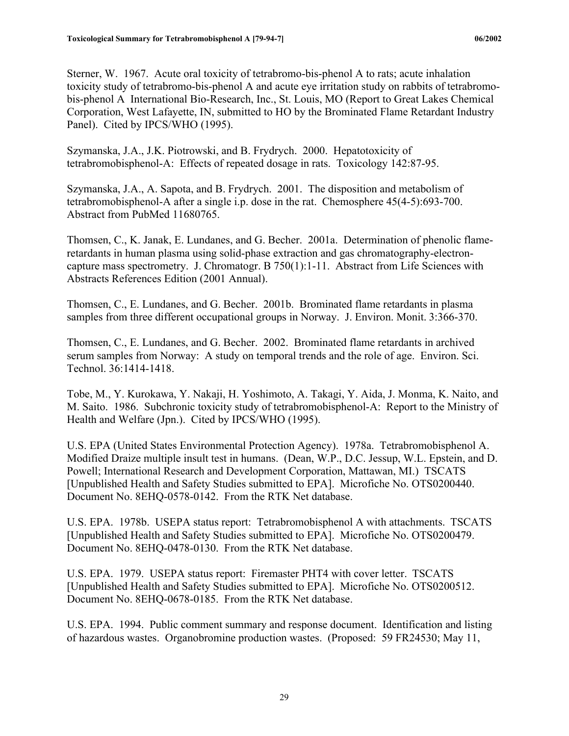Sterner, W. 1967. Acute oral toxicity of tetrabromo-bis-phenol A to rats; acute inhalation toxicity study of tetrabromo-bis-phenol A and acute eye irritation study on rabbits of tetrabromo-bis-phenol A International Bio-Research, Inc., St. Louis, MO (Report to Great Lakes Chemical Corporation, West Lafayette, IN, submitted to HO by the Brominated Flame Retardant Industry Panel). Cited by IPCS/WHO (1995).

Szymanska, J.A., J.K. Piotrowski, and B. Frydrych. 2000. Hepatotoxicity of tetrabromobisphenol-A: Effects of repeated dosage in rats. Toxicology 142:87-95.

Szymanska, J.A., A. Sapota, and B. Frydrych. 2001. The disposition and metabolism of tetrabromobisphenol-A after a single i.p. dose in the rat. Chemosphere 45(4-5):693-700. Abstract from PubMed 11680765.

Thomsen, C., K. Janak, E. Lundanes, and G. Becher. 2001a. Determination of phenolic flame-retardants in human plasma using solid-phase extraction and gas chromatography-electron-capture mass spectrometry. J. Chromatogr. B 750(1):1-11. Abstract from Life Sciences with Abstracts References Edition (2001 Annual).

Thomsen, C., E. Lundanes, and G. Becher. 2001b. Brominated flame retardants in plasma samples from three different occupational groups in Norway. J. Environ. Monit. 3:366-370.

Thomsen, C., E. Lundanes, and G. Becher. 2002. Brominated flame retardants in archived serum samples from Norway: A study on temporal trends and the role of age. Environ. Sci. Technol. 36:1414-1418.

Tobe, M., Y. Kurokawa, Y. Nakaji, H. Yoshimoto, A. Takagi, Y. Aida, J. Monma, K. Naito, and M. Saito. 1986. Subchronic toxicity study of tetrabromobisphenol-A: Report to the Ministry of Health and Welfare (Jpn.). Cited by IPCS/WHO (1995).

U.S. EPA (United States Environmental Protection Agency). 1978a. Tetrabromobisphenol A. Modified Draize multiple insult test in humans. (Dean, W.P., D.C. Jessup, W.L. Epstein, and D. Powell; International Research and Development Corporation, Mattawan, MI.) TSCATS [Unpublished Health and Safety Studies submitted to EPA]. Microfiche No. OTS0200440. Document No. 8EHQ-0578-0142. From the RTK Net database.

U.S. EPA. 1978b. USEPA status report: Tetrabromobisphenol A with attachments. TSCATS [Unpublished Health and Safety Studies submitted to EPA]. Microfiche No. OTS0200479. Document No. 8EHQ-0478-0130. From the RTK Net database.

U.S. EPA. 1979. USEPA status report: Firemaster PHT4 with cover letter. TSCATS [Unpublished Health and Safety Studies submitted to EPA]. Microfiche No. OTS0200512. Document No. 8EHQ-0678-0185. From the RTK Net database.

U.S. EPA. 1994. Public comment summary and response document. Identification and listing of hazardous wastes. Organobromine production wastes. (Proposed: 59 FR24530; May 11,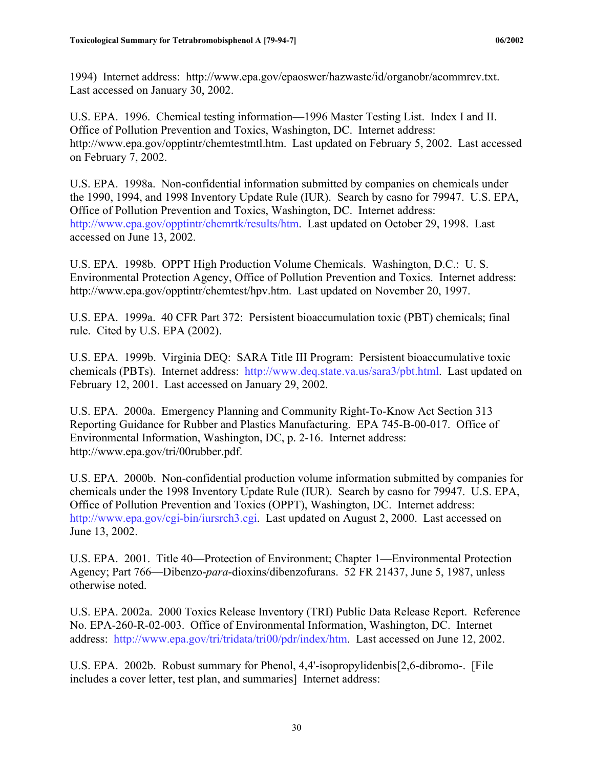1994) Internet address: http://www.epa.gov/epaoswer/hazwaste/id/organobr/acommrev.txt. Last accessed on January 30, 2002.

U.S. EPA. 1996. Chemical testing information—1996 Master Testing List. Index I and II. Office of Pollution Prevention and Toxics, Washington, DC. Internet address: http://www.epa.gov/opptintr/chemtestmtl.htm. Last updated on February 5, 2002. Last accessed on February 7, 2002.

U.S. EPA. 1998a. Non-confidential information submitted by companies on chemicals under the 1990, 1994, and 1998 Inventory Update Rule (IUR). Search by casno for 79947. U.S. EPA, Office of Pollution Prevention and Toxics, Washington, DC. Internet address: http://www.epa.gov/opptintr/chemrtk/results/htm. Last updated on October 29, 1998. Last accessed on June 13, 2002.

U.S. EPA. 1998b. OPPT High Production Volume Chemicals. Washington, D.C.: U. S. Environmental Protection Agency, Office of Pollution Prevention and Toxics. Internet address: http://www.epa.gov/opptintr/chemtest/hpv.htm. Last updated on November 20, 1997.

U.S. EPA. 1999a. 40 CFR Part 372: Persistent bioaccumulation toxic (PBT) chemicals; final rule. Cited by U.S. EPA (2002).

U.S. EPA. 1999b. Virginia DEQ: SARA Title III Program: Persistent bioaccumulative toxic chemicals (PBTs). Internet address: http://www.deq.state.va.us/sara3/pbt.html. Last updated on February 12, 2001. Last accessed on January 29, 2002.

U.S. EPA. 2000a. Emergency Planning and Community Right-To-Know Act Section 313 Reporting Guidance for Rubber and Plastics Manufacturing. EPA 745-B-00-017. Office of Environmental Information, Washington, DC, p. 2-16. Internet address: http://www.epa.gov/tri/00rubber.pdf.

U.S. EPA. 2000b. Non-confidential production volume information submitted by companies for chemicals under the 1998 Inventory Update Rule (IUR). Search by casno for 79947. U.S. EPA, Office of Pollution Prevention and Toxics (OPPT), Washington, DC. Internet address: http://www.epa.gov/cgi-bin/iursrch3.cgi. Last updated on August 2, 2000. Last accessed on June 13, 2002.

U.S. EPA. 2001. Title 40—Protection of Environment; Chapter 1—Environmental Protection Agency; Part 766—Dibenzo-*para*-dioxins/dibenzofurans. 52 FR 21437, June 5, 1987, unless otherwise noted.

U.S. EPA. 2002a. 2000 Toxics Release Inventory (TRI) Public Data Release Report. Reference No. EPA-260-R-02-003. Office of Environmental Information, Washington, DC. Internet address: http://www.epa.gov/tri/tridata/tri00/pdr/index/htm. Last accessed on June 12, 2002.

U.S. EPA. 2002b. Robust summary for Phenol, 4,4'-isopropylidenbis[2,6-dibromo-. [File includes a cover letter, test plan, and summaries] Internet address: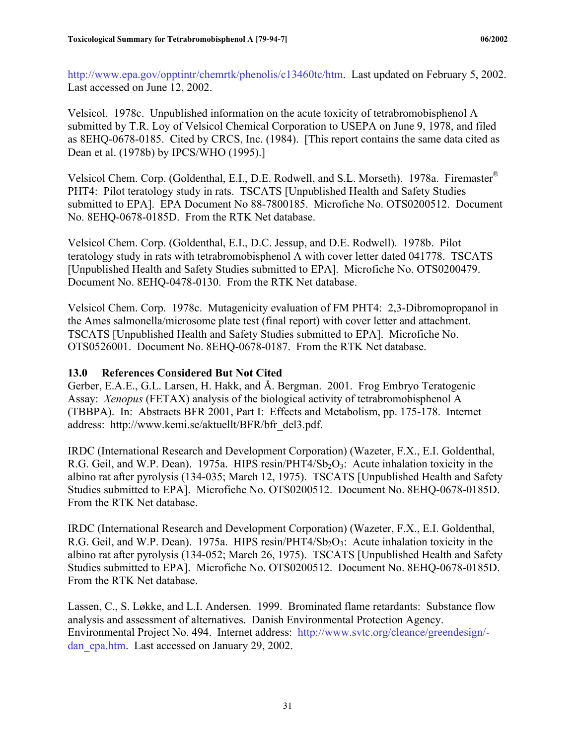http://www.epa.gov/opptintr/chemrtk/phenolis/c13460tc/htm. Last updated on February 5, 2002. Last accessed on June 12, 2002.

Velsicol. 1978c. Unpublished information on the acute toxicity of tetrabromobisphenol A submitted by T.R. Loy of Velsicol Chemical Corporation to USEPA on June 9, 1978, and filed as 8EHQ-0678-0185. Cited by CRCS, Inc. (1984). [This report contains the same data cited as Dean et al. (1978b) by IPCS/WHO (1995).]

Velsicol Chem. Corp. (Goldenthal, E.I., D.E. Rodwell, and S.L. Morseth). 1978a. Firemaster® PHT4: Pilot teratology study in rats. TSCATS [Unpublished Health and Safety Studies submitted to EPA]. EPA Document No 88-7800185. Microfiche No. OTS0200512. Document No. 8EHQ-0678-0185D. From the RTK Net database.

Velsicol Chem. Corp. (Goldenthal, E.I., D.C. Jessup, and D.E. Rodwell). 1978b. Pilot teratology study in rats with tetrabromobisphenol A with cover letter dated 041778. TSCATS [Unpublished Health and Safety Studies submitted to EPA]. Microfiche No. OTS0200479. Document No. 8EHQ-0478-0130. From the RTK Net database.

Velsicol Chem. Corp. 1978c. Mutagenicity evaluation of FM PHT4: 2,3-Dibromopropanol in the Ames salmonella/microsome plate test (final report) with cover letter and attachment. TSCATS [Unpublished Health and Safety Studies submitted to EPA]. Microfiche No. OTS0526001. Document No. 8EHQ-0678-0187. From the RTK Net database.

## 13.0 References Considered But Not Cited

Gerber, E.A.E., G.L. Larsen, H. Hakk, and Å. Bergman. 2001. Frog Embryo Teratogenic Assay: *Xenopus* (FETAX) analysis of the biological activity of tetrabromobisphenol A (TBBPA). In: Abstracts BFR 2001, Part I: Effects and Metabolism, pp. 175-178. Internet address: http://www.kemi.se/aktuellt/BFR/bfr_del3.pdf.

IRDC (International Research and Development Corporation) (Wazeter, F.X., E.I. Goldenthal, R.G. Geil, and W.P. Dean). 1975a. HIPS resin/PHT4/$Sb_2O_3$: Acute inhalation toxicity in the albino rat after pyrolysis (134-035; March 12, 1975). TSCATS [Unpublished Health and Safety Studies submitted to EPA]. Microfiche No. OTS0200512. Document No. 8EHQ-0678-0185D. From the RTK Net database.

IRDC (International Research and Development Corporation) (Wazeter, F.X., E.I. Goldenthal, R.G. Geil, and W.P. Dean). 1975a. HIPS resin/PHT4/$Sb_2O_3$: Acute inhalation toxicity in the albino rat after pyrolysis (134-052; March 26, 1975). TSCATS [Unpublished Health and Safety Studies submitted to EPA]. Microfiche No. OTS0200512. Document No. 8EHQ-0678-0185D. From the RTK Net database.

Lassen, C., S. Løkke, and L.I. Andersen. 1999. Brominated flame retardants: Substance flow analysis and assessment of alternatives. Danish Environmental Protection Agency. Environmental Project No. 494. Internet address: http://www.svtc.org/cleance/greendesign/-dan_epa.htm. Last accessed on January 29, 2002.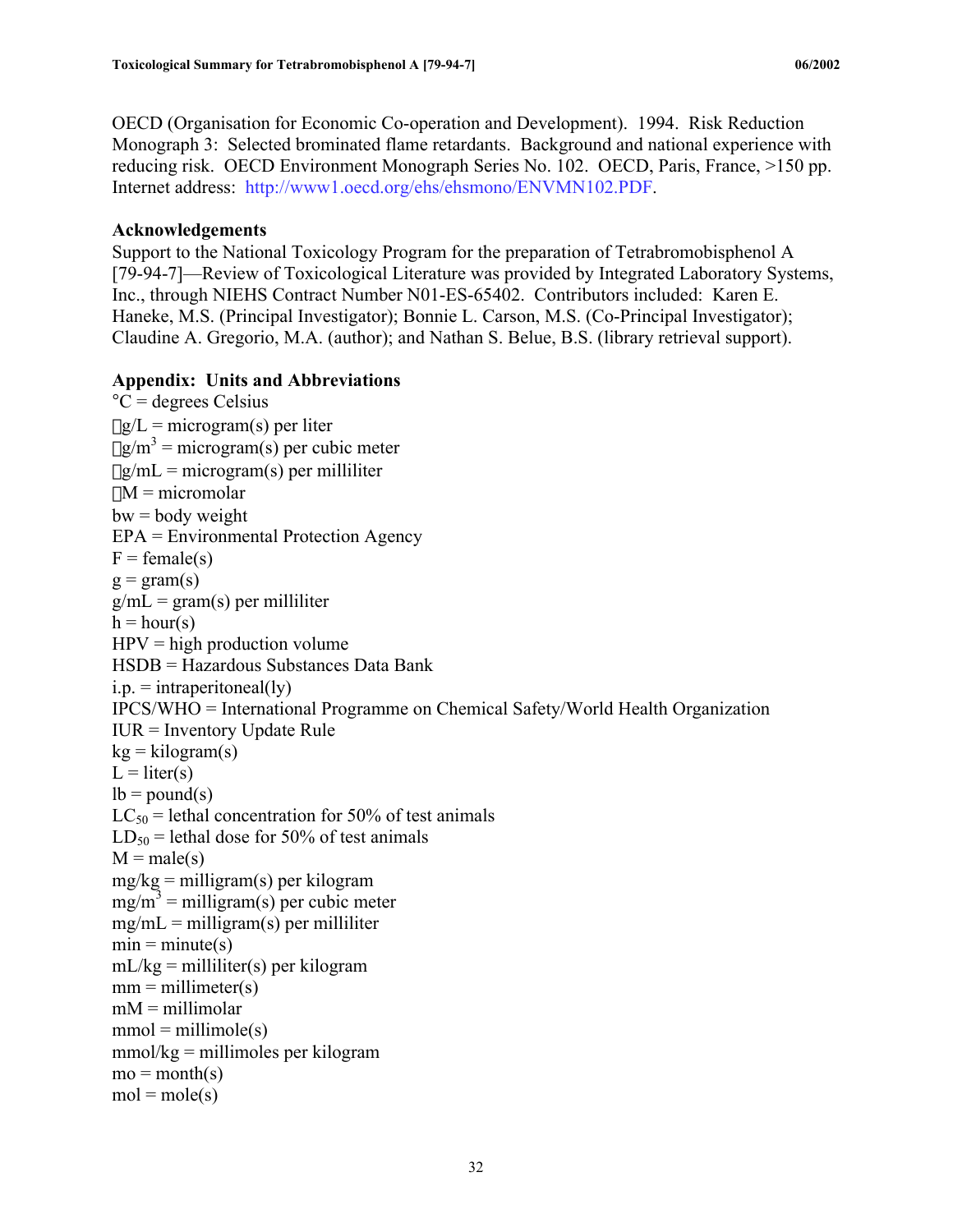OECD (Organisation for Economic Co-operation and Development). 1994. Risk Reduction Monograph 3: Selected brominated flame retardants. Background and national experience with reducing risk. OECD Environment Monograph Series No. 102. OECD, Paris, France, >150 pp. Internet address: http://www1.oecd.org/ehs/ehsmono/ENVMN102.PDF.

## Acknowledgements

Support to the National Toxicology Program for the preparation of Tetrabromobisphenol A [79-94-7]—Review of Toxicological Literature was provided by Integrated Laboratory Systems, Inc., through NIEHS Contract Number N01-ES-65402. Contributors included: Karen E. Haneke, M.S. (Principal Investigator); Bonnie L. Carson, M.S. (Co-Principal Investigator); Claudine A. Gregorio, M.A. (author); and Nathan S. Belue, B.S. (library retrieval support).

## Appendix: Units and Abbreviations

°C = degrees Celsius  
µg/L = microgram(s) per liter  
µg/m$^3$ = microgram(s) per cubic meter  
µg/mL = microgram(s) per milliliter  
µM = micromolar  
bw = body weight  
EPA = Environmental Protection Agency  
F = female(s)  
g = gram(s)  
g/mL = gram(s) per milliliter  
h = hour(s)  
HPV = high production volume  
HSDB = Hazardous Substances Data Bank  
i.p. = intraperitoneal(ly)  
IPCS/WHO = International Programme on Chemical Safety/World Health Organization  
IUR = Inventory Update Rule  
kg = kilogram(s)  
L = liter(s)  
lb = pound(s)  
$LC_{50}$ = lethal concentration for 50% of test animals  
$LD_{50}$ = lethal dose for 50% of test animals  
M = male(s)  
mg/kg = milligram(s) per kilogram  
mg/m$^3$ = milligram(s) per cubic meter  
mg/mL = milligram(s) per milliliter  
min = minute(s)  
mL/kg = milliliter(s) per kilogram  
mm = millimeter(s)  
mM = millimolar  
mmol = millimole(s)  
mmol/kg = millimoles per kilogram  
mo = month(s)  
mol = mole(s)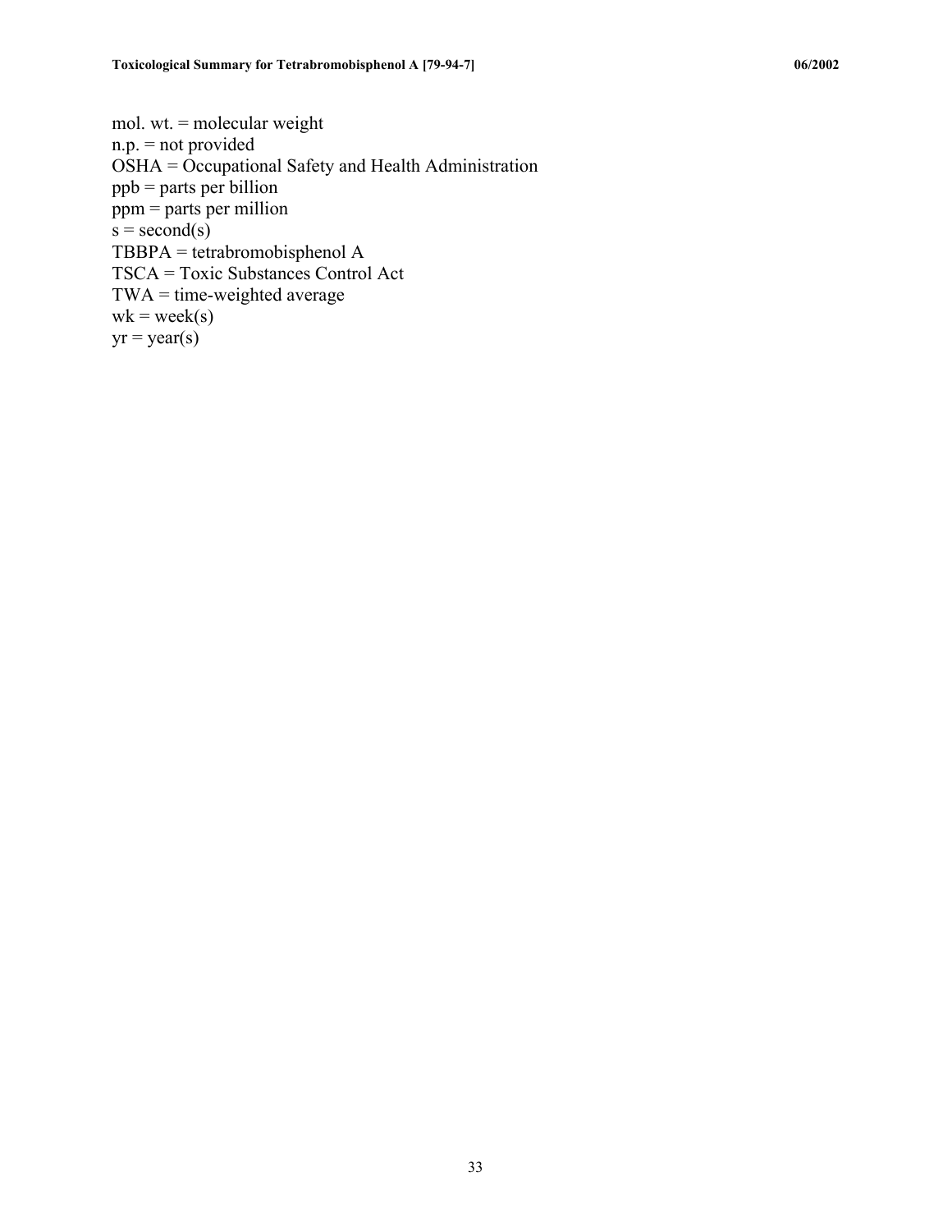mol. wt. = molecular weight
n.p. = not provided
OSHA = Occupational Safety and Health Administration
ppb = parts per billion
ppm = parts per million
s = second(s)
TBBPA = tetrabromobisphenol A
TSCA = Toxic Substances Control Act
TWA = time-weighted average
wk = week(s)
yr = year(s)